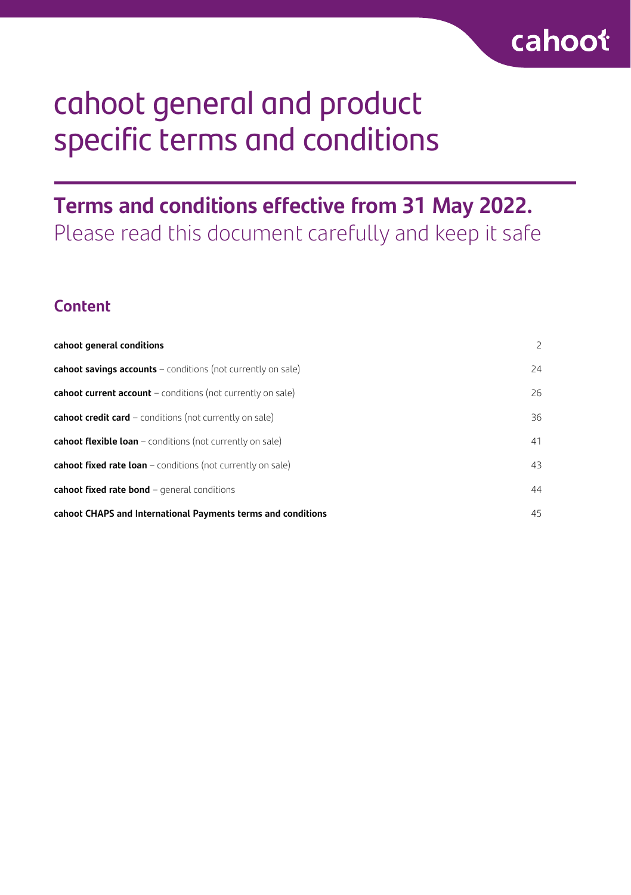cahoot

# cahoot general and product specific terms and conditions

## Terms and conditions effective from 31 May 2022.

Please read this document carefully and keep it safe

### Content

| | |
|---|---|
| **cahoot general conditions** | 2 |
| **cahoot savings accounts** – conditions (not currently on sale) | 24 |
| **cahoot current account** – conditions (not currently on sale) | 26 |
| **cahoot credit card** – conditions (not currently on sale) | 36 |
| **cahoot flexible loan** – conditions (not currently on sale) | 41 |
| **cahoot fixed rate loan** – conditions (not currently on sale) | 43 |
| **cahoot fixed rate bond** – general conditions | 44 |
| **cahoot CHAPS and International Payments terms and conditions** | 45 |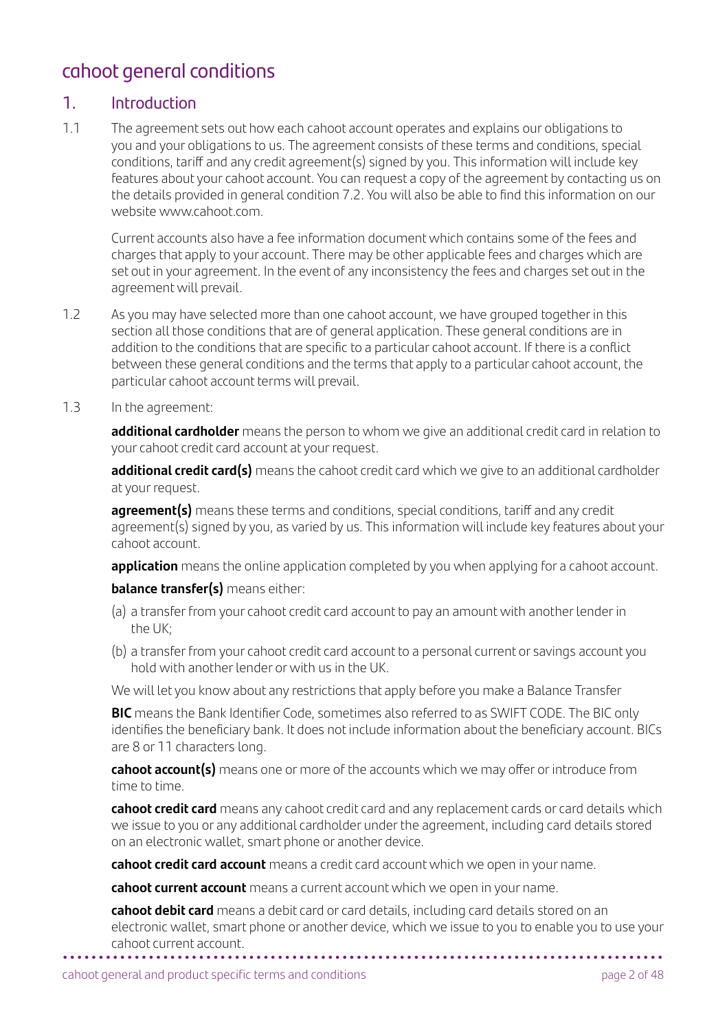# cahoot general conditions

## 1. Introduction

1.1 The agreement sets out how each cahoot account operates and explains our obligations to you and your obligations to us. The agreement consists of these terms and conditions, special conditions, tariff and any credit agreement(s) signed by you. This information will include key features about your cahoot account. You can request a copy of the agreement by contacting us on the details provided in general condition 7.2. You will also be able to find this information on our website www.cahoot.com.

Current accounts also have a fee information document which contains some of the fees and charges that apply to your account. There may be other applicable fees and charges which are set out in your agreement. In the event of any inconsistency the fees and charges set out in the agreement will prevail.

1.2 As you may have selected more than one cahoot account, we have grouped together in this section all those conditions that are of general application. These general conditions are in addition to the conditions that are specific to a particular cahoot account. If there is a conflict between these general conditions and the terms that apply to a particular cahoot account, the particular cahoot account terms will prevail.

1.3 In the agreement:

**additional cardholder** means the person to whom we give an additional credit card in relation to your cahoot credit card account at your request.

**additional credit card(s)** means the cahoot credit card which we give to an additional cardholder at your request.

**agreement(s)** means these terms and conditions, special conditions, tariff and any credit agreement(s) signed by you, as varied by us. This information will include key features about your cahoot account.

**application** means the online application completed by you when applying for a cahoot account.

**balance transfer(s)** means either:

(a) a transfer from your cahoot credit card account to pay an amount with another lender in the UK;

(b) a transfer from your cahoot credit card account to a personal current or savings account you hold with another lender or with us in the UK.

We will let you know about any restrictions that apply before you make a Balance Transfer

**BIC** means the Bank Identifier Code, sometimes also referred to as SWIFT CODE. The BIC only identifies the beneficiary bank. It does not include information about the beneficiary account. BICs are 8 or 11 characters long.

**cahoot account(s)** means one or more of the accounts which we may offer or introduce from time to time.

**cahoot credit card** means any cahoot credit card and any replacement cards or card details which we issue to you or any additional cardholder under the agreement, including card details stored on an electronic wallet, smart phone or another device.

**cahoot credit card account** means a credit card account which we open in your name.

**cahoot current account** means a current account which we open in your name.

**cahoot debit card** means a debit card or card details, including card details stored on an electronic wallet, smart phone or another device, which we issue to you to enable you to use your cahoot current account.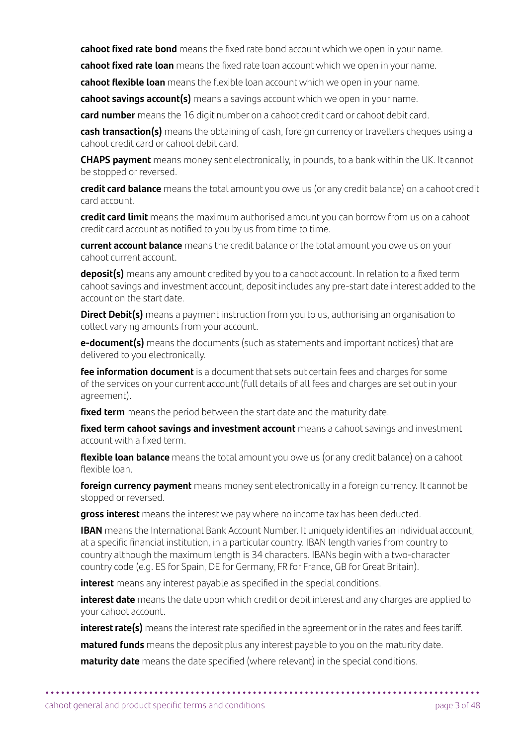**cahoot fixed rate bond** means the fixed rate bond account which we open in your name.

**cahoot fixed rate loan** means the fixed rate loan account which we open in your name.

**cahoot flexible loan** means the flexible loan account which we open in your name.

**cahoot savings account(s)** means a savings account which we open in your name.

**card number** means the 16 digit number on a cahoot credit card or cahoot debit card.

**cash transaction(s)** means the obtaining of cash, foreign currency or travellers cheques using a cahoot credit card or cahoot debit card.

**CHAPS payment** means money sent electronically, in pounds, to a bank within the UK. It cannot be stopped or reversed.

**credit card balance** means the total amount you owe us (or any credit balance) on a cahoot credit card account.

**credit card limit** means the maximum authorised amount you can borrow from us on a cahoot credit card account as notified to you by us from time to time.

**current account balance** means the credit balance or the total amount you owe us on your cahoot current account.

**deposit(s)** means any amount credited by you to a cahoot account. In relation to a fixed term cahoot savings and investment account, deposit includes any pre-start date interest added to the account on the start date.

**Direct Debit(s)** means a payment instruction from you to us, authorising an organisation to collect varying amounts from your account.

**e-document(s)** means the documents (such as statements and important notices) that are delivered to you electronically.

**fee information document** is a document that sets out certain fees and charges for some of the services on your current account (full details of all fees and charges are set out in your agreement).

**fixed term** means the period between the start date and the maturity date.

**fixed term cahoot savings and investment account** means a cahoot savings and investment account with a fixed term.

**flexible loan balance** means the total amount you owe us (or any credit balance) on a cahoot flexible loan.

**foreign currency payment** means money sent electronically in a foreign currency. It cannot be stopped or reversed.

**gross interest** means the interest we pay where no income tax has been deducted.

**IBAN** means the International Bank Account Number. It uniquely identifies an individual account, at a specific financial institution, in a particular country. IBAN length varies from country to country although the maximum length is 34 characters. IBANs begin with a two-character country code (e.g. ES for Spain, DE for Germany, FR for France, GB for Great Britain).

**interest** means any interest payable as specified in the special conditions.

**interest date** means the date upon which credit or debit interest and any charges are applied to your cahoot account.

**interest rate(s)** means the interest rate specified in the agreement or in the rates and fees tariff.

**matured funds** means the deposit plus any interest payable to you on the maturity date.

**maturity date** means the date specified (where relevant) in the special conditions.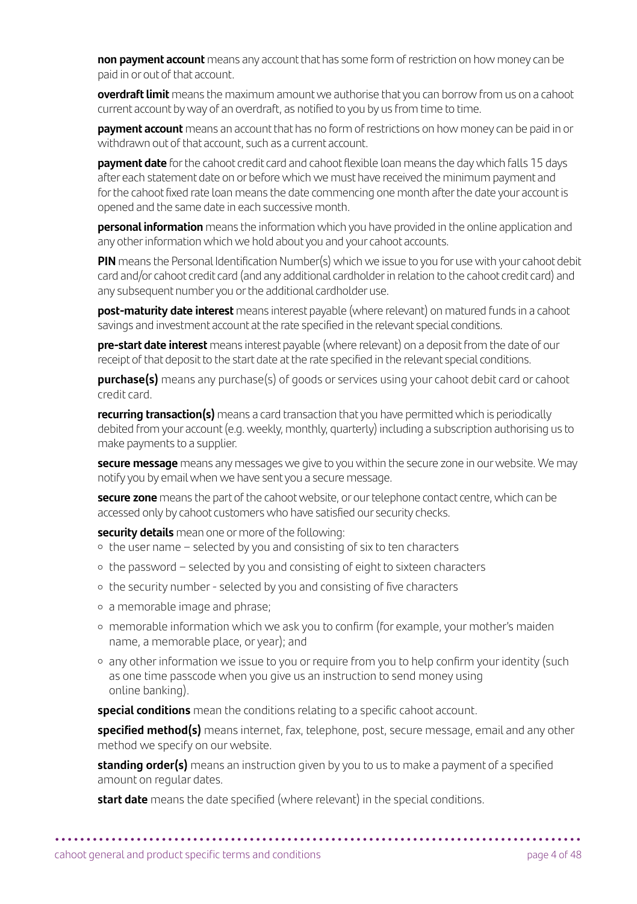**non payment account** means any account that has some form of restriction on how money can be paid in or out of that account.

**overdraft limit** means the maximum amount we authorise that you can borrow from us on a cahoot current account by way of an overdraft, as notified to you by us from time to time.

**payment account** means an account that has no form of restrictions on how money can be paid in or withdrawn out of that account, such as a current account.

**payment date** for the cahoot credit card and cahoot flexible loan means the day which falls 15 days after each statement date on or before which we must have received the minimum payment and for the cahoot fixed rate loan means the date commencing one month after the date your account is opened and the same date in each successive month.

**personal information** means the information which you have provided in the online application and any other information which we hold about you and your cahoot accounts.

**PIN** means the Personal Identification Number(s) which we issue to you for use with your cahoot debit card and/or cahoot credit card (and any additional cardholder in relation to the cahoot credit card) and any subsequent number you or the additional cardholder use.

**post-maturity date interest** means interest payable (where relevant) on matured funds in a cahoot savings and investment account at the rate specified in the relevant special conditions.

**pre-start date interest** means interest payable (where relevant) on a deposit from the date of our receipt of that deposit to the start date at the rate specified in the relevant special conditions.

**purchase(s)** means any purchase(s) of goods or services using your cahoot debit card or cahoot credit card.

**recurring transaction(s)** means a card transaction that you have permitted which is periodically debited from your account (e.g. weekly, monthly, quarterly) including a subscription authorising us to make payments to a supplier.

**secure message** means any messages we give to you within the secure zone in our website. We may notify you by email when we have sent you a secure message.

**secure zone** means the part of the cahoot website, or our telephone contact centre, which can be accessed only by cahoot customers who have satisfied our security checks.

**security details** mean one or more of the following:

- the user name – selected by you and consisting of six to ten characters
- the password – selected by you and consisting of eight to sixteen characters
- the security number - selected by you and consisting of five characters
- a memorable image and phrase;
- memorable information which we ask you to confirm (for example, your mother's maiden name, a memorable place, or year); and
- any other information we issue to you or require from you to help confirm your identity (such as one time passcode when you give us an instruction to send money using online banking).

**special conditions** mean the conditions relating to a specific cahoot account.

**specified method(s)** means internet, fax, telephone, post, secure message, email and any other method we specify on our website.

**standing order(s)** means an instruction given by you to us to make a payment of a specified amount on regular dates.

**start date** means the date specified (where relevant) in the special conditions.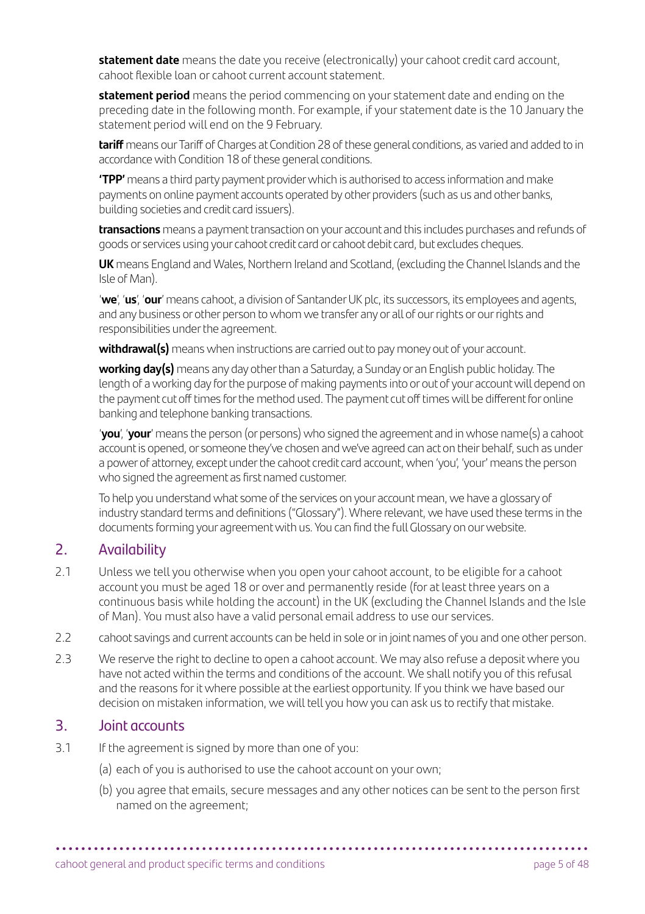**statement date** means the date you receive (electronically) your cahoot credit card account, cahoot flexible loan or cahoot current account statement.

**statement period** means the period commencing on your statement date and ending on the preceding date in the following month. For example, if your statement date is the 10 January the statement period will end on the 9 February.

**tariff** means our Tariff of Charges at Condition 28 of these general conditions, as varied and added to in accordance with Condition 18 of these general conditions.

**'TPP'** means a third party payment provider which is authorised to access information and make payments on online payment accounts operated by other providers (such as us and other banks, building societies and credit card issuers).

**transactions** means a payment transaction on your account and this includes purchases and refunds of goods or services using your cahoot credit card or cahoot debit card, but excludes cheques.

**UK** means England and Wales, Northern Ireland and Scotland, (excluding the Channel Islands and the Isle of Man).

'**we**', '**us**', '**our**' means cahoot, a division of Santander UK plc, its successors, its employees and agents, and any business or other person to whom we transfer any or all of our rights or our rights and responsibilities under the agreement.

**withdrawal(s)** means when instructions are carried out to pay money out of your account.

**working day(s)** means any day other than a Saturday, a Sunday or an English public holiday. The length of a working day for the purpose of making payments into or out of your account will depend on the payment cut off times for the method used. The payment cut off times will be different for online banking and telephone banking transactions.

'**you**', '**your**' means the person (or persons) who signed the agreement and in whose name(s) a cahoot account is opened, or someone they've chosen and we've agreed can act on their behalf, such as under a power of attorney, except under the cahoot credit card account, when 'you', 'your' means the person who signed the agreement as first named customer.

To help you understand what some of the services on your account mean, we have a glossary of industry standard terms and definitions ("Glossary"). Where relevant, we have used these terms in the documents forming your agreement with us. You can find the full Glossary on our website.

## 2. Availability

2.1 Unless we tell you otherwise when you open your cahoot account, to be eligible for a cahoot account you must be aged 18 or over and permanently reside (for at least three years on a continuous basis while holding the account) in the UK (excluding the Channel Islands and the Isle of Man). You must also have a valid personal email address to use our services.

2.2 cahoot savings and current accounts can be held in sole or in joint names of you and one other person.

2.3 We reserve the right to decline to open a cahoot account. We may also refuse a deposit where you have not acted within the terms and conditions of the account. We shall notify you of this refusal and the reasons for it where possible at the earliest opportunity. If you think we have based our decision on mistaken information, we will tell you how you can ask us to rectify that mistake.

## 3. Joint accounts

3.1 If the agreement is signed by more than one of you:

(a) each of you is authorised to use the cahoot account on your own;

(b) you agree that emails, secure messages and any other notices can be sent to the person first named on the agreement;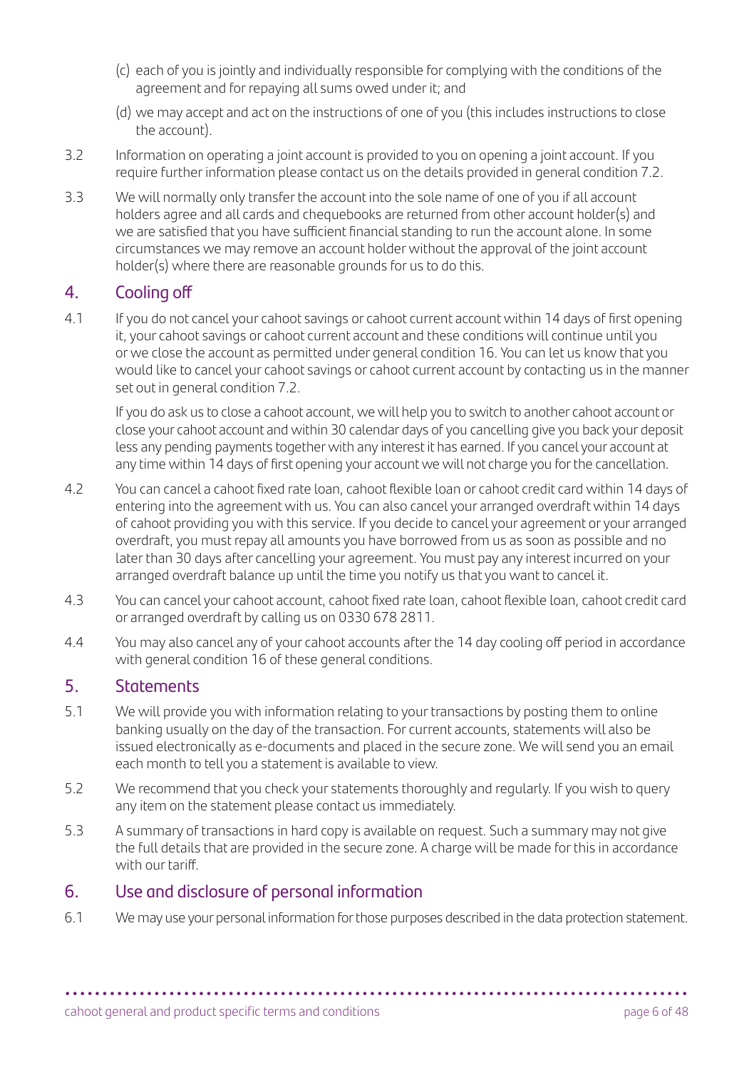(c) each of you is jointly and individually responsible for complying with the conditions of the agreement and for repaying all sums owed under it; and

(d) we may accept and act on the instructions of one of you (this includes instructions to close the account).

3.2 Information on operating a joint account is provided to you on opening a joint account. If you require further information please contact us on the details provided in general condition 7.2.

3.3 We will normally only transfer the account into the sole name of one of you if all account holders agree and all cards and chequebooks are returned from other account holder(s) and we are satisfied that you have sufficient financial standing to run the account alone. In some circumstances we may remove an account holder without the approval of the joint account holder(s) where there are reasonable grounds for us to do this.

## 4. Cooling off

4.1 If you do not cancel your cahoot savings or cahoot current account within 14 days of first opening it, your cahoot savings or cahoot current account and these conditions will continue until you or we close the account as permitted under general condition 16. You can let us know that you would like to cancel your cahoot savings or cahoot current account by contacting us in the manner set out in general condition 7.2.

If you do ask us to close a cahoot account, we will help you to switch to another cahoot account or close your cahoot account and within 30 calendar days of you cancelling give you back your deposit less any pending payments together with any interest it has earned. If you cancel your account at any time within 14 days of first opening your account we will not charge you for the cancellation.

4.2 You can cancel a cahoot fixed rate loan, cahoot flexible loan or cahoot credit card within 14 days of entering into the agreement with us. You can also cancel your arranged overdraft within 14 days of cahoot providing you with this service. If you decide to cancel your agreement or your arranged overdraft, you must repay all amounts you have borrowed from us as soon as possible and no later than 30 days after cancelling your agreement. You must pay any interest incurred on your arranged overdraft balance up until the time you notify us that you want to cancel it.

4.3 You can cancel your cahoot account, cahoot fixed rate loan, cahoot flexible loan, cahoot credit card or arranged overdraft by calling us on 0330 678 2811.

4.4 You may also cancel any of your cahoot accounts after the 14 day cooling off period in accordance with general condition 16 of these general conditions.

## 5. Statements

5.1 We will provide you with information relating to your transactions by posting them to online banking usually on the day of the transaction. For current accounts, statements will also be issued electronically as e-documents and placed in the secure zone. We will send you an email each month to tell you a statement is available to view.

5.2 We recommend that you check your statements thoroughly and regularly. If you wish to query any item on the statement please contact us immediately.

5.3 A summary of transactions in hard copy is available on request. Such a summary may not give the full details that are provided in the secure zone. A charge will be made for this in accordance with our tariff.

## 6. Use and disclosure of personal information

6.1 We may use your personal information for those purposes described in the data protection statement.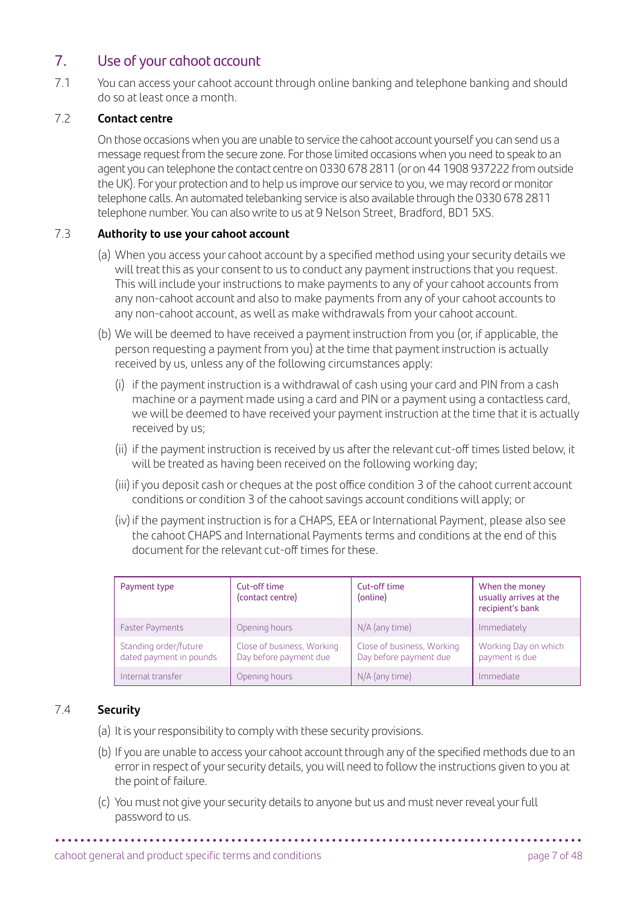## 7. Use of your cahoot account

7.1 You can access your cahoot account through online banking and telephone banking and should do so at least once a month.

7.2 **Contact centre**

On those occasions when you are unable to service the cahoot account yourself you can send us a message request from the secure zone. For those limited occasions when you need to speak to an agent you can telephone the contact centre on 0330 678 2811 (or on 44 1908 937222 from outside the UK). For your protection and to help us improve our service to you, we may record or monitor telephone calls. An automated telebanking service is also available through the 0330 678 2811 telephone number. You can also write to us at 9 Nelson Street, Bradford, BD1 5XS.

7.3 **Authority to use your cahoot account**

(a) When you access your cahoot account by a specified method using your security details we will treat this as your consent to us to conduct any payment instructions that you request. This will include your instructions to make payments to any of your cahoot accounts from any non-cahoot account and also to make payments from any of your cahoot accounts to any non-cahoot account, as well as make withdrawals from your cahoot account.

(b) We will be deemed to have received a payment instruction from you (or, if applicable, the person requesting a payment from you) at the time that payment instruction is actually received by us, unless any of the following circumstances apply:

(i) if the payment instruction is a withdrawal of cash using your card and PIN from a cash machine or a payment made using a card and PIN or a payment using a contactless card, we will be deemed to have received your payment instruction at the time that it is actually received by us;

(ii) if the payment instruction is received by us after the relevant cut-off times listed below, it will be treated as having been received on the following working day;

(iii) if you deposit cash or cheques at the post office condition 3 of the cahoot current account conditions or condition 3 of the cahoot savings account conditions will apply; or

(iv) if the payment instruction is for a CHAPS, EEA or International Payment, please also see the cahoot CHAPS and International Payments terms and conditions at the end of this document for the relevant cut-off times for these.

| Payment type | Cut-off time (contact centre) | Cut-off time (online) | When the money usually arrives at the recipient's bank |
|---|---|---|---|
| Faster Payments | Opening hours | N/A (any time) | Immediately |
| Standing order/future dated payment in pounds | Close of business, Working Day before payment due | Close of business, Working Day before payment due | Working Day on which payment is due |
| Internal transfer | Opening hours | N/A (any time) | Immediate |

7.4 **Security**

(a) It is your responsibility to comply with these security provisions.

(b) If you are unable to access your cahoot account through any of the specified methods due to an error in respect of your security details, you will need to follow the instructions given to you at the point of failure.

(c) You must not give your security details to anyone but us and must never reveal your full password to us.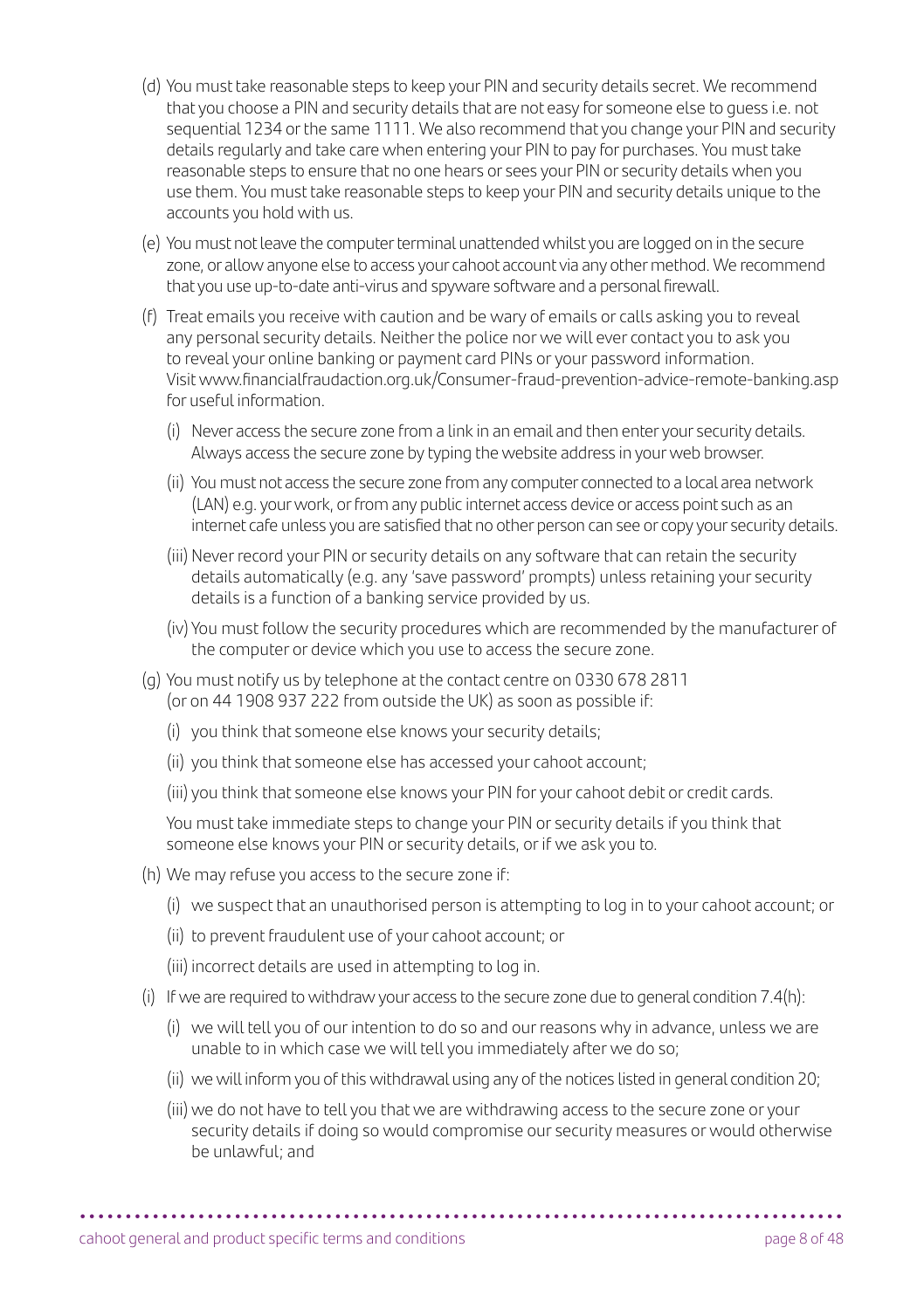(d) You must take reasonable steps to keep your PIN and security details secret. We recommend that you choose a PIN and security details that are not easy for someone else to guess i.e. not sequential 1234 or the same 1111. We also recommend that you change your PIN and security details regularly and take care when entering your PIN to pay for purchases. You must take reasonable steps to ensure that no one hears or sees your PIN or security details when you use them. You must take reasonable steps to keep your PIN and security details unique to the accounts you hold with us.

(e) You must not leave the computer terminal unattended whilst you are logged on in the secure zone, or allow anyone else to access your cahoot account via any other method. We recommend that you use up-to-date anti-virus and spyware software and a personal firewall.

(f) Treat emails you receive with caution and be wary of emails or calls asking you to reveal any personal security details. Neither the police nor we will ever contact you to ask you to reveal your online banking or payment card PINs or your password information. Visit www.financialfraudaction.org.uk/Consumer-fraud-prevention-advice-remote-banking.asp for useful information.

  (i) Never access the secure zone from a link in an email and then enter your security details. Always access the secure zone by typing the website address in your web browser.

  (ii) You must not access the secure zone from any computer connected to a local area network (LAN) e.g. your work, or from any public internet access device or access point such as an internet cafe unless you are satisfied that no other person can see or copy your security details.

  (iii) Never record your PIN or security details on any software that can retain the security details automatically (e.g. any 'save password' prompts) unless retaining your security details is a function of a banking service provided by us.

  (iv) You must follow the security procedures which are recommended by the manufacturer of the computer or device which you use to access the secure zone.

(g) You must notify us by telephone at the contact centre on 0330 678 2811 (or on 44 1908 937 222 from outside the UK) as soon as possible if:

  (i) you think that someone else knows your security details;

  (ii) you think that someone else has accessed your cahoot account;

  (iii) you think that someone else knows your PIN for your cahoot debit or credit cards.

  You must take immediate steps to change your PIN or security details if you think that someone else knows your PIN or security details, or if we ask you to.

(h) We may refuse you access to the secure zone if:

  (i) we suspect that an unauthorised person is attempting to log in to your cahoot account; or

  (ii) to prevent fraudulent use of your cahoot account; or

  (iii) incorrect details are used in attempting to log in.

(i) If we are required to withdraw your access to the secure zone due to general condition 7.4(h):

  (i) we will tell you of our intention to do so and our reasons why in advance, unless we are unable to in which case we will tell you immediately after we do so;

  (ii) we will inform you of this withdrawal using any of the notices listed in general condition 20;

  (iii) we do not have to tell you that we are withdrawing access to the secure zone or your security details if doing so would compromise our security measures or would otherwise be unlawful; and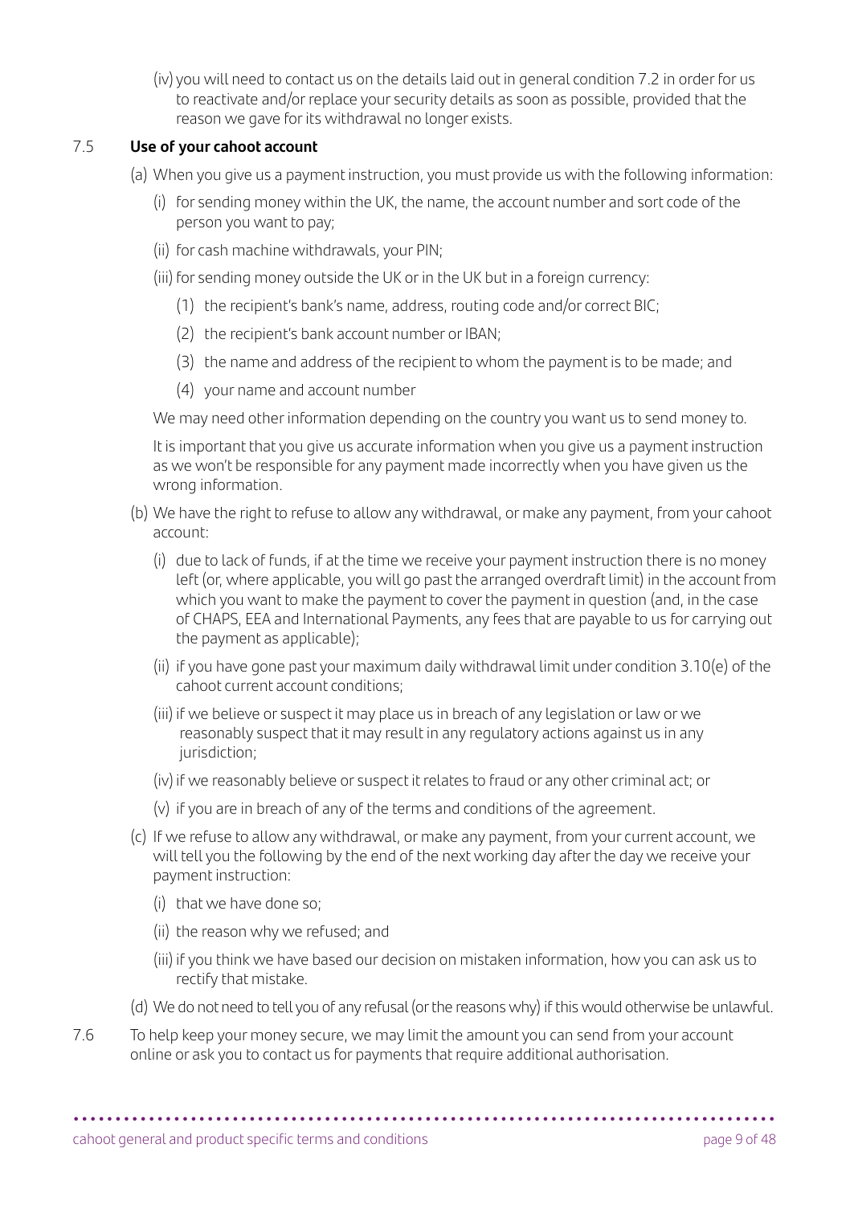(iv) you will need to contact us on the details laid out in general condition 7.2 in order for us to reactivate and/or replace your security details as soon as possible, provided that the reason we gave for its withdrawal no longer exists.

7.5 **Use of your cahoot account**

(a) When you give us a payment instruction, you must provide us with the following information:

(i) for sending money within the UK, the name, the account number and sort code of the person you want to pay;

(ii) for cash machine withdrawals, your PIN;

(iii) for sending money outside the UK or in the UK but in a foreign currency:

(1) the recipient's bank's name, address, routing code and/or correct BIC;

(2) the recipient's bank account number or IBAN;

(3) the name and address of the recipient to whom the payment is to be made; and

(4) your name and account number

We may need other information depending on the country you want us to send money to.

It is important that you give us accurate information when you give us a payment instruction as we won't be responsible for any payment made incorrectly when you have given us the wrong information.

(b) We have the right to refuse to allow any withdrawal, or make any payment, from your cahoot account:

(i) due to lack of funds, if at the time we receive your payment instruction there is no money left (or, where applicable, you will go past the arranged overdraft limit) in the account from which you want to make the payment to cover the payment in question (and, in the case of CHAPS, EEA and International Payments, any fees that are payable to us for carrying out the payment as applicable);

(ii) if you have gone past your maximum daily withdrawal limit under condition 3.10(e) of the cahoot current account conditions;

(iii) if we believe or suspect it may place us in breach of any legislation or law or we reasonably suspect that it may result in any regulatory actions against us in any jurisdiction;

(iv) if we reasonably believe or suspect it relates to fraud or any other criminal act; or

(v) if you are in breach of any of the terms and conditions of the agreement.

(c) If we refuse to allow any withdrawal, or make any payment, from your current account, we will tell you the following by the end of the next working day after the day we receive your payment instruction:

(i) that we have done so;

(ii) the reason why we refused; and

(iii) if you think we have based our decision on mistaken information, how you can ask us to rectify that mistake.

(d) We do not need to tell you of any refusal (or the reasons why) if this would otherwise be unlawful.

7.6 To help keep your money secure, we may limit the amount you can send from your account online or ask you to contact us for payments that require additional authorisation.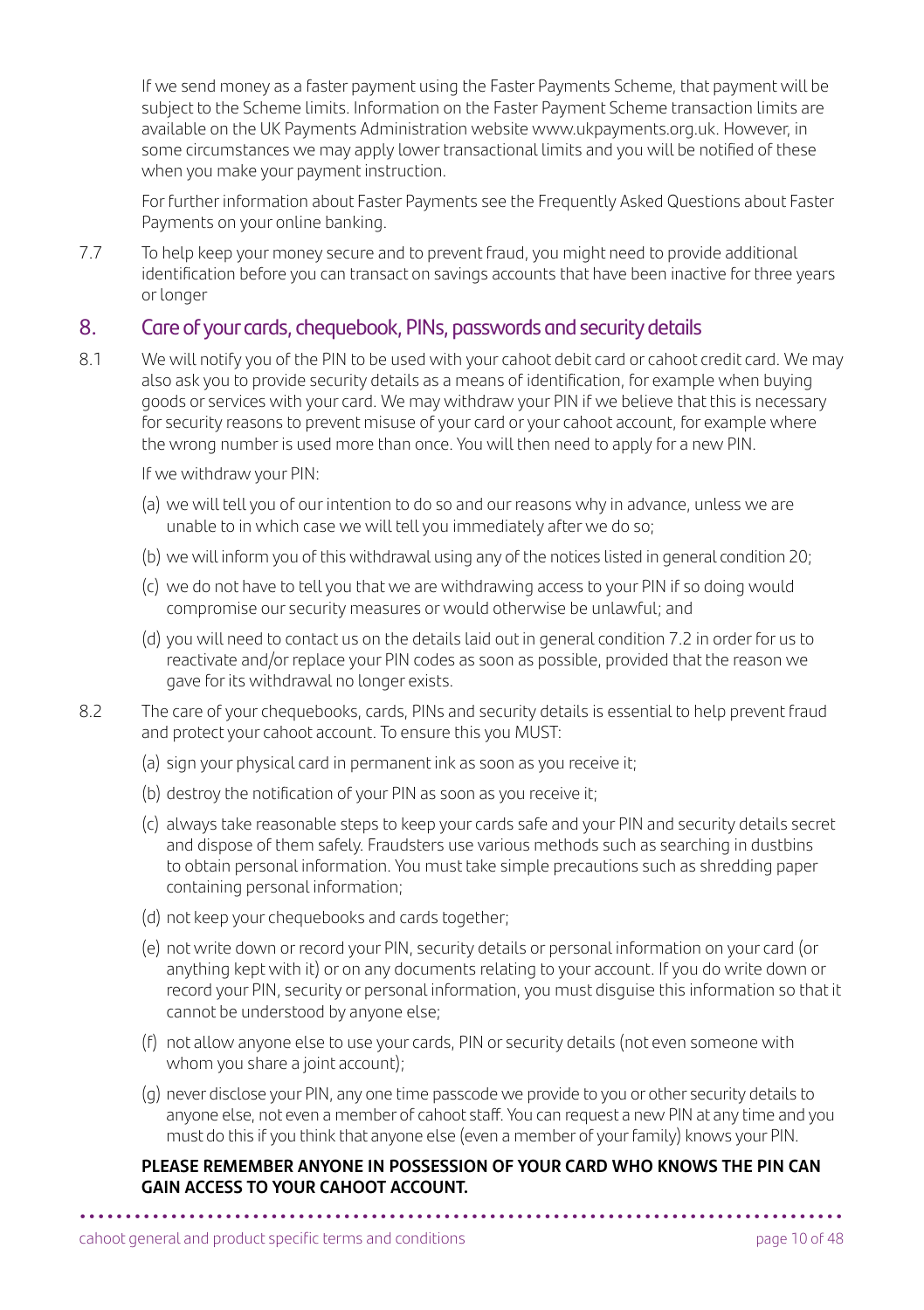If we send money as a faster payment using the Faster Payments Scheme, that payment will be subject to the Scheme limits. Information on the Faster Payment Scheme transaction limits are available on the UK Payments Administration website www.ukpayments.org.uk. However, in some circumstances we may apply lower transactional limits and you will be notified of these when you make your payment instruction.

For further information about Faster Payments see the Frequently Asked Questions about Faster Payments on your online banking.

7.7 To help keep your money secure and to prevent fraud, you might need to provide additional identification before you can transact on savings accounts that have been inactive for three years or longer

## 8. Care of your cards, chequebook, PINs, passwords and security details

8.1 We will notify you of the PIN to be used with your cahoot debit card or cahoot credit card. We may also ask you to provide security details as a means of identification, for example when buying goods or services with your card. We may withdraw your PIN if we believe that this is necessary for security reasons to prevent misuse of your card or your cahoot account, for example where the wrong number is used more than once. You will then need to apply for a new PIN.

If we withdraw your PIN:

(a) we will tell you of our intention to do so and our reasons why in advance, unless we are unable to in which case we will tell you immediately after we do so;

(b) we will inform you of this withdrawal using any of the notices listed in general condition 20;

(c) we do not have to tell you that we are withdrawing access to your PIN if so doing would compromise our security measures or would otherwise be unlawful; and

(d) you will need to contact us on the details laid out in general condition 7.2 in order for us to reactivate and/or replace your PIN codes as soon as possible, provided that the reason we gave for its withdrawal no longer exists.

8.2 The care of your chequebooks, cards, PINs and security details is essential to help prevent fraud and protect your cahoot account. To ensure this you MUST:

(a) sign your physical card in permanent ink as soon as you receive it;

(b) destroy the notification of your PIN as soon as you receive it;

(c) always take reasonable steps to keep your cards safe and your PIN and security details secret and dispose of them safely. Fraudsters use various methods such as searching in dustbins to obtain personal information. You must take simple precautions such as shredding paper containing personal information;

(d) not keep your chequebooks and cards together;

(e) not write down or record your PIN, security details or personal information on your card (or anything kept with it) or on any documents relating to your account. If you do write down or record your PIN, security or personal information, you must disguise this information so that it cannot be understood by anyone else;

(f) not allow anyone else to use your cards, PIN or security details (not even someone with whom you share a joint account);

(g) never disclose your PIN, any one time passcode we provide to you or other security details to anyone else, not even a member of cahoot staff. You can request a new PIN at any time and you must do this if you think that anyone else (even a member of your family) knows your PIN.

**PLEASE REMEMBER ANYONE IN POSSESSION OF YOUR CARD WHO KNOWS THE PIN CAN GAIN ACCESS TO YOUR CAHOOT ACCOUNT.**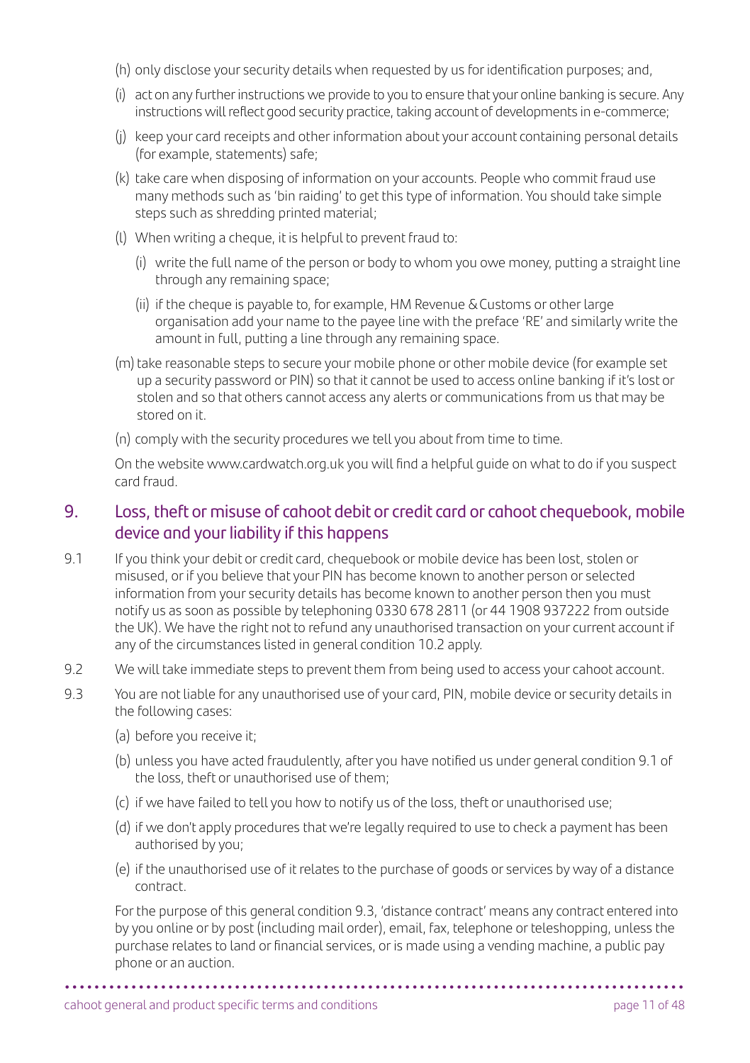(h) only disclose your security details when requested by us for identification purposes; and,

(i) act on any further instructions we provide to you to ensure that your online banking is secure. Any instructions will reflect good security practice, taking account of developments in e-commerce;

(j) keep your card receipts and other information about your account containing personal details (for example, statements) safe;

(k) take care when disposing of information on your accounts. People who commit fraud use many methods such as 'bin raiding' to get this type of information. You should take simple steps such as shredding printed material;

(l) When writing a cheque, it is helpful to prevent fraud to:

   (i) write the full name of the person or body to whom you owe money, putting a straight line through any remaining space;

   (ii) if the cheque is payable to, for example, HM Revenue & Customs or other large organisation add your name to the payee line with the preface 'RE' and similarly write the amount in full, putting a line through any remaining space.

(m) take reasonable steps to secure your mobile phone or other mobile device (for example set up a security password or PIN) so that it cannot be used to access online banking if it's lost or stolen and so that others cannot access any alerts or communications from us that may be stored on it.

(n) comply with the security procedures we tell you about from time to time.

On the website www.cardwatch.org.uk you will find a helpful guide on what to do if you suspect card fraud.

## 9. Loss, theft or misuse of cahoot debit or credit card or cahoot chequebook, mobile device and your liability if this happens

9.1 If you think your debit or credit card, chequebook or mobile device has been lost, stolen or misused, or if you believe that your PIN has become known to another person or selected information from your security details has become known to another person then you must notify us as soon as possible by telephoning 0330 678 2811 (or 44 1908 937222 from outside the UK). We have the right not to refund any unauthorised transaction on your current account if any of the circumstances listed in general condition 10.2 apply.

9.2 We will take immediate steps to prevent them from being used to access your cahoot account.

9.3 You are not liable for any unauthorised use of your card, PIN, mobile device or security details in the following cases:

(a) before you receive it;

(b) unless you have acted fraudulently, after you have notified us under general condition 9.1 of the loss, theft or unauthorised use of them;

(c) if we have failed to tell you how to notify us of the loss, theft or unauthorised use;

(d) if we don't apply procedures that we're legally required to use to check a payment has been authorised by you;

(e) if the unauthorised use of it relates to the purchase of goods or services by way of a distance contract.

For the purpose of this general condition 9.3, 'distance contract' means any contract entered into by you online or by post (including mail order), email, fax, telephone or teleshopping, unless the purchase relates to land or financial services, or is made using a vending machine, a public pay phone or an auction.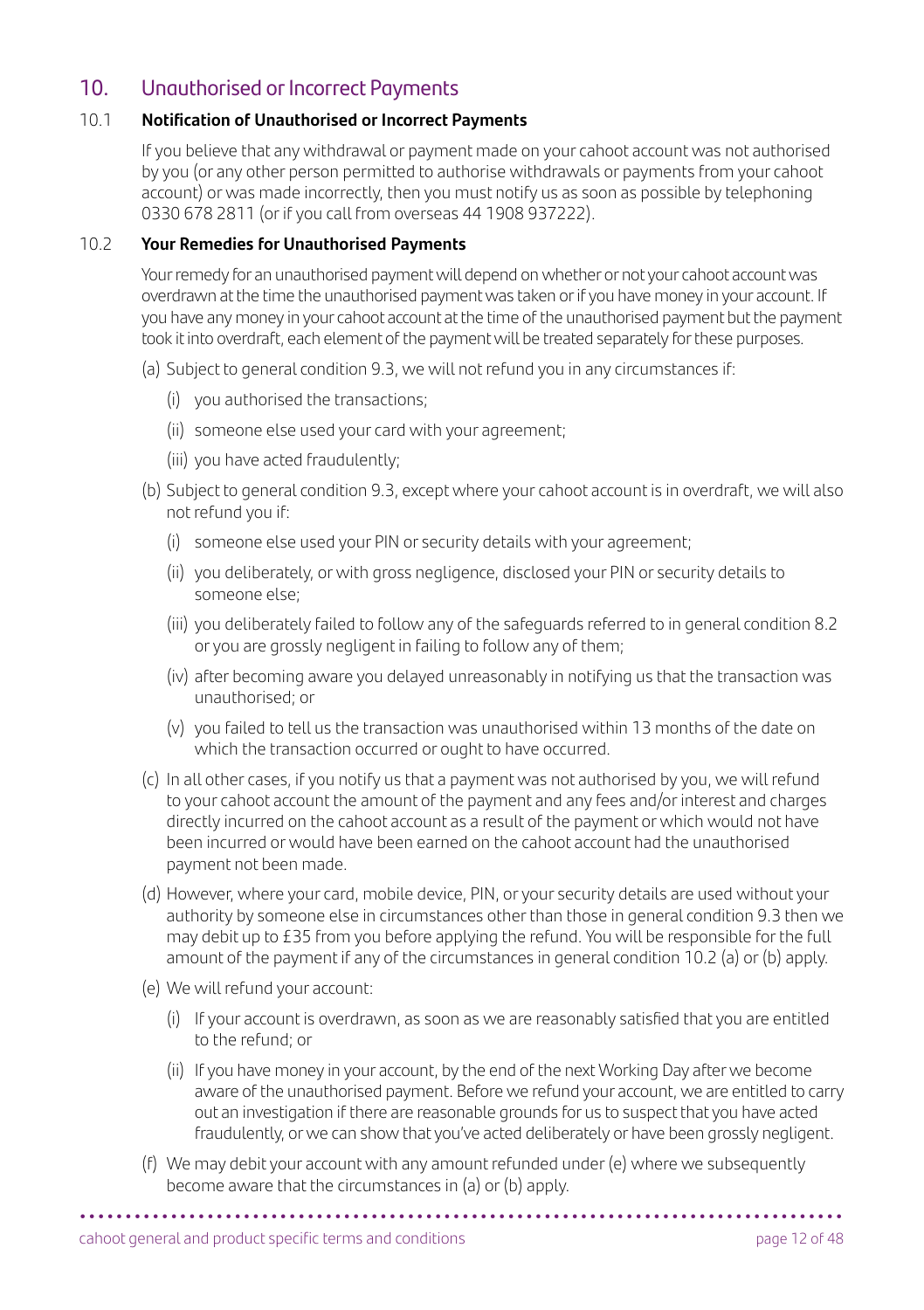## 10. Unauthorised or Incorrect Payments

### 10.1 Notification of Unauthorised or Incorrect Payments

If you believe that any withdrawal or payment made on your cahoot account was not authorised by you (or any other person permitted to authorise withdrawals or payments from your cahoot account) or was made incorrectly, then you must notify us as soon as possible by telephoning 0330 678 2811 (or if you call from overseas 44 1908 937222).

### 10.2 Your Remedies for Unauthorised Payments

Your remedy for an unauthorised payment will depend on whether or not your cahoot account was overdrawn at the time the unauthorised payment was taken or if you have money in your account. If you have any money in your cahoot account at the time of the unauthorised payment but the payment took it into overdraft, each element of the payment will be treated separately for these purposes.

(a) Subject to general condition 9.3, we will not refund you in any circumstances if:

- (i) you authorised the transactions;
- (ii) someone else used your card with your agreement;
- (iii) you have acted fraudulently;

(b) Subject to general condition 9.3, except where your cahoot account is in overdraft, we will also not refund you if:

- (i) someone else used your PIN or security details with your agreement;
- (ii) you deliberately, or with gross negligence, disclosed your PIN or security details to someone else;
- (iii) you deliberately failed to follow any of the safeguards referred to in general condition 8.2 or you are grossly negligent in failing to follow any of them;
- (iv) after becoming aware you delayed unreasonably in notifying us that the transaction was unauthorised; or
- (v) you failed to tell us the transaction was unauthorised within 13 months of the date on which the transaction occurred or ought to have occurred.

(c) In all other cases, if you notify us that a payment was not authorised by you, we will refund to your cahoot account the amount of the payment and any fees and/or interest and charges directly incurred on the cahoot account as a result of the payment or which would not have been incurred or would have been earned on the cahoot account had the unauthorised payment not been made.

(d) However, where your card, mobile device, PIN, or your security details are used without your authority by someone else in circumstances other than those in general condition 9.3 then we may debit up to £35 from you before applying the refund. You will be responsible for the full amount of the payment if any of the circumstances in general condition 10.2 (a) or (b) apply.

(e) We will refund your account:

- (i) If your account is overdrawn, as soon as we are reasonably satisfied that you are entitled to the refund; or
- (ii) If you have money in your account, by the end of the next Working Day after we become aware of the unauthorised payment. Before we refund your account, we are entitled to carry out an investigation if there are reasonable grounds for us to suspect that you have acted fraudulently, or we can show that you've acted deliberately or have been grossly negligent.

(f) We may debit your account with any amount refunded under (e) where we subsequently become aware that the circumstances in (a) or (b) apply.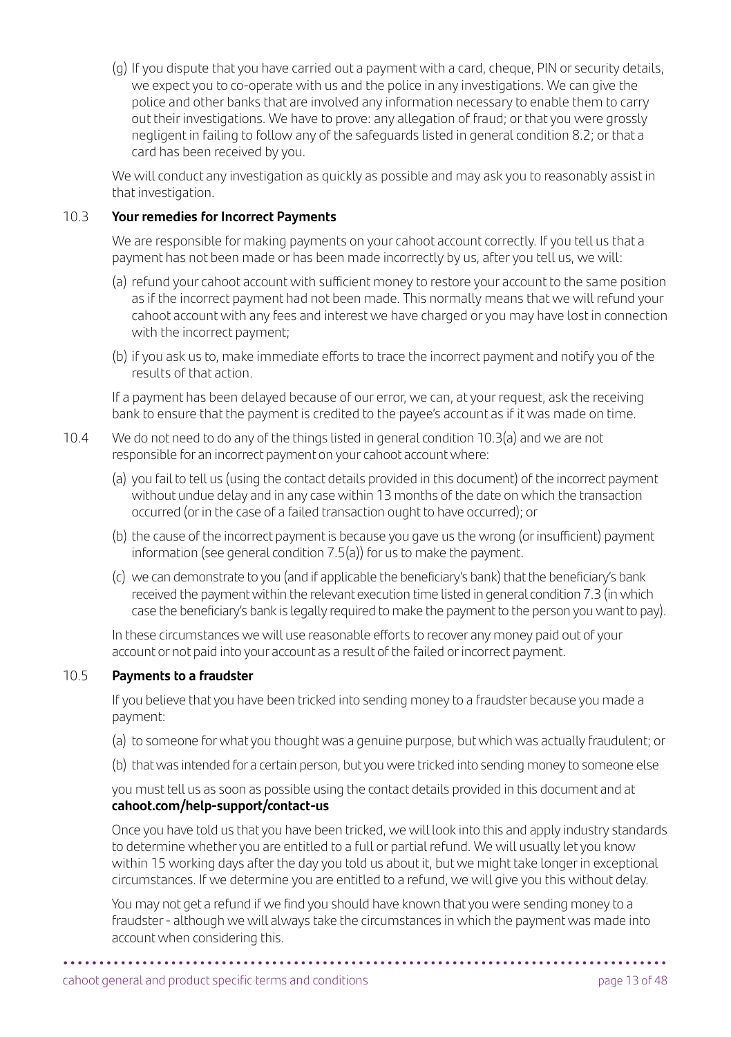(g) If you dispute that you have carried out a payment with a card, cheque, PIN or security details, we expect you to co-operate with us and the police in any investigations. We can give the police and other banks that are involved any information necessary to enable them to carry out their investigations. We have to prove: any allegation of fraud; or that you were grossly negligent in failing to follow any of the safeguards listed in general condition 8.2; or that a card has been received by you.

We will conduct any investigation as quickly as possible and may ask you to reasonably assist in that investigation.

10.3 **Your remedies for Incorrect Payments**

We are responsible for making payments on your cahoot account correctly. If you tell us that a payment has not been made or has been made incorrectly by us, after you tell us, we will:

(a) refund your cahoot account with sufficient money to restore your account to the same position as if the incorrect payment had not been made. This normally means that we will refund your cahoot account with any fees and interest we have charged or you may have lost in connection with the incorrect payment;

(b) if you ask us to, make immediate efforts to trace the incorrect payment and notify you of the results of that action.

If a payment has been delayed because of our error, we can, at your request, ask the receiving bank to ensure that the payment is credited to the payee's account as if it was made on time.

10.4 We do not need to do any of the things listed in general condition 10.3(a) and we are not responsible for an incorrect payment on your cahoot account where:

(a) you fail to tell us (using the contact details provided in this document) of the incorrect payment without undue delay and in any case within 13 months of the date on which the transaction occurred (or in the case of a failed transaction ought to have occurred); or

(b) the cause of the incorrect payment is because you gave us the wrong (or insufficient) payment information (see general condition 7.5(a)) for us to make the payment.

(c) we can demonstrate to you (and if applicable the beneficiary's bank) that the beneficiary's bank received the payment within the relevant execution time listed in general condition 7.3 (in which case the beneficiary's bank is legally required to make the payment to the person you want to pay).

In these circumstances we will use reasonable efforts to recover any money paid out of your account or not paid into your account as a result of the failed or incorrect payment.

10.5 **Payments to a fraudster**

If you believe that you have been tricked into sending money to a fraudster because you made a payment:

(a) to someone for what you thought was a genuine purpose, but which was actually fraudulent; or

(b) that was intended for a certain person, but you were tricked into sending money to someone else

you must tell us as soon as possible using the contact details provided in this document and at **cahoot.com/help-support/contact-us**

Once you have told us that you have been tricked, we will look into this and apply industry standards to determine whether you are entitled to a full or partial refund. We will usually let you know within 15 working days after the day you told us about it, but we might take longer in exceptional circumstances. If we determine you are entitled to a refund, we will give you this without delay.

You may not get a refund if we find you should have known that you were sending money to a fraudster - although we will always take the circumstances in which the payment was made into account when considering this.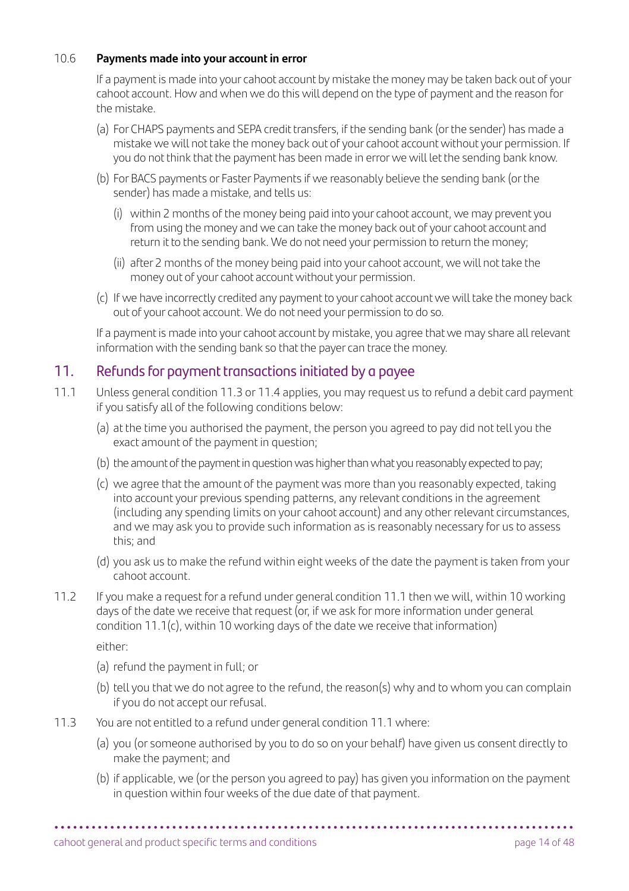### 10.6 Payments made into your account in error

If a payment is made into your cahoot account by mistake the money may be taken back out of your cahoot account. How and when we do this will depend on the type of payment and the reason for the mistake.

(a) For CHAPS payments and SEPA credit transfers, if the sending bank (or the sender) has made a mistake we will not take the money back out of your cahoot account without your permission. If you do not think that the payment has been made in error we will let the sending bank know.

(b) For BACS payments or Faster Payments if we reasonably believe the sending bank (or the sender) has made a mistake, and tells us:

(i) within 2 months of the money being paid into your cahoot account, we may prevent you from using the money and we can take the money back out of your cahoot account and return it to the sending bank. We do not need your permission to return the money;

(ii) after 2 months of the money being paid into your cahoot account, we will not take the money out of your cahoot account without your permission.

(c) If we have incorrectly credited any payment to your cahoot account we will take the money back out of your cahoot account. We do not need your permission to do so.

If a payment is made into your cahoot account by mistake, you agree that we may share all relevant information with the sending bank so that the payer can trace the money.

## 11. Refunds for payment transactions initiated by a payee

11.1 Unless general condition 11.3 or 11.4 applies, you may request us to refund a debit card payment if you satisfy all of the following conditions below:

(a) at the time you authorised the payment, the person you agreed to pay did not tell you the exact amount of the payment in question;

(b) the amount of the payment in question was higher than what you reasonably expected to pay;

(c) we agree that the amount of the payment was more than you reasonably expected, taking into account your previous spending patterns, any relevant conditions in the agreement (including any spending limits on your cahoot account) and any other relevant circumstances, and we may ask you to provide such information as is reasonably necessary for us to assess this; and

(d) you ask us to make the refund within eight weeks of the date the payment is taken from your cahoot account.

11.2 If you make a request for a refund under general condition 11.1 then we will, within 10 working days of the date we receive that request (or, if we ask for more information under general condition 11.1(c), within 10 working days of the date we receive that information)

either:

(a) refund the payment in full; or

(b) tell you that we do not agree to the refund, the reason(s) why and to whom you can complain if you do not accept our refusal.

11.3 You are not entitled to a refund under general condition 11.1 where:

(a) you (or someone authorised by you to do so on your behalf) have given us consent directly to make the payment; and

(b) if applicable, we (or the person you agreed to pay) has given you information on the payment in question within four weeks of the due date of that payment.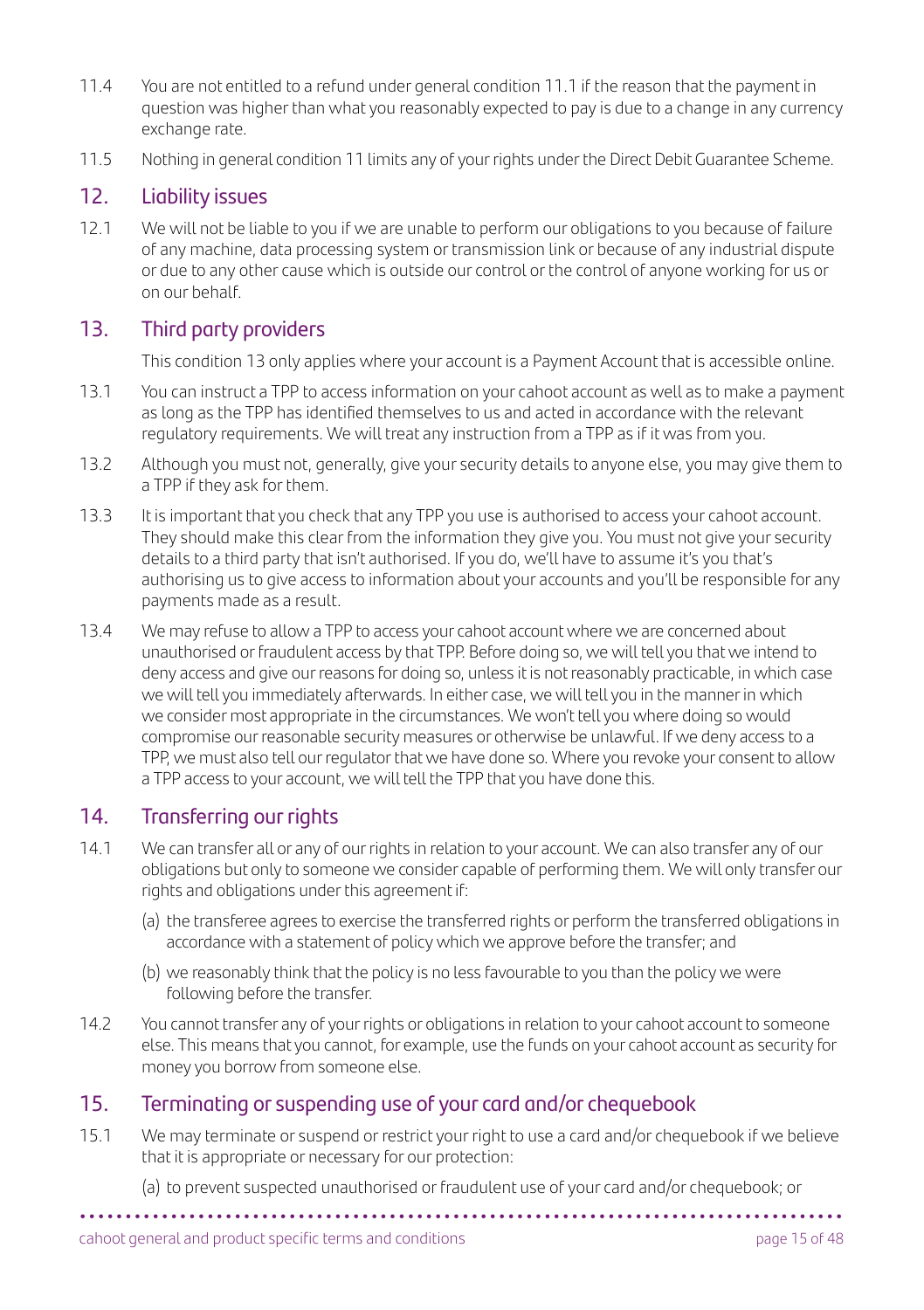11.4 You are not entitled to a refund under general condition 11.1 if the reason that the payment in question was higher than what you reasonably expected to pay is due to a change in any currency exchange rate.

11.5 Nothing in general condition 11 limits any of your rights under the Direct Debit Guarantee Scheme.

## 12. Liability issues

12.1 We will not be liable to you if we are unable to perform our obligations to you because of failure of any machine, data processing system or transmission link or because of any industrial dispute or due to any other cause which is outside our control or the control of anyone working for us or on our behalf.

## 13. Third party providers

This condition 13 only applies where your account is a Payment Account that is accessible online.

13.1 You can instruct a TPP to access information on your cahoot account as well as to make a payment as long as the TPP has identified themselves to us and acted in accordance with the relevant regulatory requirements. We will treat any instruction from a TPP as if it was from you.

13.2 Although you must not, generally, give your security details to anyone else, you may give them to a TPP if they ask for them.

13.3 It is important that you check that any TPP you use is authorised to access your cahoot account. They should make this clear from the information they give you. You must not give your security details to a third party that isn't authorised. If you do, we'll have to assume it's you that's authorising us to give access to information about your accounts and you'll be responsible for any payments made as a result.

13.4 We may refuse to allow a TPP to access your cahoot account where we are concerned about unauthorised or fraudulent access by that TPP. Before doing so, we will tell you that we intend to deny access and give our reasons for doing so, unless it is not reasonably practicable, in which case we will tell you immediately afterwards. In either case, we will tell you in the manner in which we consider most appropriate in the circumstances. We won't tell you where doing so would compromise our reasonable security measures or otherwise be unlawful. If we deny access to a TPP, we must also tell our regulator that we have done so. Where you revoke your consent to allow a TPP access to your account, we will tell the TPP that you have done this.

## 14. Transferring our rights

14.1 We can transfer all or any of our rights in relation to your account. We can also transfer any of our obligations but only to someone we consider capable of performing them. We will only transfer our rights and obligations under this agreement if:

(a) the transferee agrees to exercise the transferred rights or perform the transferred obligations in accordance with a statement of policy which we approve before the transfer; and

(b) we reasonably think that the policy is no less favourable to you than the policy we were following before the transfer.

14.2 You cannot transfer any of your rights or obligations in relation to your cahoot account to someone else. This means that you cannot, for example, use the funds on your cahoot account as security for money you borrow from someone else.

## 15. Terminating or suspending use of your card and/or chequebook

15.1 We may terminate or suspend or restrict your right to use a card and/or chequebook if we believe that it is appropriate or necessary for our protection:

(a) to prevent suspected unauthorised or fraudulent use of your card and/or chequebook; or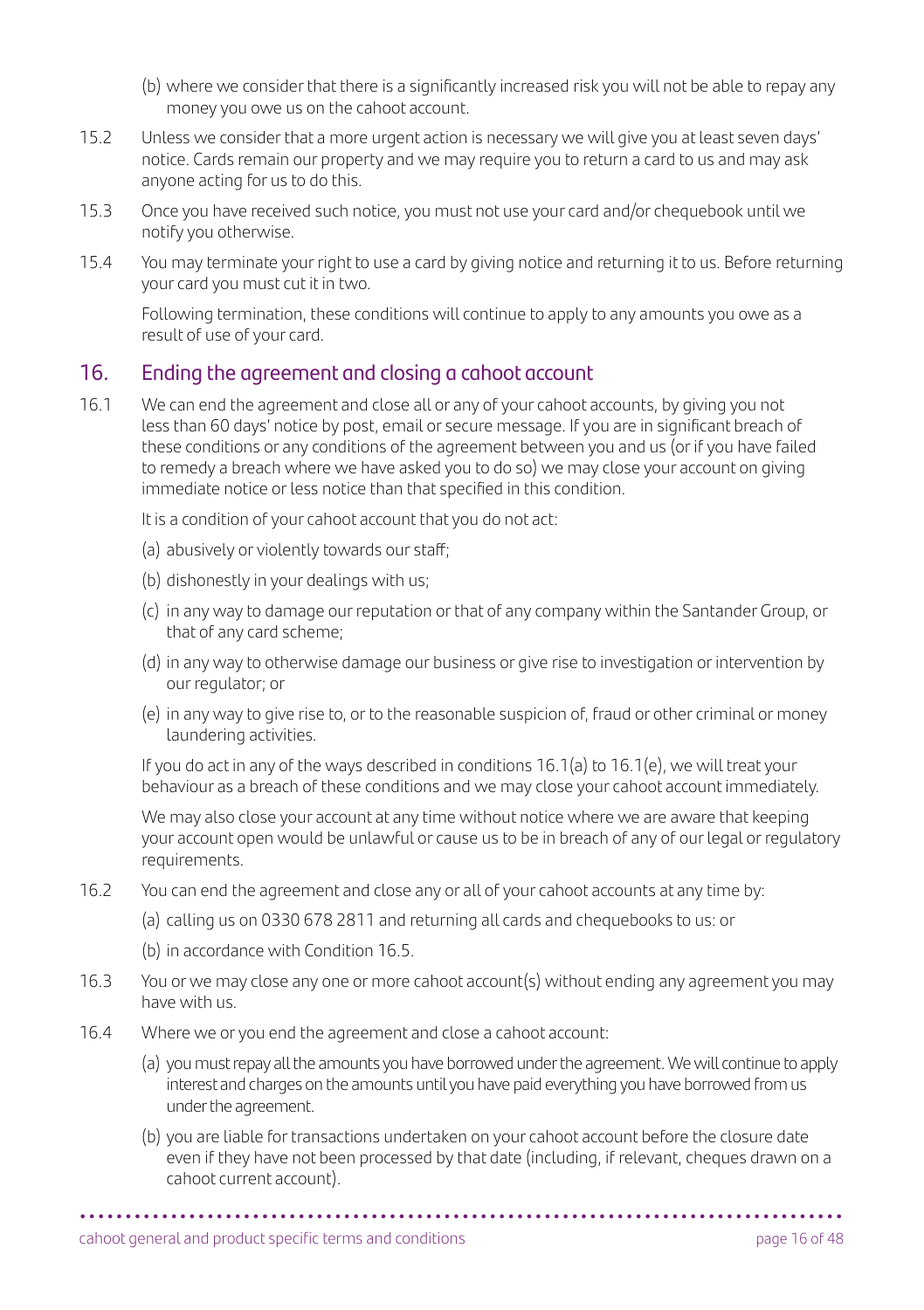(b) where we consider that there is a significantly increased risk you will not be able to repay any money you owe us on the cahoot account.

15.2 Unless we consider that a more urgent action is necessary we will give you at least seven days' notice. Cards remain our property and we may require you to return a card to us and may ask anyone acting for us to do this.

15.3 Once you have received such notice, you must not use your card and/or chequebook until we notify you otherwise.

15.4 You may terminate your right to use a card by giving notice and returning it to us. Before returning your card you must cut it in two.

Following termination, these conditions will continue to apply to any amounts you owe as a result of use of your card.

## 16. Ending the agreement and closing a cahoot account

16.1 We can end the agreement and close all or any of your cahoot accounts, by giving you not less than 60 days' notice by post, email or secure message. If you are in significant breach of these conditions or any conditions of the agreement between you and us (or if you have failed to remedy a breach where we have asked you to do so) we may close your account on giving immediate notice or less notice than that specified in this condition.

It is a condition of your cahoot account that you do not act:

(a) abusively or violently towards our staff;

(b) dishonestly in your dealings with us;

(c) in any way to damage our reputation or that of any company within the Santander Group, or that of any card scheme;

(d) in any way to otherwise damage our business or give rise to investigation or intervention by our regulator; or

(e) in any way to give rise to, or to the reasonable suspicion of, fraud or other criminal or money laundering activities.

If you do act in any of the ways described in conditions 16.1(a) to 16.1(e), we will treat your behaviour as a breach of these conditions and we may close your cahoot account immediately.

We may also close your account at any time without notice where we are aware that keeping your account open would be unlawful or cause us to be in breach of any of our legal or regulatory requirements.

16.2 You can end the agreement and close any or all of your cahoot accounts at any time by:

(a) calling us on 0330 678 2811 and returning all cards and chequebooks to us: or

(b) in accordance with Condition 16.5.

16.3 You or we may close any one or more cahoot account(s) without ending any agreement you may have with us.

16.4 Where we or you end the agreement and close a cahoot account:

(a) you must repay all the amounts you have borrowed under the agreement. We will continue to apply interest and charges on the amounts until you have paid everything you have borrowed from us under the agreement.

(b) you are liable for transactions undertaken on your cahoot account before the closure date even if they have not been processed by that date (including, if relevant, cheques drawn on a cahoot current account).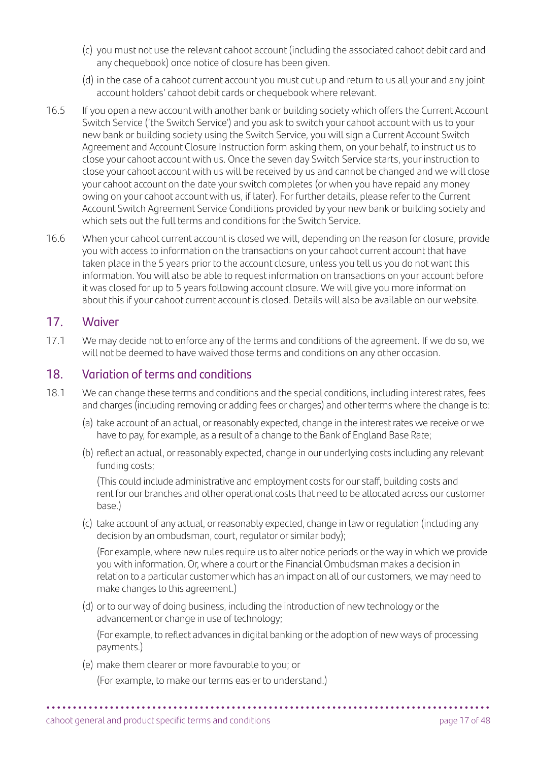(c) you must not use the relevant cahoot account (including the associated cahoot debit card and any chequebook) once notice of closure has been given.

(d) in the case of a cahoot current account you must cut up and return to us all your and any joint account holders' cahoot debit cards or chequebook where relevant.

16.5 If you open a new account with another bank or building society which offers the Current Account Switch Service ('the Switch Service') and you ask to switch your cahoot account with us to your new bank or building society using the Switch Service, you will sign a Current Account Switch Agreement and Account Closure Instruction form asking them, on your behalf, to instruct us to close your cahoot account with us. Once the seven day Switch Service starts, your instruction to close your cahoot account with us will be received by us and cannot be changed and we will close your cahoot account on the date your switch completes (or when you have repaid any money owing on your cahoot account with us, if later). For further details, please refer to the Current Account Switch Agreement Service Conditions provided by your new bank or building society and which sets out the full terms and conditions for the Switch Service.

16.6 When your cahoot current account is closed we will, depending on the reason for closure, provide you with access to information on the transactions on your cahoot current account that have taken place in the 5 years prior to the account closure, unless you tell us you do not want this information. You will also be able to request information on transactions on your account before it was closed for up to 5 years following account closure. We will give you more information about this if your cahoot current account is closed. Details will also be available on our website.

## 17. Waiver

17.1 We may decide not to enforce any of the terms and conditions of the agreement. If we do so, we will not be deemed to have waived those terms and conditions on any other occasion.

## 18. Variation of terms and conditions

18.1 We can change these terms and conditions and the special conditions, including interest rates, fees and charges (including removing or adding fees or charges) and other terms where the change is to:

(a) take account of an actual, or reasonably expected, change in the interest rates we receive or we have to pay, for example, as a result of a change to the Bank of England Base Rate;

(b) reflect an actual, or reasonably expected, change in our underlying costs including any relevant funding costs;

(This could include administrative and employment costs for our staff, building costs and rent for our branches and other operational costs that need to be allocated across our customer base.)

(c) take account of any actual, or reasonably expected, change in law or regulation (including any decision by an ombudsman, court, regulator or similar body);

(For example, where new rules require us to alter notice periods or the way in which we provide you with information. Or, where a court or the Financial Ombudsman makes a decision in relation to a particular customer which has an impact on all of our customers, we may need to make changes to this agreement.)

(d) or to our way of doing business, including the introduction of new technology or the advancement or change in use of technology;

(For example, to reflect advances in digital banking or the adoption of new ways of processing payments.)

(e) make them clearer or more favourable to you; or

(For example, to make our terms easier to understand.)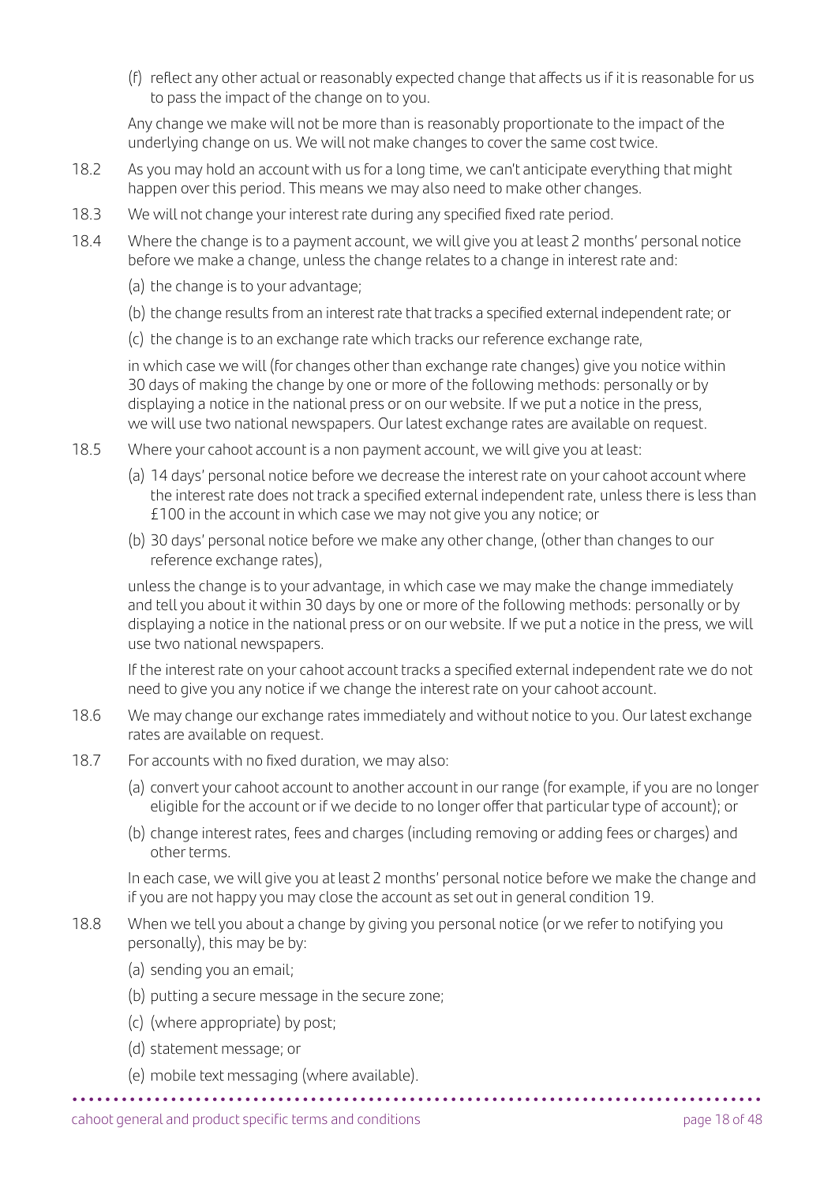(f) reflect any other actual or reasonably expected change that affects us if it is reasonable for us to pass the impact of the change on to you.

Any change we make will not be more than is reasonably proportionate to the impact of the underlying change on us. We will not make changes to cover the same cost twice.

18.2 As you may hold an account with us for a long time, we can't anticipate everything that might happen over this period. This means we may also need to make other changes.

18.3 We will not change your interest rate during any specified fixed rate period.

18.4 Where the change is to a payment account, we will give you at least 2 months' personal notice before we make a change, unless the change relates to a change in interest rate and:

(a) the change is to your advantage;

(b) the change results from an interest rate that tracks a specified external independent rate; or

(c) the change is to an exchange rate which tracks our reference exchange rate,

in which case we will (for changes other than exchange rate changes) give you notice within 30 days of making the change by one or more of the following methods: personally or by displaying a notice in the national press or on our website. If we put a notice in the press, we will use two national newspapers. Our latest exchange rates are available on request.

18.5 Where your cahoot account is a non payment account, we will give you at least:

(a) 14 days' personal notice before we decrease the interest rate on your cahoot account where the interest rate does not track a specified external independent rate, unless there is less than £100 in the account in which case we may not give you any notice; or

(b) 30 days' personal notice before we make any other change, (other than changes to our reference exchange rates),

unless the change is to your advantage, in which case we may make the change immediately and tell you about it within 30 days by one or more of the following methods: personally or by displaying a notice in the national press or on our website. If we put a notice in the press, we will use two national newspapers.

If the interest rate on your cahoot account tracks a specified external independent rate we do not need to give you any notice if we change the interest rate on your cahoot account.

18.6 We may change our exchange rates immediately and without notice to you. Our latest exchange rates are available on request.

18.7 For accounts with no fixed duration, we may also:

(a) convert your cahoot account to another account in our range (for example, if you are no longer eligible for the account or if we decide to no longer offer that particular type of account); or

(b) change interest rates, fees and charges (including removing or adding fees or charges) and other terms.

In each case, we will give you at least 2 months' personal notice before we make the change and if you are not happy you may close the account as set out in general condition 19.

18.8 When we tell you about a change by giving you personal notice (or we refer to notifying you personally), this may be by:

(a) sending you an email;

(b) putting a secure message in the secure zone;

(c) (where appropriate) by post;

(d) statement message; or

(e) mobile text messaging (where available).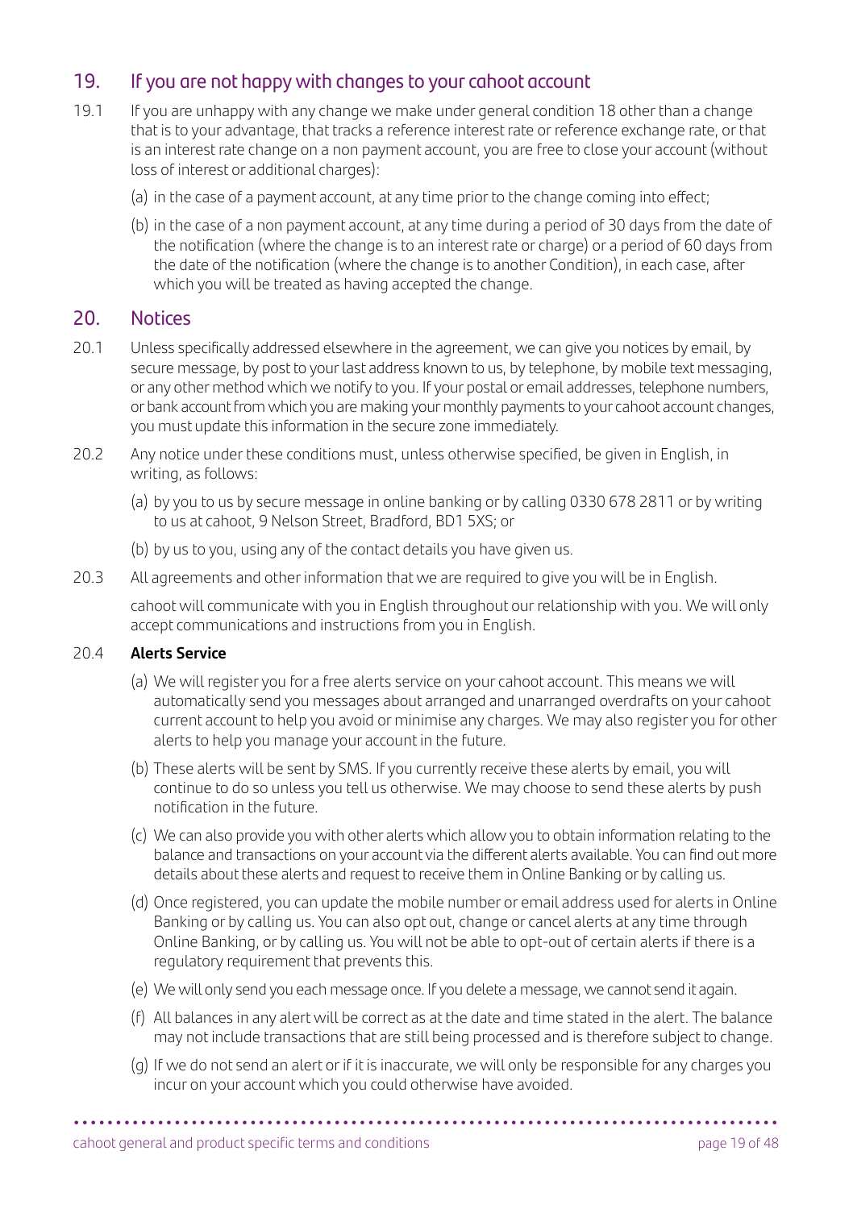## 19. If you are not happy with changes to your cahoot account

19.1 If you are unhappy with any change we make under general condition 18 other than a change that is to your advantage, that tracks a reference interest rate or reference exchange rate, or that is an interest rate change on a non payment account, you are free to close your account (without loss of interest or additional charges):

(a) in the case of a payment account, at any time prior to the change coming into effect;

(b) in the case of a non payment account, at any time during a period of 30 days from the date of the notification (where the change is to an interest rate or charge) or a period of 60 days from the date of the notification (where the change is to another Condition), in each case, after which you will be treated as having accepted the change.

## 20. Notices

20.1 Unless specifically addressed elsewhere in the agreement, we can give you notices by email, by secure message, by post to your last address known to us, by telephone, by mobile text messaging, or any other method which we notify to you. If your postal or email addresses, telephone numbers, or bank account from which you are making your monthly payments to your cahoot account changes, you must update this information in the secure zone immediately.

20.2 Any notice under these conditions must, unless otherwise specified, be given in English, in writing, as follows:

(a) by you to us by secure message in online banking or by calling 0330 678 2811 or by writing to us at cahoot, 9 Nelson Street, Bradford, BD1 5XS; or

(b) by us to you, using any of the contact details you have given us.

20.3 All agreements and other information that we are required to give you will be in English.

cahoot will communicate with you in English throughout our relationship with you. We will only accept communications and instructions from you in English.

20.4 **Alerts Service**

(a) We will register you for a free alerts service on your cahoot account. This means we will automatically send you messages about arranged and unarranged overdrafts on your cahoot current account to help you avoid or minimise any charges. We may also register you for other alerts to help you manage your account in the future.

(b) These alerts will be sent by SMS. If you currently receive these alerts by email, you will continue to do so unless you tell us otherwise. We may choose to send these alerts by push notification in the future.

(c) We can also provide you with other alerts which allow you to obtain information relating to the balance and transactions on your account via the different alerts available. You can find out more details about these alerts and request to receive them in Online Banking or by calling us.

(d) Once registered, you can update the mobile number or email address used for alerts in Online Banking or by calling us. You can also opt out, change or cancel alerts at any time through Online Banking, or by calling us. You will not be able to opt-out of certain alerts if there is a regulatory requirement that prevents this.

(e) We will only send you each message once. If you delete a message, we cannot send it again.

(f) All balances in any alert will be correct as at the date and time stated in the alert. The balance may not include transactions that are still being processed and is therefore subject to change.

(g) If we do not send an alert or if it is inaccurate, we will only be responsible for any charges you incur on your account which you could otherwise have avoided.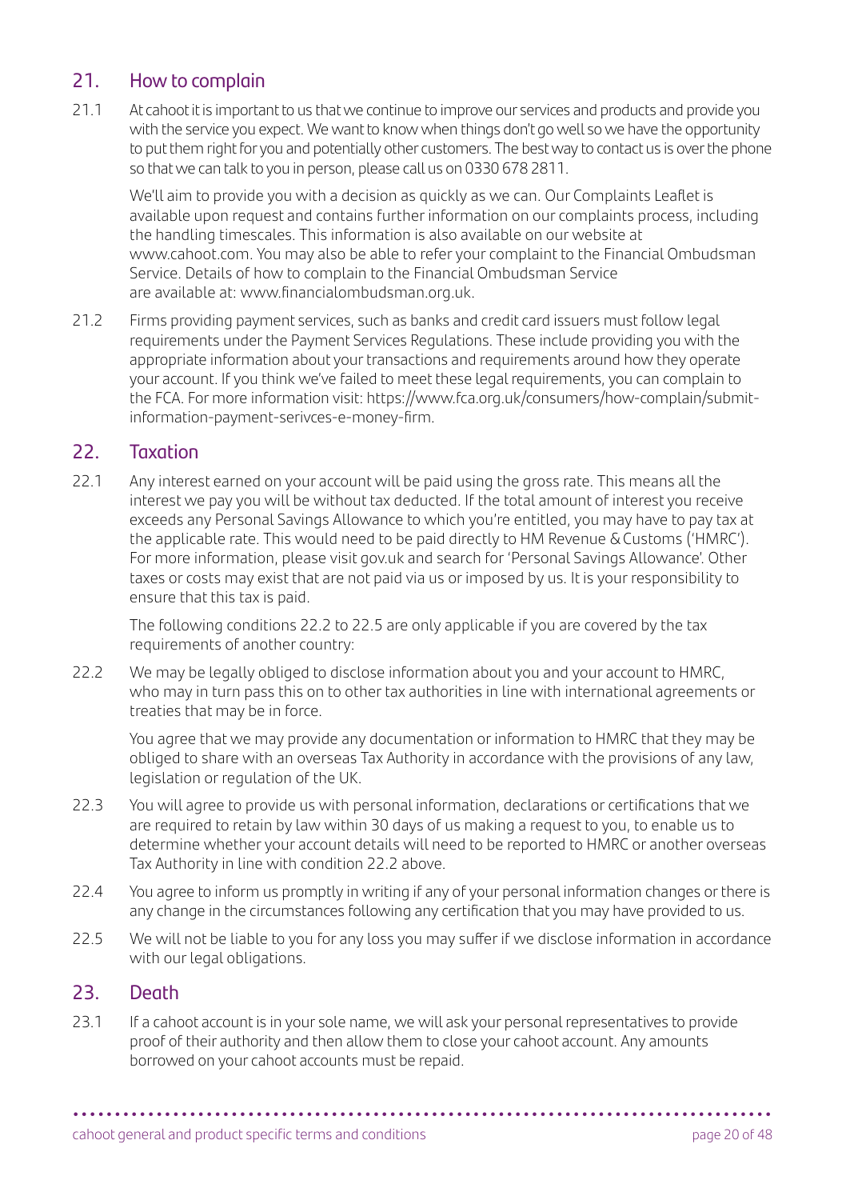## 21. How to complain

21.1 At cahoot it is important to us that we continue to improve our services and products and provide you with the service you expect. We want to know when things don't go well so we have the opportunity to put them right for you and potentially other customers. The best way to contact us is over the phone so that we can talk to you in person, please call us on 0330 678 2811.

We'll aim to provide you with a decision as quickly as we can. Our Complaints Leaflet is available upon request and contains further information on our complaints process, including the handling timescales. This information is also available on our website at www.cahoot.com. You may also be able to refer your complaint to the Financial Ombudsman Service. Details of how to complain to the Financial Ombudsman Service are available at: www.financialombudsman.org.uk.

21.2 Firms providing payment services, such as banks and credit card issuers must follow legal requirements under the Payment Services Regulations. These include providing you with the appropriate information about your transactions and requirements around how they operate your account. If you think we've failed to meet these legal requirements, you can complain to the FCA. For more information visit: https://www.fca.org.uk/consumers/how-complain/submit-information-payment-serivces-e-money-firm.

## 22. Taxation

22.1 Any interest earned on your account will be paid using the gross rate. This means all the interest we pay you will be without tax deducted. If the total amount of interest you receive exceeds any Personal Savings Allowance to which you're entitled, you may have to pay tax at the applicable rate. This would need to be paid directly to HM Revenue & Customs ('HMRC'). For more information, please visit gov.uk and search for 'Personal Savings Allowance'. Other taxes or costs may exist that are not paid via us or imposed by us. It is your responsibility to ensure that this tax is paid.

The following conditions 22.2 to 22.5 are only applicable if you are covered by the tax requirements of another country:

22.2 We may be legally obliged to disclose information about you and your account to HMRC, who may in turn pass this on to other tax authorities in line with international agreements or treaties that may be in force.

You agree that we may provide any documentation or information to HMRC that they may be obliged to share with an overseas Tax Authority in accordance with the provisions of any law, legislation or regulation of the UK.

22.3 You will agree to provide us with personal information, declarations or certifications that we are required to retain by law within 30 days of us making a request to you, to enable us to determine whether your account details will need to be reported to HMRC or another overseas Tax Authority in line with condition 22.2 above.

22.4 You agree to inform us promptly in writing if any of your personal information changes or there is any change in the circumstances following any certification that you may have provided to us.

22.5 We will not be liable to you for any loss you may suffer if we disclose information in accordance with our legal obligations.

## 23. Death

23.1 If a cahoot account is in your sole name, we will ask your personal representatives to provide proof of their authority and then allow them to close your cahoot account. Any amounts borrowed on your cahoot accounts must be repaid.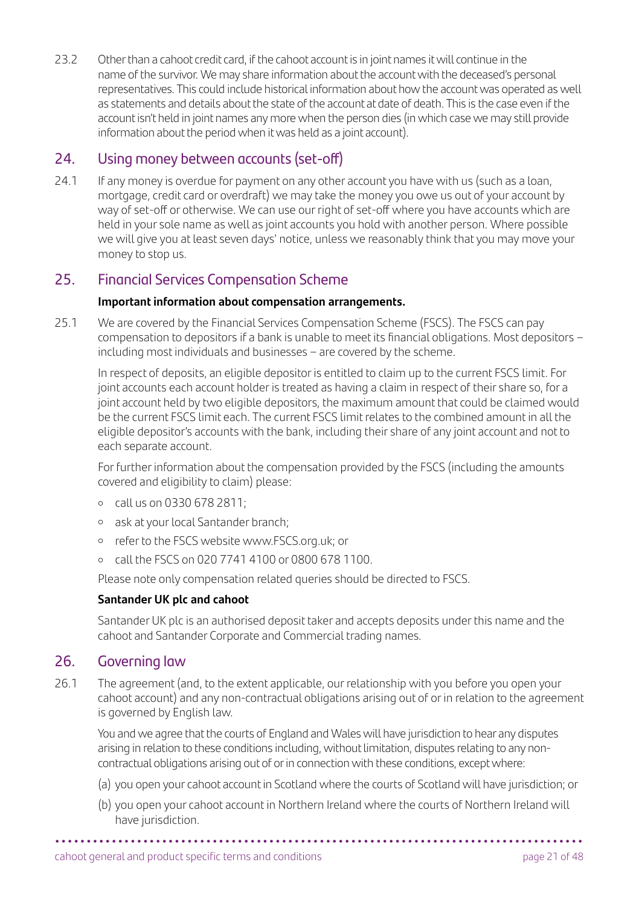23.2 Other than a cahoot credit card, if the cahoot account is in joint names it will continue in the name of the survivor. We may share information about the account with the deceased's personal representatives. This could include historical information about how the account was operated as well as statements and details about the state of the account at date of death. This is the case even if the account isn't held in joint names any more when the person dies (in which case we may still provide information about the period when it was held as a joint account).

## 24. Using money between accounts (set-off)

24.1 If any money is overdue for payment on any other account you have with us (such as a loan, mortgage, credit card or overdraft) we may take the money you owe us out of your account by way of set-off or otherwise. We can use our right of set-off where you have accounts which are held in your sole name as well as joint accounts you hold with another person. Where possible we will give you at least seven days' notice, unless we reasonably think that you may move your money to stop us.

## 25. Financial Services Compensation Scheme

**Important information about compensation arrangements.**

25.1 We are covered by the Financial Services Compensation Scheme (FSCS). The FSCS can pay compensation to depositors if a bank is unable to meet its financial obligations. Most depositors – including most individuals and businesses – are covered by the scheme.

In respect of deposits, an eligible depositor is entitled to claim up to the current FSCS limit. For joint accounts each account holder is treated as having a claim in respect of their share so, for a joint account held by two eligible depositors, the maximum amount that could be claimed would be the current FSCS limit each. The current FSCS limit relates to the combined amount in all the eligible depositor's accounts with the bank, including their share of any joint account and not to each separate account.

For further information about the compensation provided by the FSCS (including the amounts covered and eligibility to claim) please:

- call us on 0330 678 2811;
- ask at your local Santander branch;
- refer to the FSCS website www.FSCS.org.uk; or
- call the FSCS on 020 7741 4100 or 0800 678 1100.

Please note only compensation related queries should be directed to FSCS.

**Santander UK plc and cahoot**

Santander UK plc is an authorised deposit taker and accepts deposits under this name and the cahoot and Santander Corporate and Commercial trading names.

## 26. Governing law

26.1 The agreement (and, to the extent applicable, our relationship with you before you open your cahoot account) and any non-contractual obligations arising out of or in relation to the agreement is governed by English law.

You and we agree that the courts of England and Wales will have jurisdiction to hear any disputes arising in relation to these conditions including, without limitation, disputes relating to any non-contractual obligations arising out of or in connection with these conditions, except where:

(a) you open your cahoot account in Scotland where the courts of Scotland will have jurisdiction; or

(b) you open your cahoot account in Northern Ireland where the courts of Northern Ireland will have jurisdiction.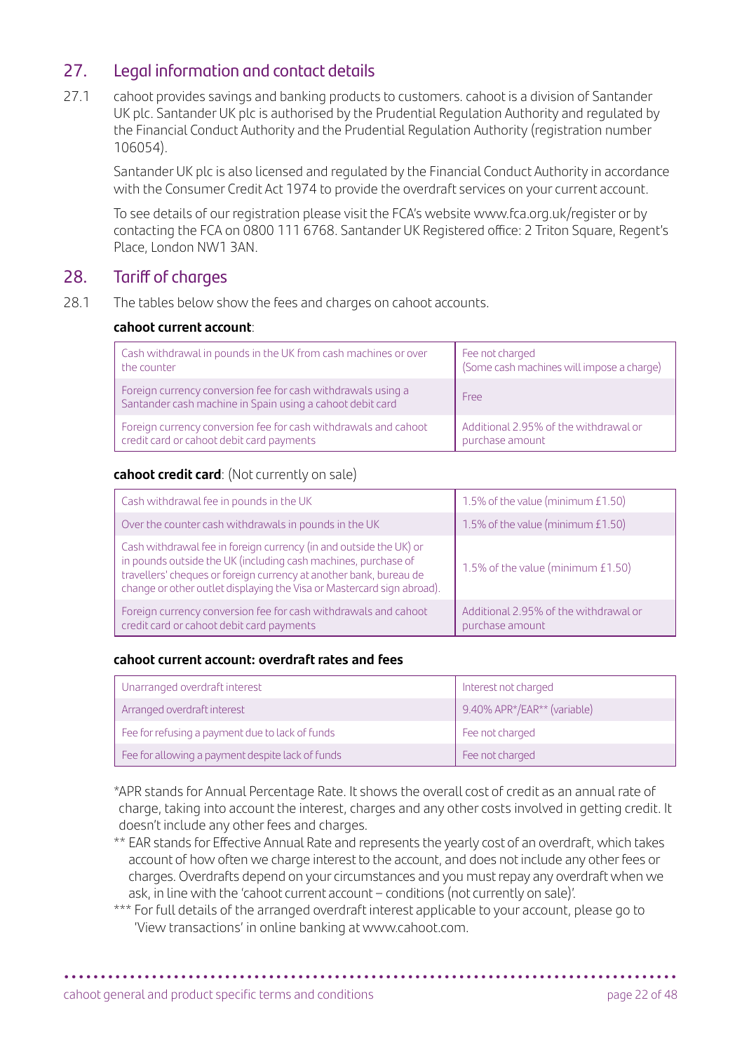## 27. Legal information and contact details

27.1 cahoot provides savings and banking products to customers. cahoot is a division of Santander UK plc. Santander UK plc is authorised by the Prudential Regulation Authority and regulated by the Financial Conduct Authority and the Prudential Regulation Authority (registration number 106054).

Santander UK plc is also licensed and regulated by the Financial Conduct Authority in accordance with the Consumer Credit Act 1974 to provide the overdraft services on your current account.

To see details of our registration please visit the FCA's website www.fca.org.uk/register or by contacting the FCA on 0800 111 6768. Santander UK Registered office: 2 Triton Square, Regent's Place, London NW1 3AN.

## 28. Tariff of charges

28.1 The tables below show the fees and charges on cahoot accounts.

**cahoot current account**:

| | |
|---|---|
| Cash withdrawal in pounds in the UK from cash machines or over the counter | Fee not charged (Some cash machines will impose a charge) |
| Foreign currency conversion fee for cash withdrawals using a Santander cash machine in Spain using a cahoot debit card | Free |
| Foreign currency conversion fee for cash withdrawals and cahoot credit card or cahoot debit card payments | Additional 2.95% of the withdrawal or purchase amount |

**cahoot credit card**: (Not currently on sale)

| | |
|---|---|
| Cash withdrawal fee in pounds in the UK | 1.5% of the value (minimum £1.50) |
| Over the counter cash withdrawals in pounds in the UK | 1.5% of the value (minimum £1.50) |
| Cash withdrawal fee in foreign currency (in and outside the UK) or in pounds outside the UK (including cash machines, purchase of travellers' cheques or foreign currency at another bank, bureau de change or other outlet displaying the Visa or Mastercard sign abroad). | 1.5% of the value (minimum £1.50) |
| Foreign currency conversion fee for cash withdrawals and cahoot credit card or cahoot debit card payments | Additional 2.95% of the withdrawal or purchase amount |

**cahoot current account: overdraft rates and fees**

| | |
|---|---|
| Unarranged overdraft interest | Interest not charged |
| Arranged overdraft interest | 9.40% APR*/EAR** (variable) |
| Fee for refusing a payment due to lack of funds | Fee not charged |
| Fee for allowing a payment despite lack of funds | Fee not charged |

*APR stands for Annual Percentage Rate. It shows the overall cost of credit as an annual rate of charge, taking into account the interest, charges and any other costs involved in getting credit. It doesn't include any other fees and charges.

** EAR stands for Effective Annual Rate and represents the yearly cost of an overdraft, which takes account of how often we charge interest to the account, and does not include any other fees or charges. Overdrafts depend on your circumstances and you must repay any overdraft when we ask, in line with the 'cahoot current account – conditions (not currently on sale)'.

*** For full details of the arranged overdraft interest applicable to your account, please go to 'View transactions' in online banking at www.cahoot.com.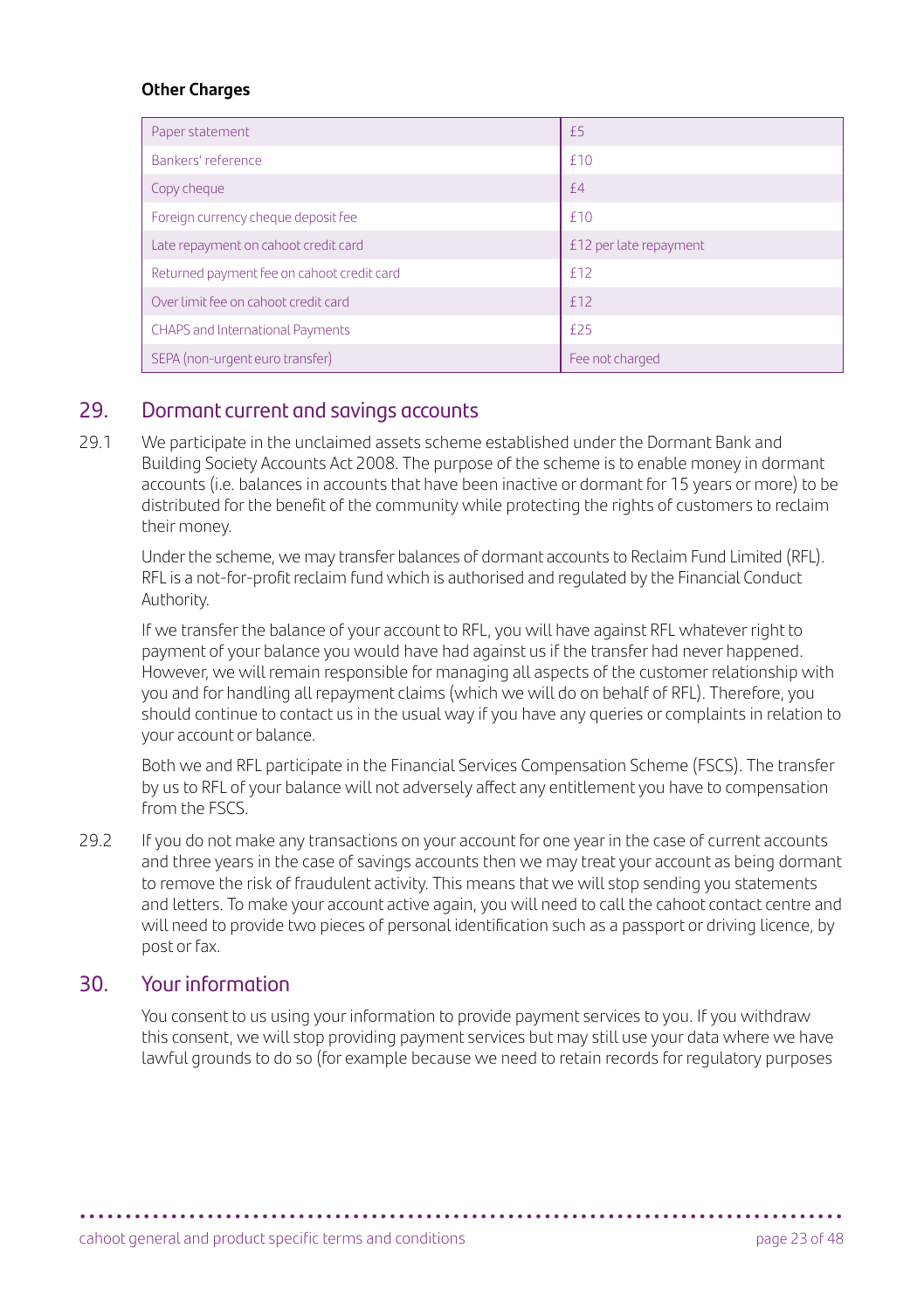**Other Charges**

| Paper statement | £5 |
|---|---|
| Bankers' reference | £10 |
| Copy cheque | £4 |
| Foreign currency cheque deposit fee | £10 |
| Late repayment on cahoot credit card | £12 per late repayment |
| Returned payment fee on cahoot credit card | £12 |
| Over limit fee on cahoot credit card | £12 |
| CHAPS and International Payments | £25 |
| SEPA (non-urgent euro transfer) | Fee not charged |

## 29. Dormant current and savings accounts

29.1 We participate in the unclaimed assets scheme established under the Dormant Bank and Building Society Accounts Act 2008. The purpose of the scheme is to enable money in dormant accounts (i.e. balances in accounts that have been inactive or dormant for 15 years or more) to be distributed for the benefit of the community while protecting the rights of customers to reclaim their money.

Under the scheme, we may transfer balances of dormant accounts to Reclaim Fund Limited (RFL). RFL is a not-for-profit reclaim fund which is authorised and regulated by the Financial Conduct Authority.

If we transfer the balance of your account to RFL, you will have against RFL whatever right to payment of your balance you would have had against us if the transfer had never happened. However, we will remain responsible for managing all aspects of the customer relationship with you and for handling all repayment claims (which we will do on behalf of RFL). Therefore, you should continue to contact us in the usual way if you have any queries or complaints in relation to your account or balance.

Both we and RFL participate in the Financial Services Compensation Scheme (FSCS). The transfer by us to RFL of your balance will not adversely affect any entitlement you have to compensation from the FSCS.

29.2 If you do not make any transactions on your account for one year in the case of current accounts and three years in the case of savings accounts then we may treat your account as being dormant to remove the risk of fraudulent activity. This means that we will stop sending you statements and letters. To make your account active again, you will need to call the cahoot contact centre and will need to provide two pieces of personal identification such as a passport or driving licence, by post or fax.

## 30. Your information

You consent to us using your information to provide payment services to you. If you withdraw this consent, we will stop providing payment services but may still use your data where we have lawful grounds to do so (for example because we need to retain records for regulatory purposes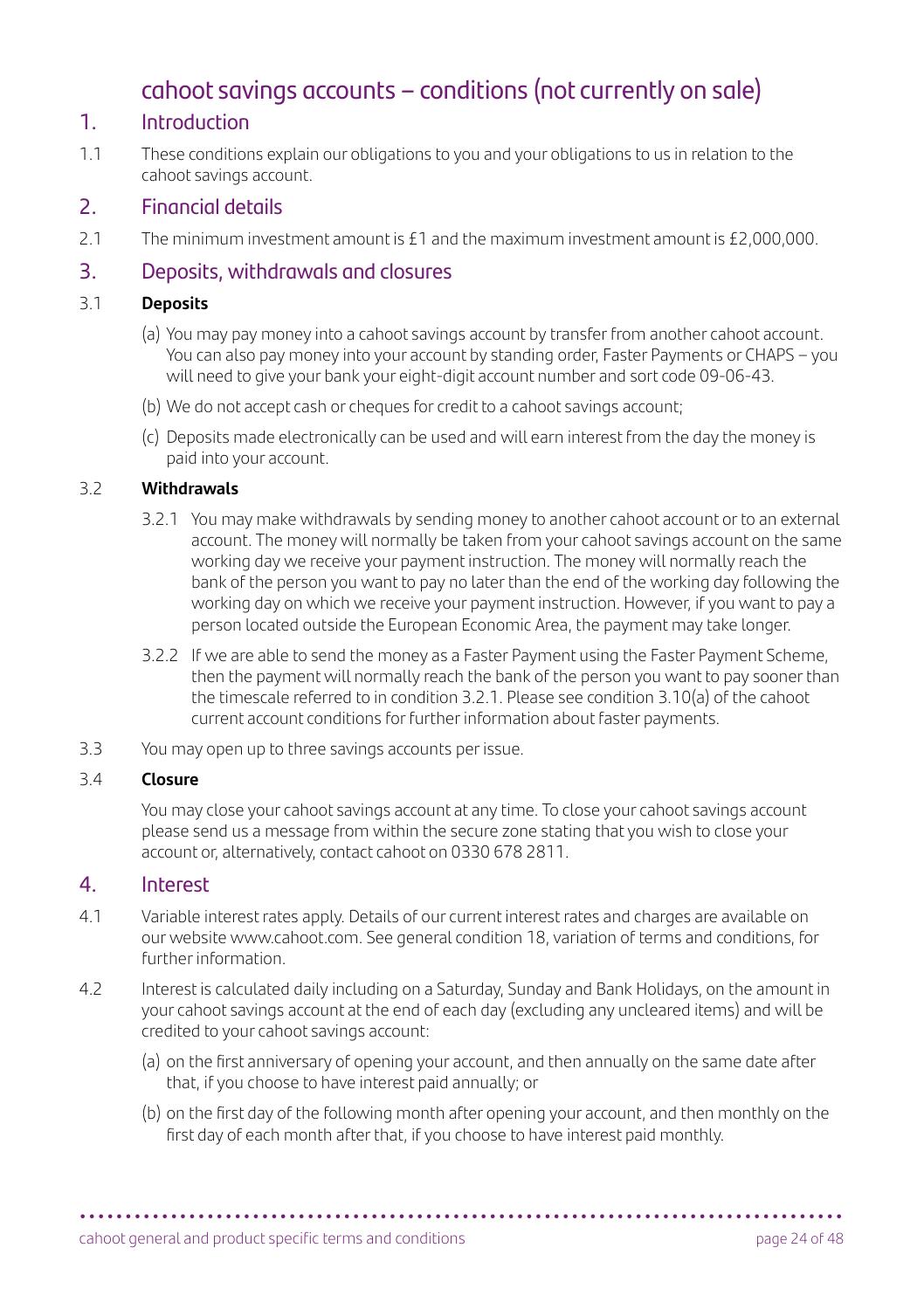# cahoot savings accounts – conditions (not currently on sale)

## 1. Introduction

1.1 These conditions explain our obligations to you and your obligations to us in relation to the cahoot savings account.

## 2. Financial details

2.1 The minimum investment amount is £1 and the maximum investment amount is £2,000,000.

## 3. Deposits, withdrawals and closures

3.1 **Deposits**

(a) You may pay money into a cahoot savings account by transfer from another cahoot account. You can also pay money into your account by standing order, Faster Payments or CHAPS – you will need to give your bank your eight-digit account number and sort code 09-06-43.

(b) We do not accept cash or cheques for credit to a cahoot savings account;

(c) Deposits made electronically can be used and will earn interest from the day the money is paid into your account.

3.2 **Withdrawals**

3.2.1 You may make withdrawals by sending money to another cahoot account or to an external account. The money will normally be taken from your cahoot savings account on the same working day we receive your payment instruction. The money will normally reach the bank of the person you want to pay no later than the end of the working day following the working day on which we receive your payment instruction. However, if you want to pay a person located outside the European Economic Area, the payment may take longer.

3.2.2 If we are able to send the money as a Faster Payment using the Faster Payment Scheme, then the payment will normally reach the bank of the person you want to pay sooner than the timescale referred to in condition 3.2.1. Please see condition 3.10(a) of the cahoot current account conditions for further information about faster payments.

3.3 You may open up to three savings accounts per issue.

3.4 **Closure**

You may close your cahoot savings account at any time. To close your cahoot savings account please send us a message from within the secure zone stating that you wish to close your account or, alternatively, contact cahoot on 0330 678 2811.

## 4. Interest

4.1 Variable interest rates apply. Details of our current interest rates and charges are available on our website www.cahoot.com. See general condition 18, variation of terms and conditions, for further information.

4.2 Interest is calculated daily including on a Saturday, Sunday and Bank Holidays, on the amount in your cahoot savings account at the end of each day (excluding any uncleared items) and will be credited to your cahoot savings account:

(a) on the first anniversary of opening your account, and then annually on the same date after that, if you choose to have interest paid annually; or

(b) on the first day of the following month after opening your account, and then monthly on the first day of each month after that, if you choose to have interest paid monthly.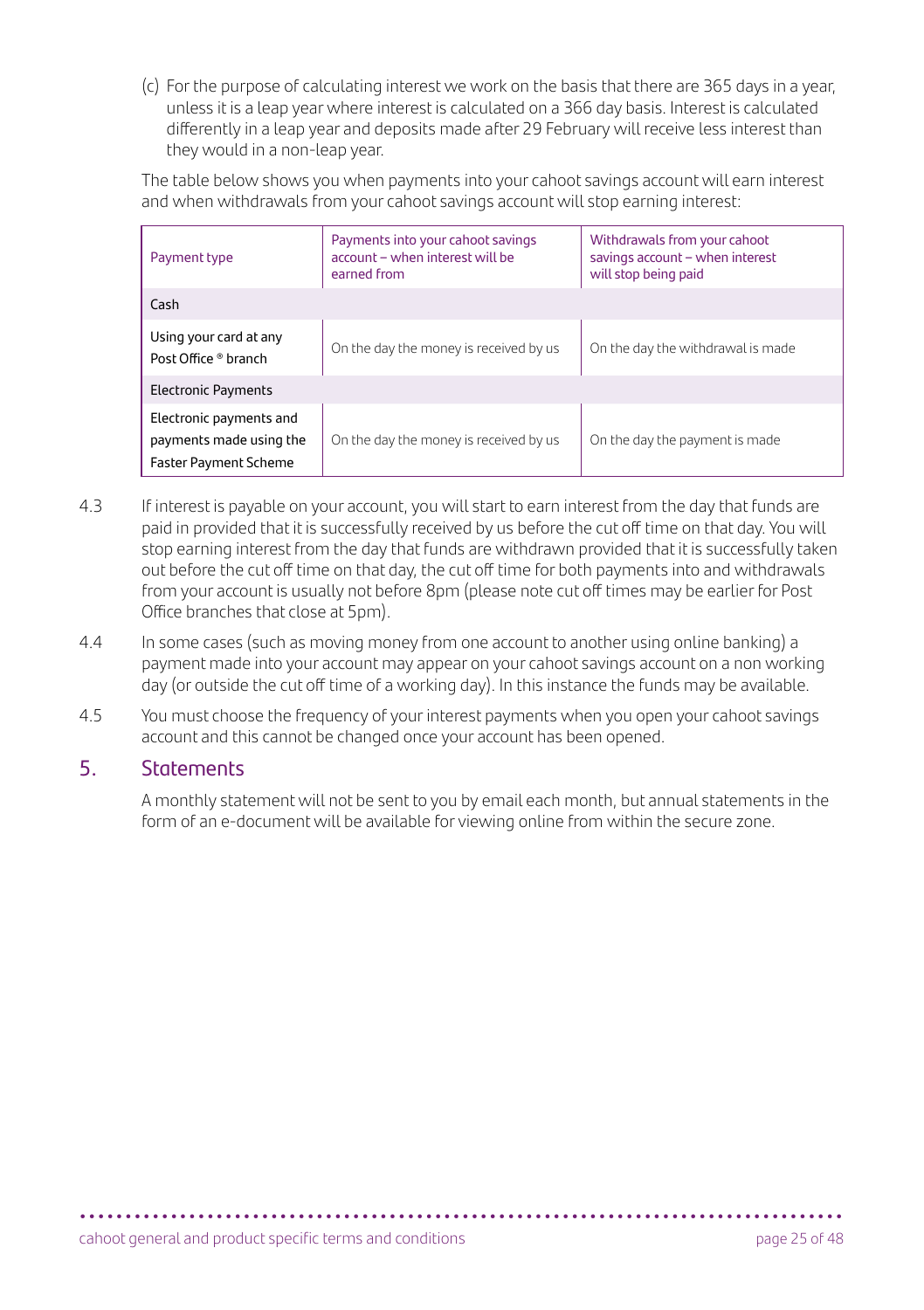(c) For the purpose of calculating interest we work on the basis that there are 365 days in a year, unless it is a leap year where interest is calculated on a 366 day basis. Interest is calculated differently in a leap year and deposits made after 29 February will receive less interest than they would in a non-leap year.

The table below shows you when payments into your cahoot savings account will earn interest and when withdrawals from your cahoot savings account will stop earning interest:

| Payment type | Payments into your cahoot savings account – when interest will be earned from | Withdrawals from your cahoot savings account – when interest will stop being paid |
|---|---|---|
| Cash | | |
| Using your card at any Post Office ® branch | On the day the money is received by us | On the day the withdrawal is made |
| Electronic Payments | | |
| Electronic payments and payments made using the Faster Payment Scheme | On the day the money is received by us | On the day the payment is made |

4.3 If interest is payable on your account, you will start to earn interest from the day that funds are paid in provided that it is successfully received by us before the cut off time on that day. You will stop earning interest from the day that funds are withdrawn provided that it is successfully taken out before the cut off time on that day, the cut off time for both payments into and withdrawals from your account is usually not before 8pm (please note cut off times may be earlier for Post Office branches that close at 5pm).

4.4 In some cases (such as moving money from one account to another using online banking) a payment made into your account may appear on your cahoot savings account on a non working day (or outside the cut off time of a working day). In this instance the funds may be available.

4.5 You must choose the frequency of your interest payments when you open your cahoot savings account and this cannot be changed once your account has been opened.

## 5. Statements

A monthly statement will not be sent to you by email each month, but annual statements in the form of an e-document will be available for viewing online from within the secure zone.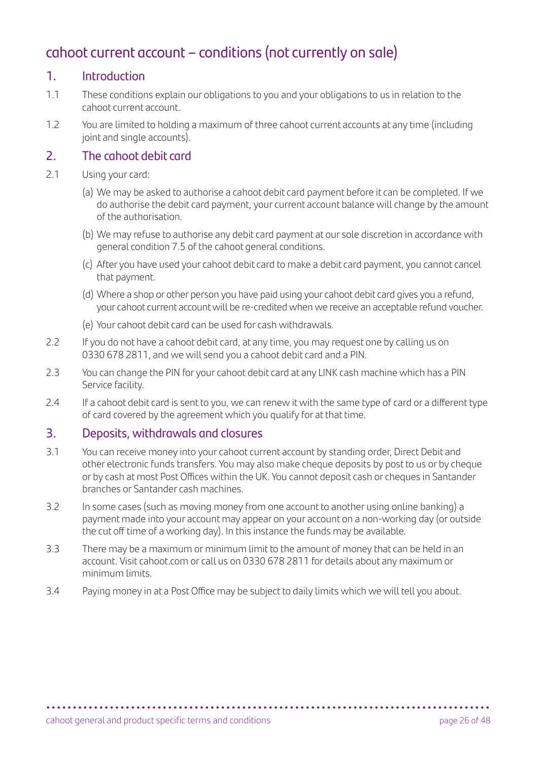# cahoot current account – conditions (not currently on sale)

## 1. Introduction

1.1 These conditions explain our obligations to you and your obligations to us in relation to the cahoot current account.

1.2 You are limited to holding a maximum of three cahoot current accounts at any time (including joint and single accounts).

## 2. The cahoot debit card

2.1 Using your card:

(a) We may be asked to authorise a cahoot debit card payment before it can be completed. If we do authorise the debit card payment, your current account balance will change by the amount of the authorisation.

(b) We may refuse to authorise any debit card payment at our sole discretion in accordance with general condition 7.5 of the cahoot general conditions.

(c) After you have used your cahoot debit card to make a debit card payment, you cannot cancel that payment.

(d) Where a shop or other person you have paid using your cahoot debit card gives you a refund, your cahoot current account will be re-credited when we receive an acceptable refund voucher.

(e) Your cahoot debit card can be used for cash withdrawals.

2.2 If you do not have a cahoot debit card, at any time, you may request one by calling us on 0330 678 2811, and we will send you a cahoot debit card and a PIN.

2.3 You can change the PIN for your cahoot debit card at any LINK cash machine which has a PIN Service facility.

2.4 If a cahoot debit card is sent to you, we can renew it with the same type of card or a different type of card covered by the agreement which you qualify for at that time.

## 3. Deposits, withdrawals and closures

3.1 You can receive money into your cahoot current account by standing order, Direct Debit and other electronic funds transfers. You may also make cheque deposits by post to us or by cheque or by cash at most Post Offices within the UK. You cannot deposit cash or cheques in Santander branches or Santander cash machines.

3.2 In some cases (such as moving money from one account to another using online banking) a payment made into your account may appear on your account on a non-working day (or outside the cut off time of a working day). In this instance the funds may be available.

3.3 There may be a maximum or minimum limit to the amount of money that can be held in an account. Visit cahoot.com or call us on 0330 678 2811 for details about any maximum or minimum limits.

3.4 Paying money in at a Post Office may be subject to daily limits which we will tell you about.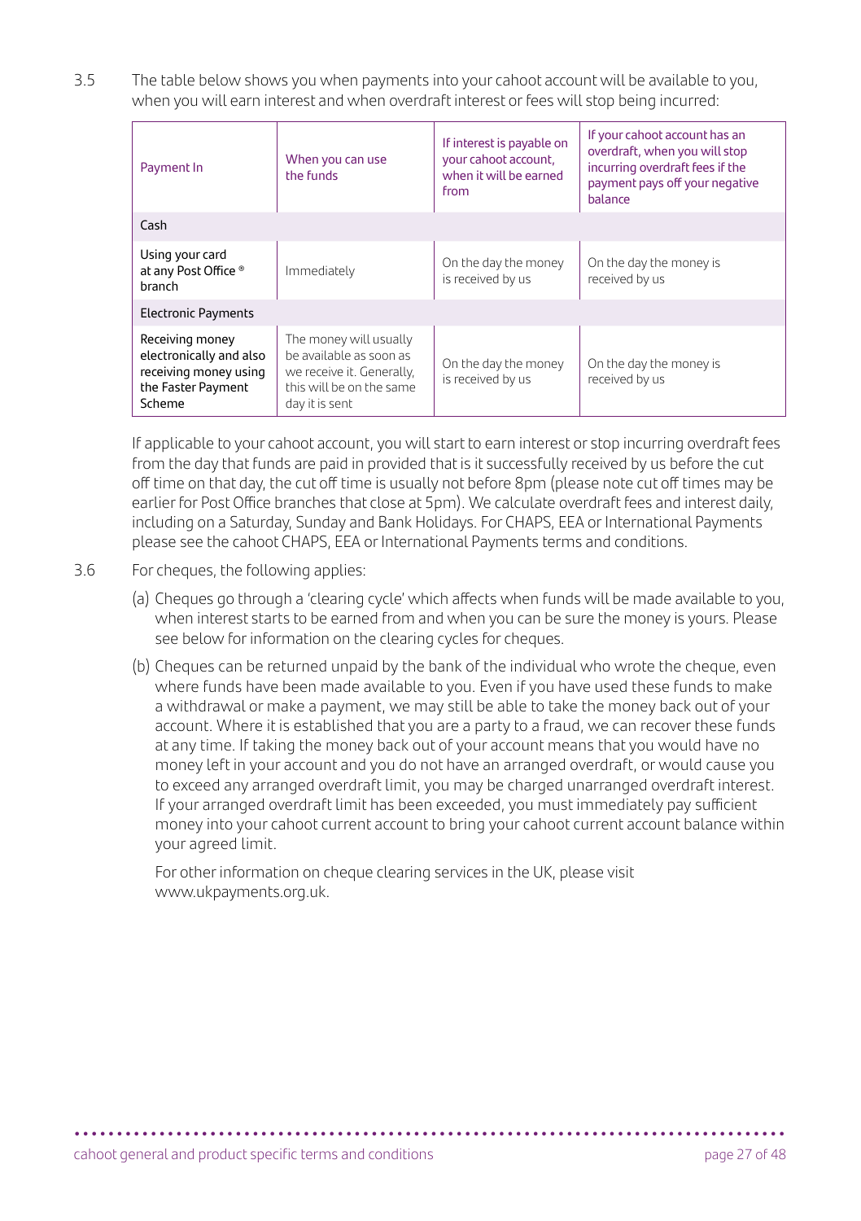3.5 The table below shows you when payments into your cahoot account will be available to you, when you will earn interest and when overdraft interest or fees will stop being incurred:

| Payment In | When you can use the funds | If interest is payable on your cahoot account, when it will be earned from | If your cahoot account has an overdraft, when you will stop incurring overdraft fees if the payment pays off your negative balance |
|---|---|---|---|
| Cash | | | |
| Using your card at any Post Office ® branch | Immediately | On the day the money is received by us | On the day the money is received by us |
| Electronic Payments | | | |
| Receiving money electronically and also receiving money using the Faster Payment Scheme | The money will usually be available as soon as we receive it. Generally, this will be on the same day it is sent | On the day the money is received by us | On the day the money is received by us |

If applicable to your cahoot account, you will start to earn interest or stop incurring overdraft fees from the day that funds are paid in provided that is it successfully received by us before the cut off time on that day, the cut off time is usually not before 8pm (please note cut off times may be earlier for Post Office branches that close at 5pm). We calculate overdraft fees and interest daily, including on a Saturday, Sunday and Bank Holidays. For CHAPS, EEA or International Payments please see the cahoot CHAPS, EEA or International Payments terms and conditions.

3.6 For cheques, the following applies:

(a) Cheques go through a 'clearing cycle' which affects when funds will be made available to you, when interest starts to be earned from and when you can be sure the money is yours. Please see below for information on the clearing cycles for cheques.

(b) Cheques can be returned unpaid by the bank of the individual who wrote the cheque, even where funds have been made available to you. Even if you have used these funds to make a withdrawal or make a payment, we may still be able to take the money back out of your account. Where it is established that you are a party to a fraud, we can recover these funds at any time. If taking the money back out of your account means that you would have no money left in your account and you do not have an arranged overdraft, or would cause you to exceed any arranged overdraft limit, you may be charged unarranged overdraft interest. If your arranged overdraft limit has been exceeded, you must immediately pay sufficient money into your cahoot current account to bring your cahoot current account balance within your agreed limit.

For other information on cheque clearing services in the UK, please visit www.ukpayments.org.uk.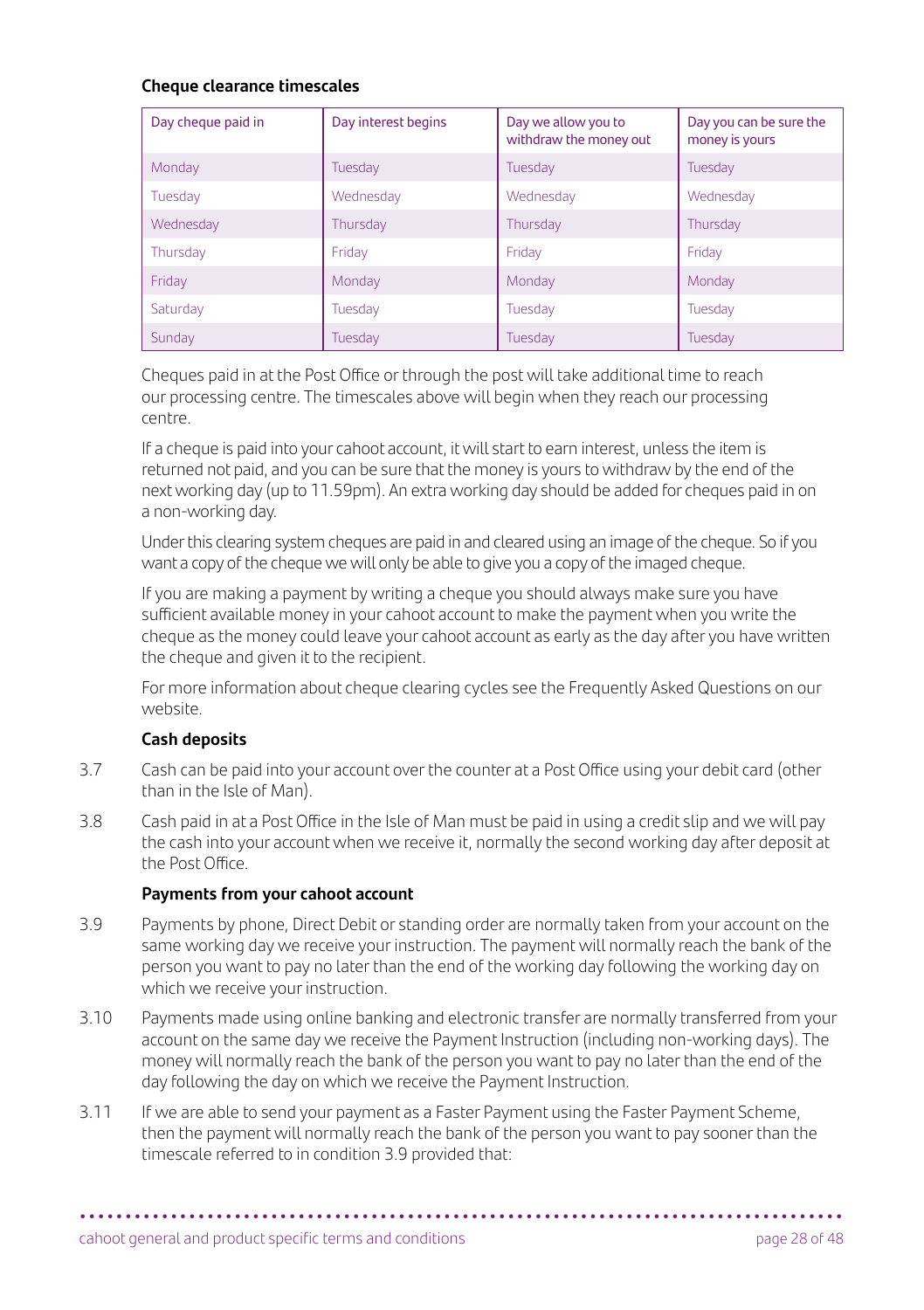**Cheque clearance timescales**

| Day cheque paid in | Day interest begins | Day we allow you to withdraw the money out | Day you can be sure the money is yours |
|---|---|---|---|
| Monday | Tuesday | Tuesday | Tuesday |
| Tuesday | Wednesday | Wednesday | Wednesday |
| Wednesday | Thursday | Thursday | Thursday |
| Thursday | Friday | Friday | Friday |
| Friday | Monday | Monday | Monday |
| Saturday | Tuesday | Tuesday | Tuesday |
| Sunday | Tuesday | Tuesday | Tuesday |

Cheques paid in at the Post Office or through the post will take additional time to reach our processing centre. The timescales above will begin when they reach our processing centre.

If a cheque is paid into your cahoot account, it will start to earn interest, unless the item is returned not paid, and you can be sure that the money is yours to withdraw by the end of the next working day (up to 11.59pm). An extra working day should be added for cheques paid in on a non-working day.

Under this clearing system cheques are paid in and cleared using an image of the cheque. So if you want a copy of the cheque we will only be able to give you a copy of the imaged cheque.

If you are making a payment by writing a cheque you should always make sure you have sufficient available money in your cahoot account to make the payment when you write the cheque as the money could leave your cahoot account as early as the day after you have written the cheque and given it to the recipient.

For more information about cheque clearing cycles see the Frequently Asked Questions on our website.

**Cash deposits**

3.7 Cash can be paid into your account over the counter at a Post Office using your debit card (other than in the Isle of Man).

3.8 Cash paid in at a Post Office in the Isle of Man must be paid in using a credit slip and we will pay the cash into your account when we receive it, normally the second working day after deposit at the Post Office.

**Payments from your cahoot account**

3.9 Payments by phone, Direct Debit or standing order are normally taken from your account on the same working day we receive your instruction. The payment will normally reach the bank of the person you want to pay no later than the end of the working day following the working day on which we receive your instruction.

3.10 Payments made using online banking and electronic transfer are normally transferred from your account on the same day we receive the Payment Instruction (including non-working days). The money will normally reach the bank of the person you want to pay no later than the end of the day following the day on which we receive the Payment Instruction.

3.11 If we are able to send your payment as a Faster Payment using the Faster Payment Scheme, then the payment will normally reach the bank of the person you want to pay sooner than the timescale referred to in condition 3.9 provided that: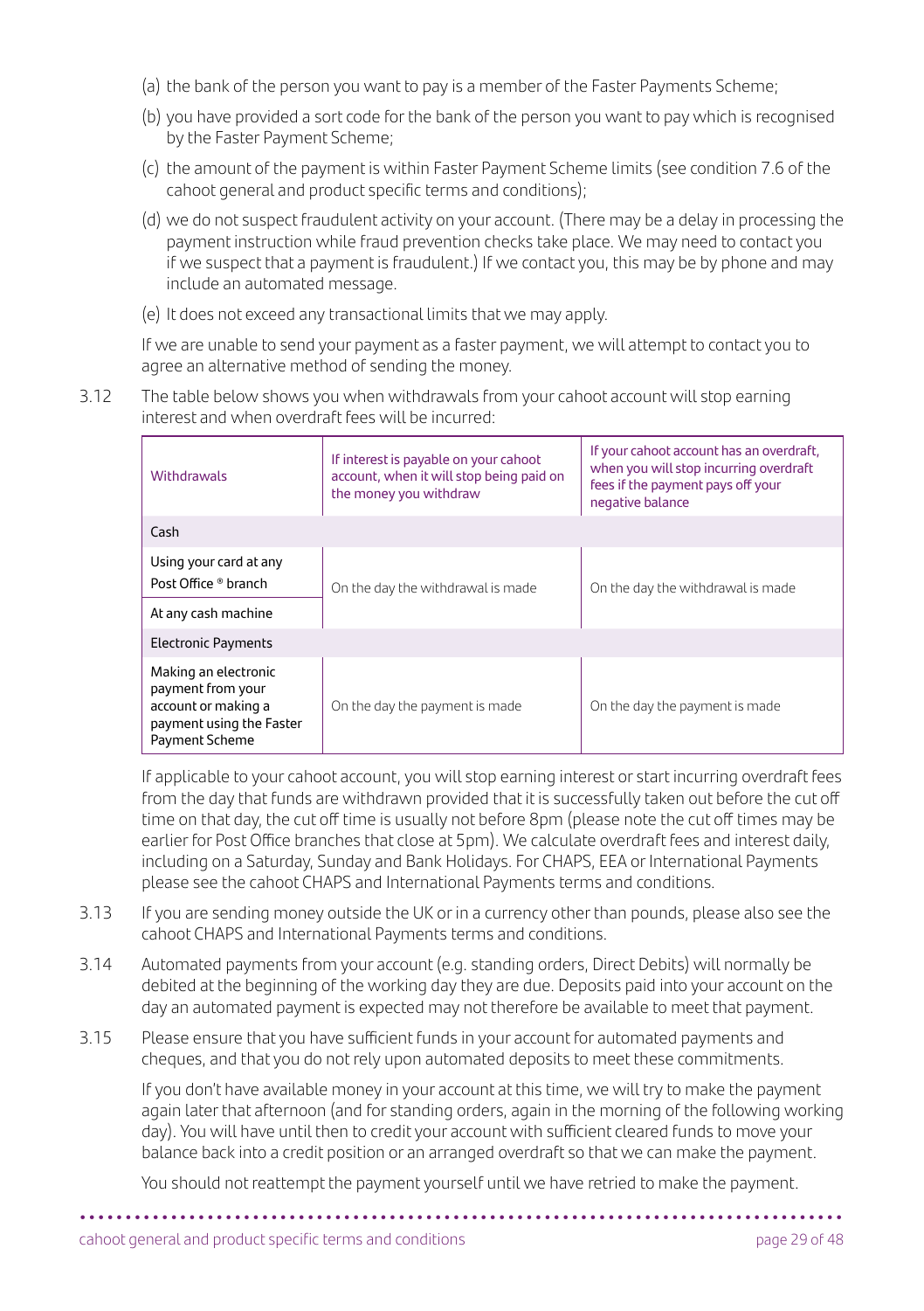(a) the bank of the person you want to pay is a member of the Faster Payments Scheme;

(b) you have provided a sort code for the bank of the person you want to pay which is recognised by the Faster Payment Scheme;

(c) the amount of the payment is within Faster Payment Scheme limits (see condition 7.6 of the cahoot general and product specific terms and conditions);

(d) we do not suspect fraudulent activity on your account. (There may be a delay in processing the payment instruction while fraud prevention checks take place. We may need to contact you if we suspect that a payment is fraudulent.) If we contact you, this may be by phone and may include an automated message.

(e) It does not exceed any transactional limits that we may apply.

If we are unable to send your payment as a faster payment, we will attempt to contact you to agree an alternative method of sending the money.

3.12 The table below shows you when withdrawals from your cahoot account will stop earning interest and when overdraft fees will be incurred:

| Withdrawals | If interest is payable on your cahoot account, when it will stop being paid on the money you withdraw | If your cahoot account has an overdraft, when you will stop incurring overdraft fees if the payment pays off your negative balance |
|---|---|---|
| **Cash** | | |
| Using your card at any Post Office ® branch | On the day the withdrawal is made | On the day the withdrawal is made |
| At any cash machine | On the day the withdrawal is made | On the day the withdrawal is made |
| **Electronic Payments** | | |
| Making an electronic payment from your account or making a payment using the Faster Payment Scheme | On the day the payment is made | On the day the payment is made |

If applicable to your cahoot account, you will stop earning interest or start incurring overdraft fees from the day that funds are withdrawn provided that it is successfully taken out before the cut off time on that day, the cut off time is usually not before 8pm (please note the cut off times may be earlier for Post Office branches that close at 5pm). We calculate overdraft fees and interest daily, including on a Saturday, Sunday and Bank Holidays. For CHAPS, EEA or International Payments please see the cahoot CHAPS and International Payments terms and conditions.

3.13 If you are sending money outside the UK or in a currency other than pounds, please also see the cahoot CHAPS and International Payments terms and conditions.

3.14 Automated payments from your account (e.g. standing orders, Direct Debits) will normally be debited at the beginning of the working day they are due. Deposits paid into your account on the day an automated payment is expected may not therefore be available to meet that payment.

3.15 Please ensure that you have sufficient funds in your account for automated payments and cheques, and that you do not rely upon automated deposits to meet these commitments.

If you don't have available money in your account at this time, we will try to make the payment again later that afternoon (and for standing orders, again in the morning of the following working day). You will have until then to credit your account with sufficient cleared funds to move your balance back into a credit position or an arranged overdraft so that we can make the payment.

You should not reattempt the payment yourself until we have retried to make the payment.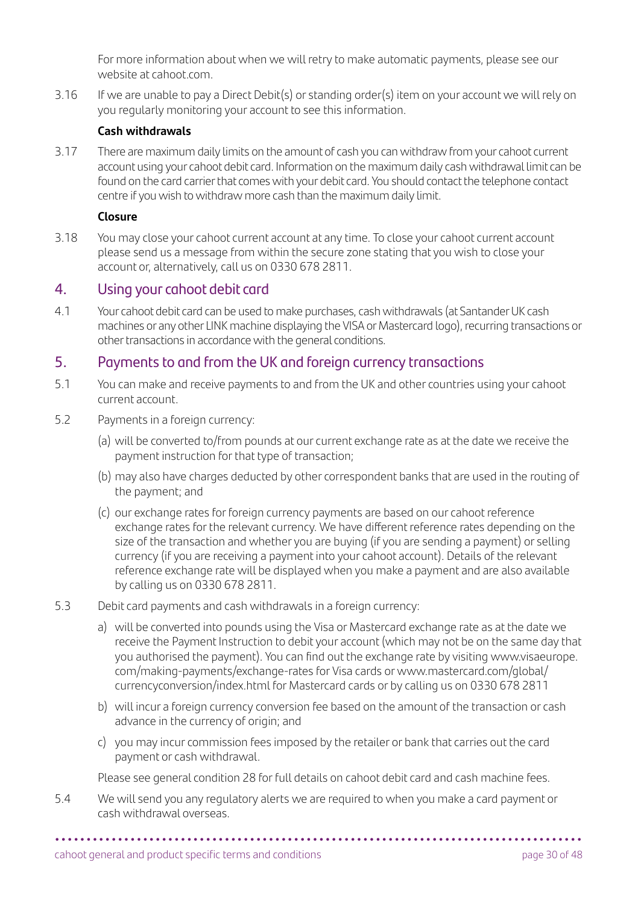For more information about when we will retry to make automatic payments, please see our website at cahoot.com.

3.16 If we are unable to pay a Direct Debit(s) or standing order(s) item on your account we will rely on you regularly monitoring your account to see this information.

**Cash withdrawals**

3.17 There are maximum daily limits on the amount of cash you can withdraw from your cahoot current account using your cahoot debit card. Information on the maximum daily cash withdrawal limit can be found on the card carrier that comes with your debit card. You should contact the telephone contact centre if you wish to withdraw more cash than the maximum daily limit.

**Closure**

3.18 You may close your cahoot current account at any time. To close your cahoot current account please send us a message from within the secure zone stating that you wish to close your account or, alternatively, call us on 0330 678 2811.

## 4. Using your cahoot debit card

4.1 Your cahoot debit card can be used to make purchases, cash withdrawals (at Santander UK cash machines or any other LINK machine displaying the VISA or Mastercard logo), recurring transactions or other transactions in accordance with the general conditions.

## 5. Payments to and from the UK and foreign currency transactions

5.1 You can make and receive payments to and from the UK and other countries using your cahoot current account.

5.2 Payments in a foreign currency:

(a) will be converted to/from pounds at our current exchange rate as at the date we receive the payment instruction for that type of transaction;

(b) may also have charges deducted by other correspondent banks that are used in the routing of the payment; and

(c) our exchange rates for foreign currency payments are based on our cahoot reference exchange rates for the relevant currency. We have different reference rates depending on the size of the transaction and whether you are buying (if you are sending a payment) or selling currency (if you are receiving a payment into your cahoot account). Details of the relevant reference exchange rate will be displayed when you make a payment and are also available by calling us on 0330 678 2811.

5.3 Debit card payments and cash withdrawals in a foreign currency:

a) will be converted into pounds using the Visa or Mastercard exchange rate as at the date we receive the Payment Instruction to debit your account (which may not be on the same day that you authorised the payment). You can find out the exchange rate by visiting www.visaeurope.com/making-payments/exchange-rates for Visa cards or www.mastercard.com/global/currencyconversion/index.html for Mastercard cards or by calling us on 0330 678 2811

b) will incur a foreign currency conversion fee based on the amount of the transaction or cash advance in the currency of origin; and

c) you may incur commission fees imposed by the retailer or bank that carries out the card payment or cash withdrawal.

Please see general condition 28 for full details on cahoot debit card and cash machine fees.

5.4 We will send you any regulatory alerts we are required to when you make a card payment or cash withdrawal overseas.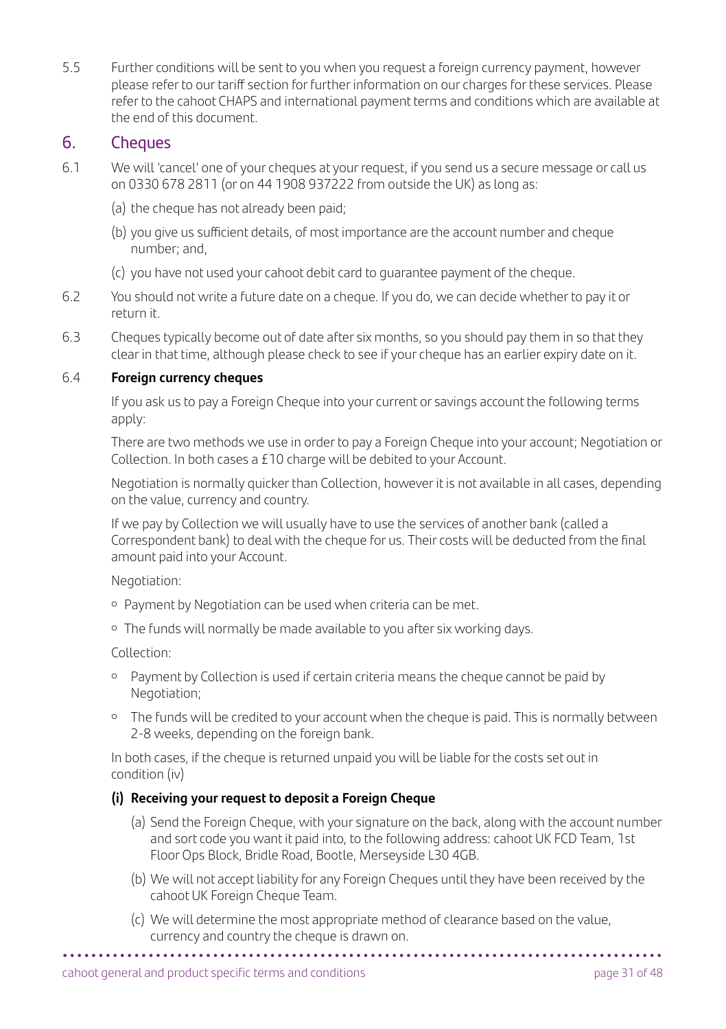5.5 Further conditions will be sent to you when you request a foreign currency payment, however please refer to our tariff section for further information on our charges for these services. Please refer to the cahoot CHAPS and international payment terms and conditions which are available at the end of this document.

## 6. Cheques

6.1 We will 'cancel' one of your cheques at your request, if you send us a secure message or call us on 0330 678 2811 (or on 44 1908 937222 from outside the UK) as long as:

(a) the cheque has not already been paid;

(b) you give us sufficient details, of most importance are the account number and cheque number; and,

(c) you have not used your cahoot debit card to guarantee payment of the cheque.

6.2 You should not write a future date on a cheque. If you do, we can decide whether to pay it or return it.

6.3 Cheques typically become out of date after six months, so you should pay them in so that they clear in that time, although please check to see if your cheque has an earlier expiry date on it.

6.4 **Foreign currency cheques**

If you ask us to pay a Foreign Cheque into your current or savings account the following terms apply:

There are two methods we use in order to pay a Foreign Cheque into your account; Negotiation or Collection. In both cases a £10 charge will be debited to your Account.

Negotiation is normally quicker than Collection, however it is not available in all cases, depending on the value, currency and country.

If we pay by Collection we will usually have to use the services of another bank (called a Correspondent bank) to deal with the cheque for us. Their costs will be deducted from the final amount paid into your Account.

Negotiation:

- Payment by Negotiation can be used when criteria can be met.
- The funds will normally be made available to you after six working days.

Collection:

- Payment by Collection is used if certain criteria means the cheque cannot be paid by Negotiation;
- The funds will be credited to your account when the cheque is paid. This is normally between 2-8 weeks, depending on the foreign bank.

In both cases, if the cheque is returned unpaid you will be liable for the costs set out in condition (iv)

**(i) Receiving your request to deposit a Foreign Cheque**

(a) Send the Foreign Cheque, with your signature on the back, along with the account number and sort code you want it paid into, to the following address: cahoot UK FCD Team, 1st Floor Ops Block, Bridle Road, Bootle, Merseyside L30 4GB.

(b) We will not accept liability for any Foreign Cheques until they have been received by the cahoot UK Foreign Cheque Team.

(c) We will determine the most appropriate method of clearance based on the value, currency and country the cheque is drawn on.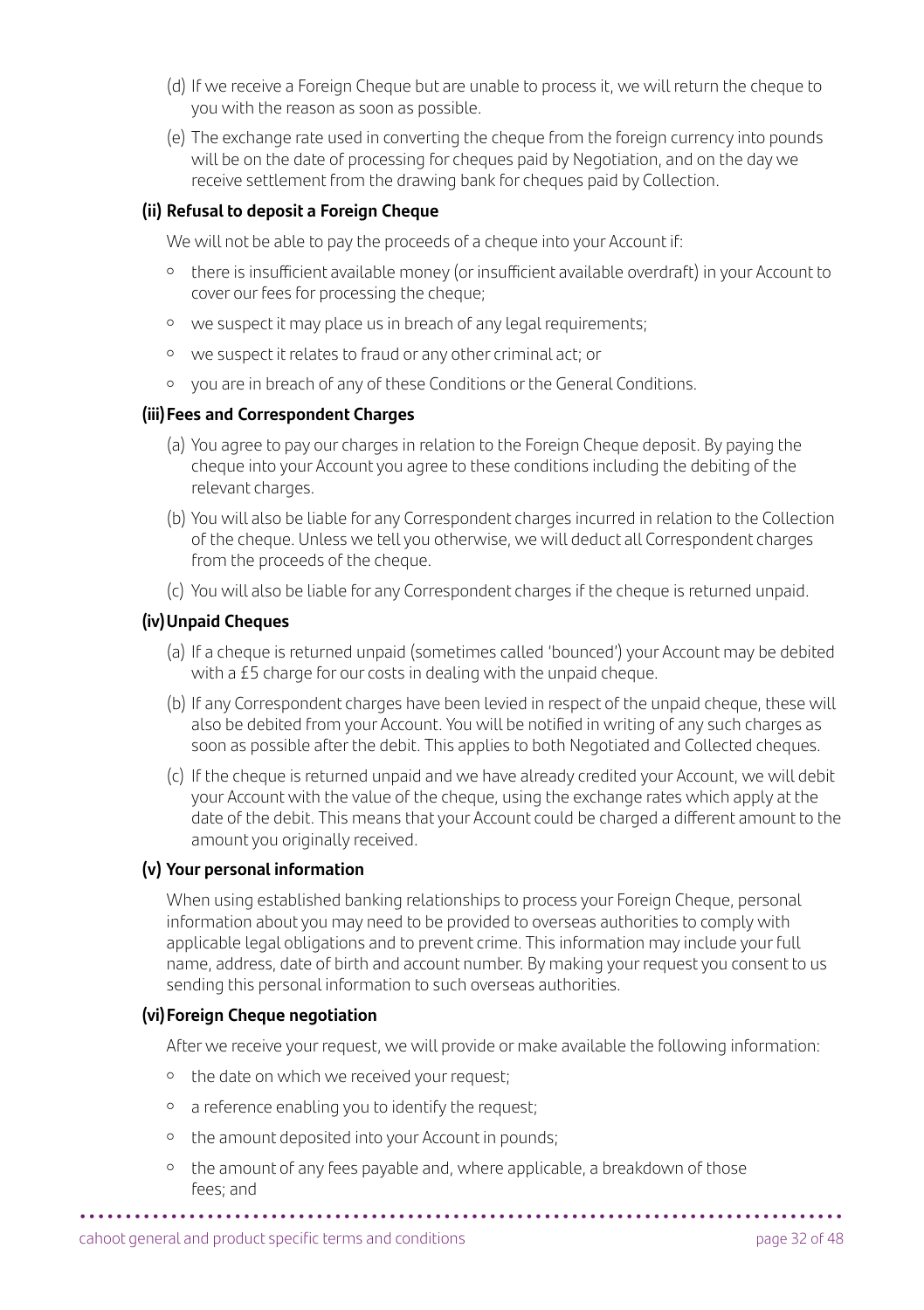(d) If we receive a Foreign Cheque but are unable to process it, we will return the cheque to you with the reason as soon as possible.

(e) The exchange rate used in converting the cheque from the foreign currency into pounds will be on the date of processing for cheques paid by Negotiation, and on the day we receive settlement from the drawing bank for cheques paid by Collection.

**(ii) Refusal to deposit a Foreign Cheque**

We will not be able to pay the proceeds of a cheque into your Account if:

- there is insufficient available money (or insufficient available overdraft) in your Account to cover our fees for processing the cheque;
- we suspect it may place us in breach of any legal requirements;
- we suspect it relates to fraud or any other criminal act; or
- you are in breach of any of these Conditions or the General Conditions.

**(iii) Fees and Correspondent Charges**

(a) You agree to pay our charges in relation to the Foreign Cheque deposit. By paying the cheque into your Account you agree to these conditions including the debiting of the relevant charges.

(b) You will also be liable for any Correspondent charges incurred in relation to the Collection of the cheque. Unless we tell you otherwise, we will deduct all Correspondent charges from the proceeds of the cheque.

(c) You will also be liable for any Correspondent charges if the cheque is returned unpaid.

**(iv) Unpaid Cheques**

(a) If a cheque is returned unpaid (sometimes called 'bounced') your Account may be debited with a £5 charge for our costs in dealing with the unpaid cheque.

(b) If any Correspondent charges have been levied in respect of the unpaid cheque, these will also be debited from your Account. You will be notified in writing of any such charges as soon as possible after the debit. This applies to both Negotiated and Collected cheques.

(c) If the cheque is returned unpaid and we have already credited your Account, we will debit your Account with the value of the cheque, using the exchange rates which apply at the date of the debit. This means that your Account could be charged a different amount to the amount you originally received.

**(v) Your personal information**

When using established banking relationships to process your Foreign Cheque, personal information about you may need to be provided to overseas authorities to comply with applicable legal obligations and to prevent crime. This information may include your full name, address, date of birth and account number. By making your request you consent to us sending this personal information to such overseas authorities.

**(vi) Foreign Cheque negotiation**

After we receive your request, we will provide or make available the following information:

- the date on which we received your request;
- a reference enabling you to identify the request;
- the amount deposited into your Account in pounds;
- the amount of any fees payable and, where applicable, a breakdown of those fees; and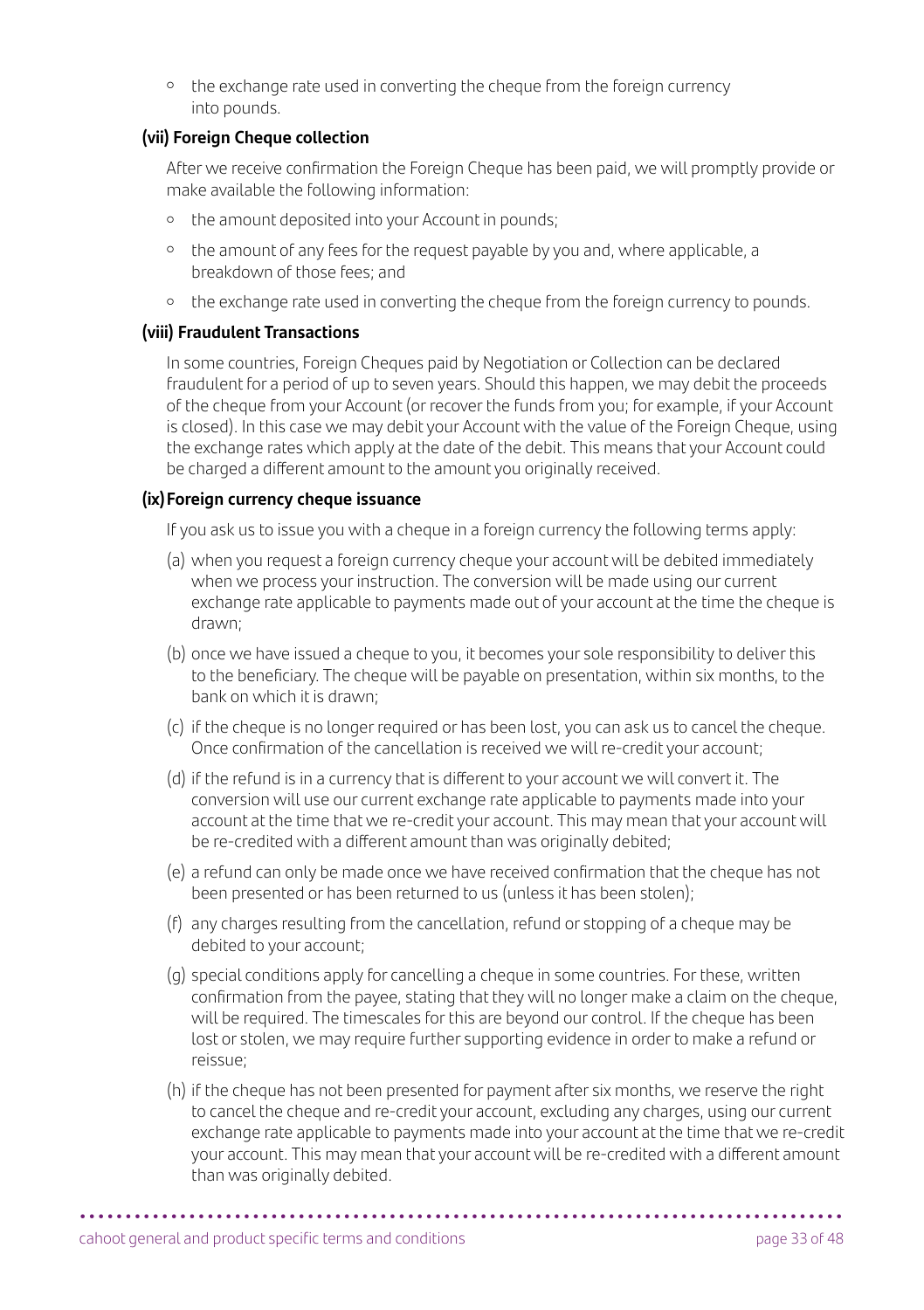- the exchange rate used in converting the cheque from the foreign currency into pounds.

**(vii) Foreign Cheque collection**

After we receive confirmation the Foreign Cheque has been paid, we will promptly provide or make available the following information:

- the amount deposited into your Account in pounds;
- the amount of any fees for the request payable by you and, where applicable, a breakdown of those fees; and
- the exchange rate used in converting the cheque from the foreign currency to pounds.

**(viii) Fraudulent Transactions**

In some countries, Foreign Cheques paid by Negotiation or Collection can be declared fraudulent for a period of up to seven years. Should this happen, we may debit the proceeds of the cheque from your Account (or recover the funds from you; for example, if your Account is closed). In this case we may debit your Account with the value of the Foreign Cheque, using the exchange rates which apply at the date of the debit. This means that your Account could be charged a different amount to the amount you originally received.

**(ix) Foreign currency cheque issuance**

If you ask us to issue you with a cheque in a foreign currency the following terms apply:

(a) when you request a foreign currency cheque your account will be debited immediately when we process your instruction. The conversion will be made using our current exchange rate applicable to payments made out of your account at the time the cheque is drawn;

(b) once we have issued a cheque to you, it becomes your sole responsibility to deliver this to the beneficiary. The cheque will be payable on presentation, within six months, to the bank on which it is drawn;

(c) if the cheque is no longer required or has been lost, you can ask us to cancel the cheque. Once confirmation of the cancellation is received we will re-credit your account;

(d) if the refund is in a currency that is different to your account we will convert it. The conversion will use our current exchange rate applicable to payments made into your account at the time that we re-credit your account. This may mean that your account will be re-credited with a different amount than was originally debited;

(e) a refund can only be made once we have received confirmation that the cheque has not been presented or has been returned to us (unless it has been stolen);

(f) any charges resulting from the cancellation, refund or stopping of a cheque may be debited to your account;

(g) special conditions apply for cancelling a cheque in some countries. For these, written confirmation from the payee, stating that they will no longer make a claim on the cheque, will be required. The timescales for this are beyond our control. If the cheque has been lost or stolen, we may require further supporting evidence in order to make a refund or reissue;

(h) if the cheque has not been presented for payment after six months, we reserve the right to cancel the cheque and re-credit your account, excluding any charges, using our current exchange rate applicable to payments made into your account at the time that we re-credit your account. This may mean that your account will be re-credited with a different amount than was originally debited.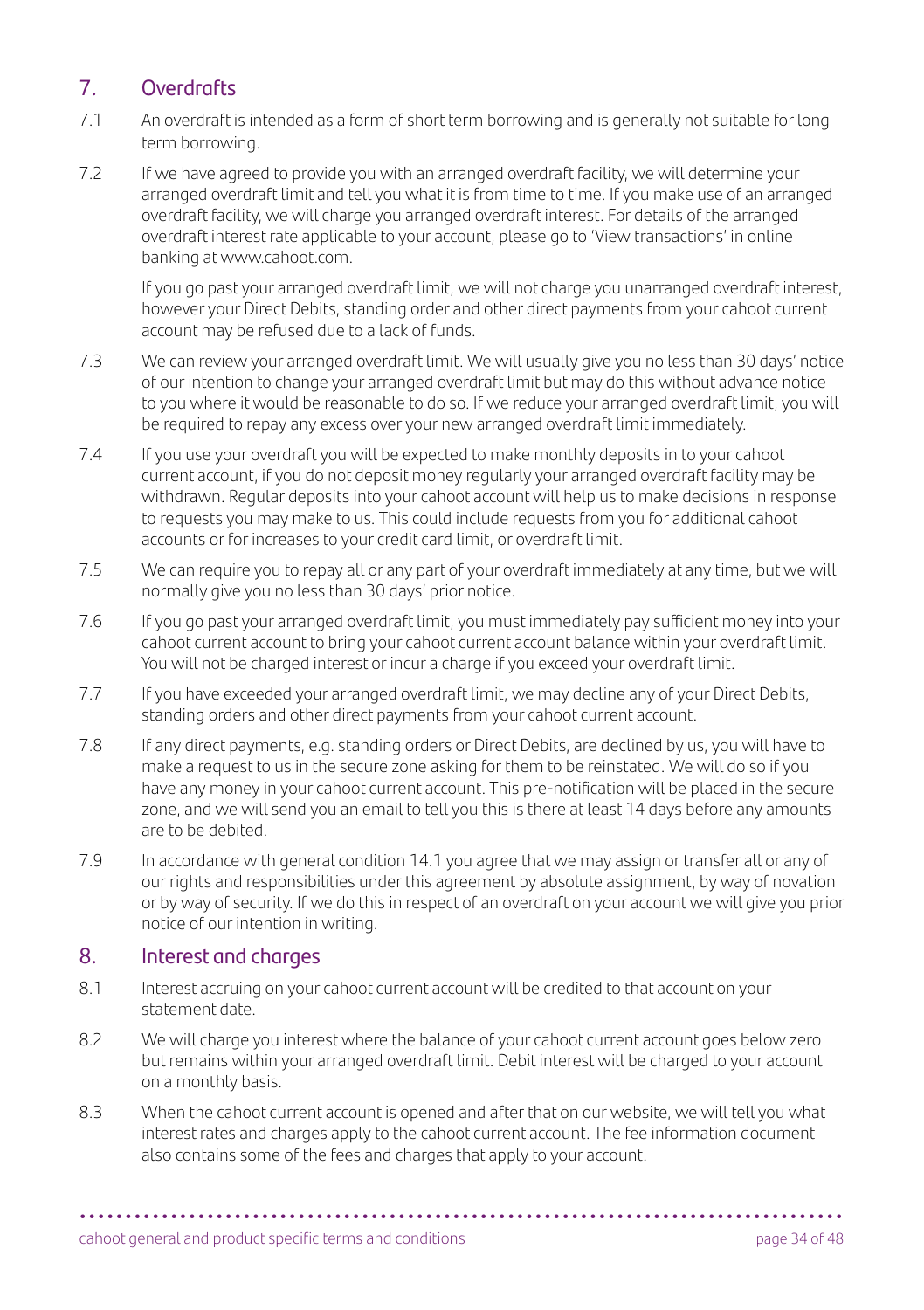## 7. Overdrafts

7.1 An overdraft is intended as a form of short term borrowing and is generally not suitable for long term borrowing.

7.2 If we have agreed to provide you with an arranged overdraft facility, we will determine your arranged overdraft limit and tell you what it is from time to time. If you make use of an arranged overdraft facility, we will charge you arranged overdraft interest. For details of the arranged overdraft interest rate applicable to your account, please go to 'View transactions' in online banking at www.cahoot.com.

If you go past your arranged overdraft limit, we will not charge you unarranged overdraft interest, however your Direct Debits, standing order and other direct payments from your cahoot current account may be refused due to a lack of funds.

7.3 We can review your arranged overdraft limit. We will usually give you no less than 30 days' notice of our intention to change your arranged overdraft limit but may do this without advance notice to you where it would be reasonable to do so. If we reduce your arranged overdraft limit, you will be required to repay any excess over your new arranged overdraft limit immediately.

7.4 If you use your overdraft you will be expected to make monthly deposits in to your cahoot current account, if you do not deposit money regularly your arranged overdraft facility may be withdrawn. Regular deposits into your cahoot account will help us to make decisions in response to requests you may make to us. This could include requests from you for additional cahoot accounts or for increases to your credit card limit, or overdraft limit.

7.5 We can require you to repay all or any part of your overdraft immediately at any time, but we will normally give you no less than 30 days' prior notice.

7.6 If you go past your arranged overdraft limit, you must immediately pay sufficient money into your cahoot current account to bring your cahoot current account balance within your overdraft limit. You will not be charged interest or incur a charge if you exceed your overdraft limit.

7.7 If you have exceeded your arranged overdraft limit, we may decline any of your Direct Debits, standing orders and other direct payments from your cahoot current account.

7.8 If any direct payments, e.g. standing orders or Direct Debits, are declined by us, you will have to make a request to us in the secure zone asking for them to be reinstated. We will do so if you have any money in your cahoot current account. This pre-notification will be placed in the secure zone, and we will send you an email to tell you this is there at least 14 days before any amounts are to be debited.

7.9 In accordance with general condition 14.1 you agree that we may assign or transfer all or any of our rights and responsibilities under this agreement by absolute assignment, by way of novation or by way of security. If we do this in respect of an overdraft on your account we will give you prior notice of our intention in writing.

## 8. Interest and charges

8.1 Interest accruing on your cahoot current account will be credited to that account on your statement date.

8.2 We will charge you interest where the balance of your cahoot current account goes below zero but remains within your arranged overdraft limit. Debit interest will be charged to your account on a monthly basis.

8.3 When the cahoot current account is opened and after that on our website, we will tell you what interest rates and charges apply to the cahoot current account. The fee information document also contains some of the fees and charges that apply to your account.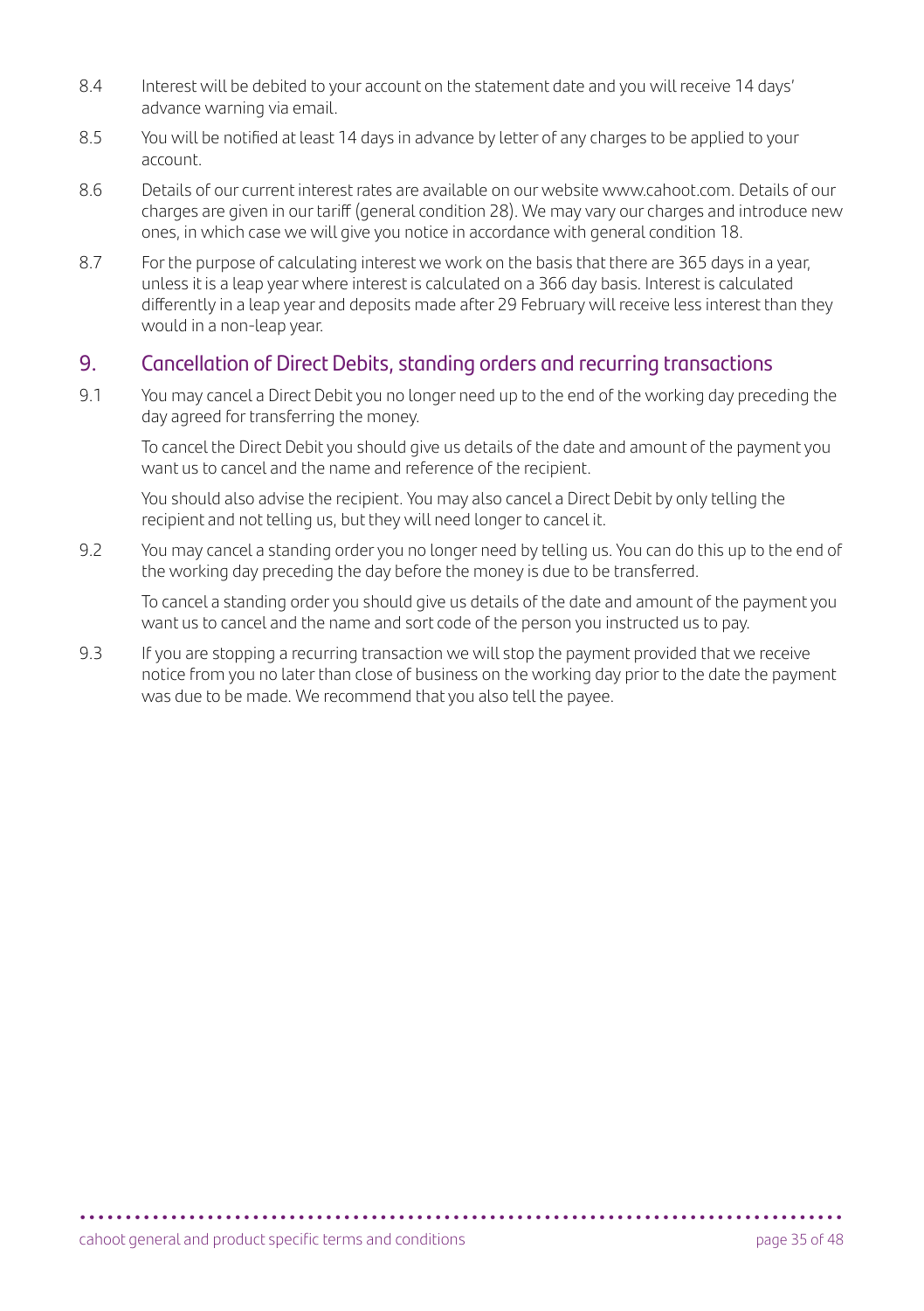8.4 Interest will be debited to your account on the statement date and you will receive 14 days' advance warning via email.

8.5 You will be notified at least 14 days in advance by letter of any charges to be applied to your account.

8.6 Details of our current interest rates are available on our website www.cahoot.com. Details of our charges are given in our tariff (general condition 28). We may vary our charges and introduce new ones, in which case we will give you notice in accordance with general condition 18.

8.7 For the purpose of calculating interest we work on the basis that there are 365 days in a year, unless it is a leap year where interest is calculated on a 366 day basis. Interest is calculated differently in a leap year and deposits made after 29 February will receive less interest than they would in a non-leap year.

## 9. Cancellation of Direct Debits, standing orders and recurring transactions

9.1 You may cancel a Direct Debit you no longer need up to the end of the working day preceding the day agreed for transferring the money.

To cancel the Direct Debit you should give us details of the date and amount of the payment you want us to cancel and the name and reference of the recipient.

You should also advise the recipient. You may also cancel a Direct Debit by only telling the recipient and not telling us, but they will need longer to cancel it.

9.2 You may cancel a standing order you no longer need by telling us. You can do this up to the end of the working day preceding the day before the money is due to be transferred.

To cancel a standing order you should give us details of the date and amount of the payment you want us to cancel and the name and sort code of the person you instructed us to pay.

9.3 If you are stopping a recurring transaction we will stop the payment provided that we receive notice from you no later than close of business on the working day prior to the date the payment was due to be made. We recommend that you also tell the payee.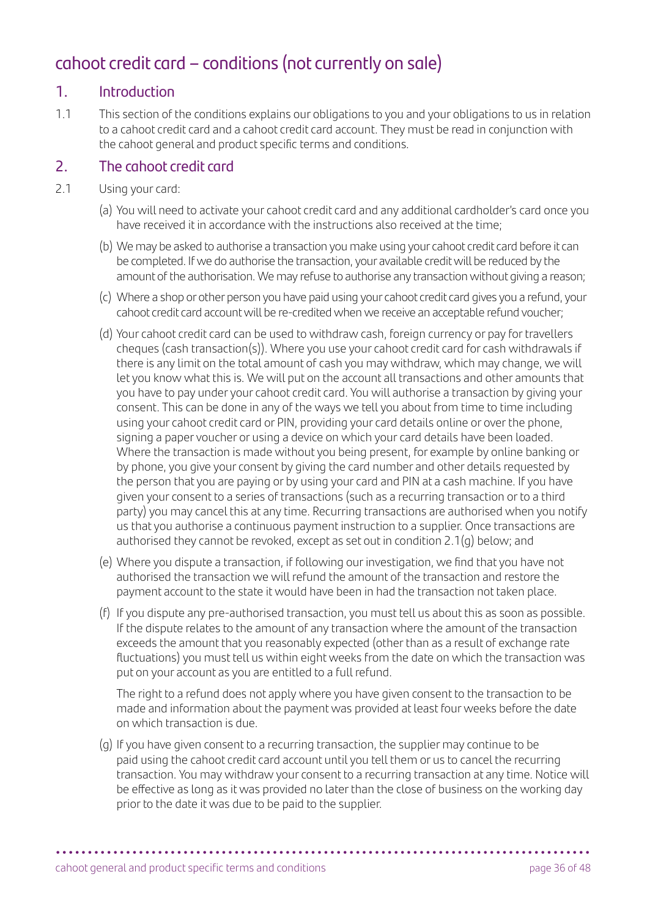# cahoot credit card – conditions (not currently on sale)

## 1. Introduction

1.1 This section of the conditions explains our obligations to you and your obligations to us in relation to a cahoot credit card and a cahoot credit card account. They must be read in conjunction with the cahoot general and product specific terms and conditions.

## 2. The cahoot credit card

2.1 Using your card:

(a) You will need to activate your cahoot credit card and any additional cardholder's card once you have received it in accordance with the instructions also received at the time;

(b) We may be asked to authorise a transaction you make using your cahoot credit card before it can be completed. If we do authorise the transaction, your available credit will be reduced by the amount of the authorisation. We may refuse to authorise any transaction without giving a reason;

(c) Where a shop or other person you have paid using your cahoot credit card gives you a refund, your cahoot credit card account will be re-credited when we receive an acceptable refund voucher;

(d) Your cahoot credit card can be used to withdraw cash, foreign currency or pay for travellers cheques (cash transaction(s)). Where you use your cahoot credit card for cash withdrawals if there is any limit on the total amount of cash you may withdraw, which may change, we will let you know what this is. We will put on the account all transactions and other amounts that you have to pay under your cahoot credit card. You will authorise a transaction by giving your consent. This can be done in any of the ways we tell you about from time to time including using your cahoot credit card or PIN, providing your card details online or over the phone, signing a paper voucher or using a device on which your card details have been loaded. Where the transaction is made without you being present, for example by online banking or by phone, you give your consent by giving the card number and other details requested by the person that you are paying or by using your card and PIN at a cash machine. If you have given your consent to a series of transactions (such as a recurring transaction or to a third party) you may cancel this at any time. Recurring transactions are authorised when you notify us that you authorise a continuous payment instruction to a supplier. Once transactions are authorised they cannot be revoked, except as set out in condition 2.1(g) below; and

(e) Where you dispute a transaction, if following our investigation, we find that you have not authorised the transaction we will refund the amount of the transaction and restore the payment account to the state it would have been in had the transaction not taken place.

(f) If you dispute any pre-authorised transaction, you must tell us about this as soon as possible. If the dispute relates to the amount of any transaction where the amount of the transaction exceeds the amount that you reasonably expected (other than as a result of exchange rate fluctuations) you must tell us within eight weeks from the date on which the transaction was put on your account as you are entitled to a full refund.

The right to a refund does not apply where you have given consent to the transaction to be made and information about the payment was provided at least four weeks before the date on which transaction is due.

(g) If you have given consent to a recurring transaction, the supplier may continue to be paid using the cahoot credit card account until you tell them or us to cancel the recurring transaction. You may withdraw your consent to a recurring transaction at any time. Notice will be effective as long as it was provided no later than the close of business on the working day prior to the date it was due to be paid to the supplier.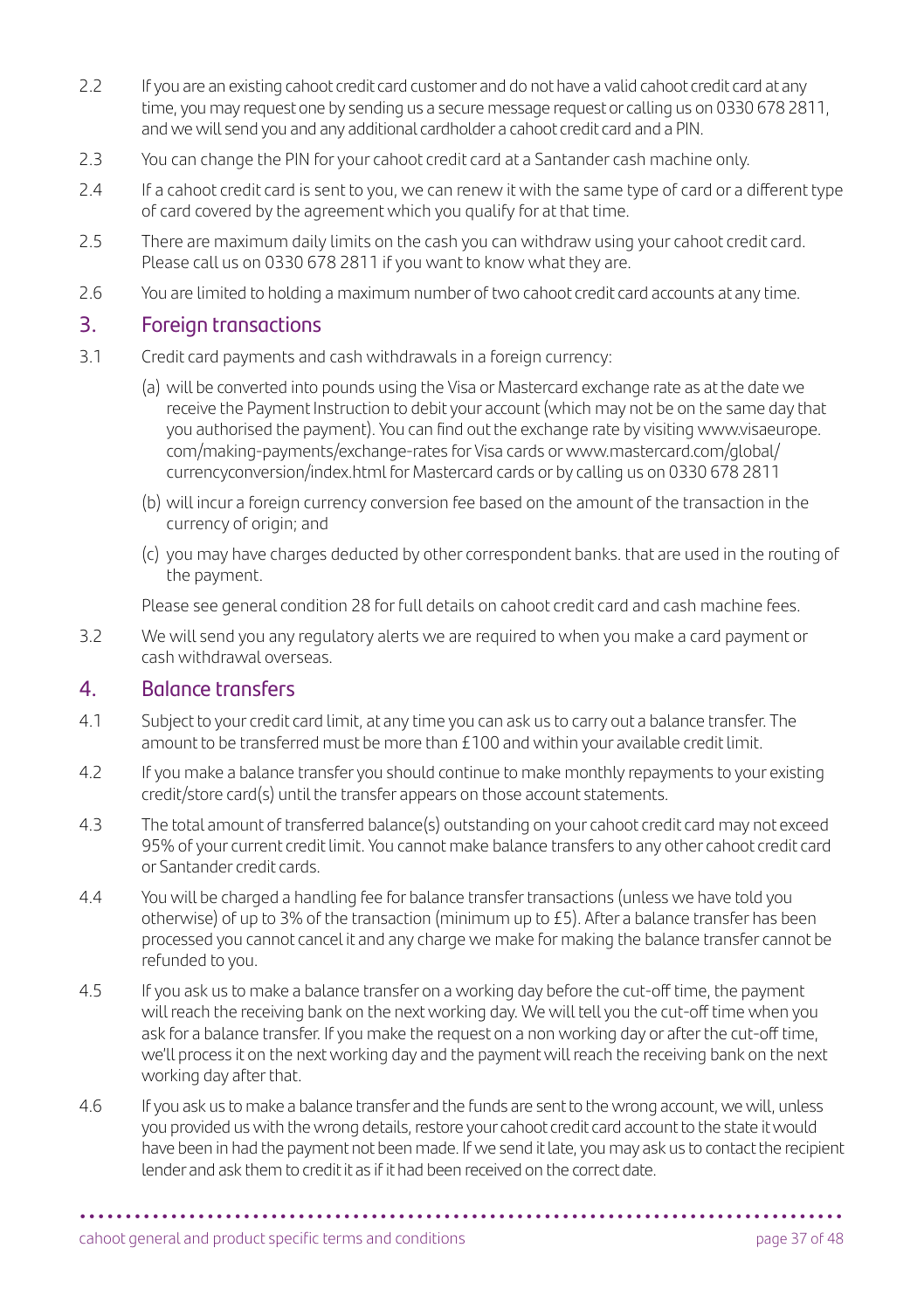2.2 If you are an existing cahoot credit card customer and do not have a valid cahoot credit card at any time, you may request one by sending us a secure message request or calling us on 0330 678 2811, and we will send you and any additional cardholder a cahoot credit card and a PIN.

2.3 You can change the PIN for your cahoot credit card at a Santander cash machine only.

2.4 If a cahoot credit card is sent to you, we can renew it with the same type of card or a different type of card covered by the agreement which you qualify for at that time.

2.5 There are maximum daily limits on the cash you can withdraw using your cahoot credit card. Please call us on 0330 678 2811 if you want to know what they are.

2.6 You are limited to holding a maximum number of two cahoot credit card accounts at any time.

## 3. Foreign transactions

3.1 Credit card payments and cash withdrawals in a foreign currency:

(a) will be converted into pounds using the Visa or Mastercard exchange rate as at the date we receive the Payment Instruction to debit your account (which may not be on the same day that you authorised the payment). You can find out the exchange rate by visiting www.visaeurope.com/making-payments/exchange-rates for Visa cards or www.mastercard.com/global/currencyconversion/index.html for Mastercard cards or by calling us on 0330 678 2811

(b) will incur a foreign currency conversion fee based on the amount of the transaction in the currency of origin; and

(c) you may have charges deducted by other correspondent banks. that are used in the routing of the payment.

Please see general condition 28 for full details on cahoot credit card and cash machine fees.

3.2 We will send you any regulatory alerts we are required to when you make a card payment or cash withdrawal overseas.

## 4. Balance transfers

4.1 Subject to your credit card limit, at any time you can ask us to carry out a balance transfer. The amount to be transferred must be more than £100 and within your available credit limit.

4.2 If you make a balance transfer you should continue to make monthly repayments to your existing credit/store card(s) until the transfer appears on those account statements.

4.3 The total amount of transferred balance(s) outstanding on your cahoot credit card may not exceed 95% of your current credit limit. You cannot make balance transfers to any other cahoot credit card or Santander credit cards.

4.4 You will be charged a handling fee for balance transfer transactions (unless we have told you otherwise) of up to 3% of the transaction (minimum up to £5). After a balance transfer has been processed you cannot cancel it and any charge we make for making the balance transfer cannot be refunded to you.

4.5 If you ask us to make a balance transfer on a working day before the cut-off time, the payment will reach the receiving bank on the next working day. We will tell you the cut-off time when you ask for a balance transfer. If you make the request on a non working day or after the cut-off time, we'll process it on the next working day and the payment will reach the receiving bank on the next working day after that.

4.6 If you ask us to make a balance transfer and the funds are sent to the wrong account, we will, unless you provided us with the wrong details, restore your cahoot credit card account to the state it would have been in had the payment not been made. If we send it late, you may ask us to contact the recipient lender and ask them to credit it as if it had been received on the correct date.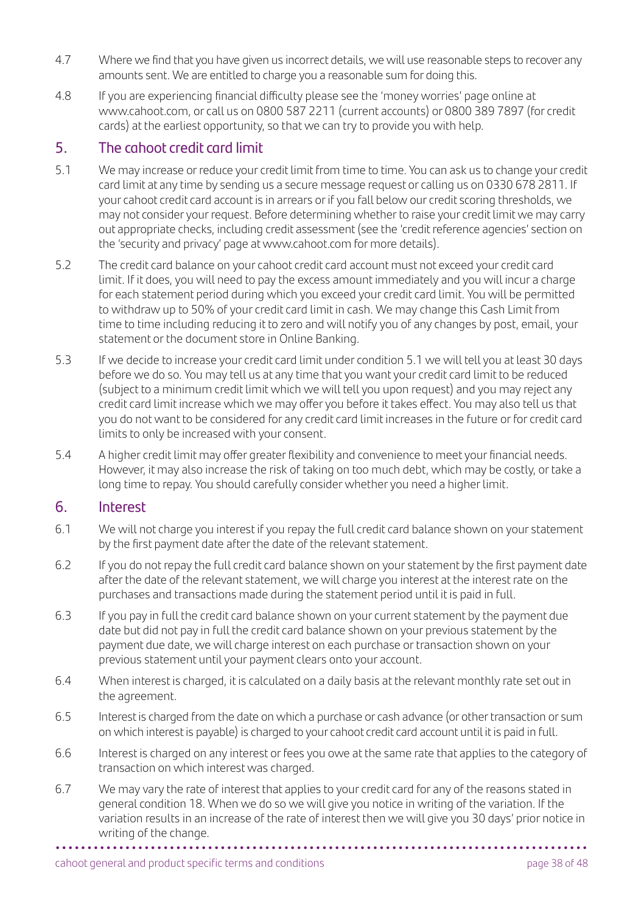4.7 Where we find that you have given us incorrect details, we will use reasonable steps to recover any amounts sent. We are entitled to charge you a reasonable sum for doing this.

4.8 If you are experiencing financial difficulty please see the 'money worries' page online at www.cahoot.com, or call us on 0800 587 2211 (current accounts) or 0800 389 7897 (for credit cards) at the earliest opportunity, so that we can try to provide you with help.

## 5. The cahoot credit card limit

5.1 We may increase or reduce your credit limit from time to time. You can ask us to change your credit card limit at any time by sending us a secure message request or calling us on 0330 678 2811. If your cahoot credit card account is in arrears or if you fall below our credit scoring thresholds, we may not consider your request. Before determining whether to raise your credit limit we may carry out appropriate checks, including credit assessment (see the 'credit reference agencies' section on the 'security and privacy' page at www.cahoot.com for more details).

5.2 The credit card balance on your cahoot credit card account must not exceed your credit card limit. If it does, you will need to pay the excess amount immediately and you will incur a charge for each statement period during which you exceed your credit card limit. You will be permitted to withdraw up to 50% of your credit card limit in cash. We may change this Cash Limit from time to time including reducing it to zero and will notify you of any changes by post, email, your statement or the document store in Online Banking.

5.3 If we decide to increase your credit card limit under condition 5.1 we will tell you at least 30 days before we do so. You may tell us at any time that you want your credit card limit to be reduced (subject to a minimum credit limit which we will tell you upon request) and you may reject any credit card limit increase which we may offer you before it takes effect. You may also tell us that you do not want to be considered for any credit card limit increases in the future or for credit card limits to only be increased with your consent.

5.4 A higher credit limit may offer greater flexibility and convenience to meet your financial needs. However, it may also increase the risk of taking on too much debt, which may be costly, or take a long time to repay. You should carefully consider whether you need a higher limit.

## 6. Interest

6.1 We will not charge you interest if you repay the full credit card balance shown on your statement by the first payment date after the date of the relevant statement.

6.2 If you do not repay the full credit card balance shown on your statement by the first payment date after the date of the relevant statement, we will charge you interest at the interest rate on the purchases and transactions made during the statement period until it is paid in full.

6.3 If you pay in full the credit card balance shown on your current statement by the payment due date but did not pay in full the credit card balance shown on your previous statement by the payment due date, we will charge interest on each purchase or transaction shown on your previous statement until your payment clears onto your account.

6.4 When interest is charged, it is calculated on a daily basis at the relevant monthly rate set out in the agreement.

6.5 Interest is charged from the date on which a purchase or cash advance (or other transaction or sum on which interest is payable) is charged to your cahoot credit card account until it is paid in full.

6.6 Interest is charged on any interest or fees you owe at the same rate that applies to the category of transaction on which interest was charged.

6.7 We may vary the rate of interest that applies to your credit card for any of the reasons stated in general condition 18. When we do so we will give you notice in writing of the variation. If the variation results in an increase of the rate of interest then we will give you 30 days' prior notice in writing of the change.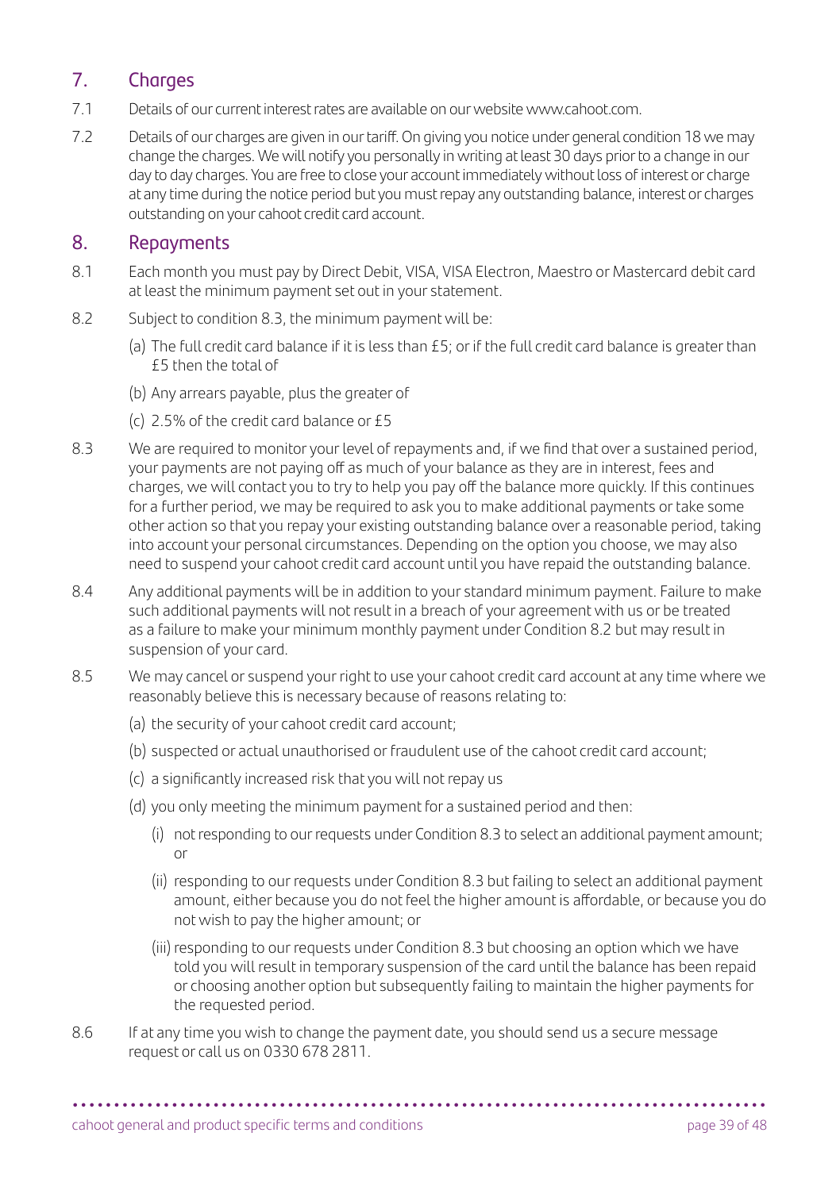## 7. Charges

7.1 Details of our current interest rates are available on our website www.cahoot.com.

7.2 Details of our charges are given in our tariff. On giving you notice under general condition 18 we may change the charges. We will notify you personally in writing at least 30 days prior to a change in our day to day charges. You are free to close your account immediately without loss of interest or charge at any time during the notice period but you must repay any outstanding balance, interest or charges outstanding on your cahoot credit card account.

## 8. Repayments

8.1 Each month you must pay by Direct Debit, VISA, VISA Electron, Maestro or Mastercard debit card at least the minimum payment set out in your statement.

8.2 Subject to condition 8.3, the minimum payment will be:

(a) The full credit card balance if it is less than £5; or if the full credit card balance is greater than £5 then the total of

(b) Any arrears payable, plus the greater of

(c) 2.5% of the credit card balance or £5

8.3 We are required to monitor your level of repayments and, if we find that over a sustained period, your payments are not paying off as much of your balance as they are in interest, fees and charges, we will contact you to try to help you pay off the balance more quickly. If this continues for a further period, we may be required to ask you to make additional payments or take some other action so that you repay your existing outstanding balance over a reasonable period, taking into account your personal circumstances. Depending on the option you choose, we may also need to suspend your cahoot credit card account until you have repaid the outstanding balance.

8.4 Any additional payments will be in addition to your standard minimum payment. Failure to make such additional payments will not result in a breach of your agreement with us or be treated as a failure to make your minimum monthly payment under Condition 8.2 but may result in suspension of your card.

8.5 We may cancel or suspend your right to use your cahoot credit card account at any time where we reasonably believe this is necessary because of reasons relating to:

(a) the security of your cahoot credit card account;

(b) suspected or actual unauthorised or fraudulent use of the cahoot credit card account;

(c) a significantly increased risk that you will not repay us

(d) you only meeting the minimum payment for a sustained period and then:

(i) not responding to our requests under Condition 8.3 to select an additional payment amount; or

(ii) responding to our requests under Condition 8.3 but failing to select an additional payment amount, either because you do not feel the higher amount is affordable, or because you do not wish to pay the higher amount; or

(iii) responding to our requests under Condition 8.3 but choosing an option which we have told you will result in temporary suspension of the card until the balance has been repaid or choosing another option but subsequently failing to maintain the higher payments for the requested period.

8.6 If at any time you wish to change the payment date, you should send us a secure message request or call us on 0330 678 2811.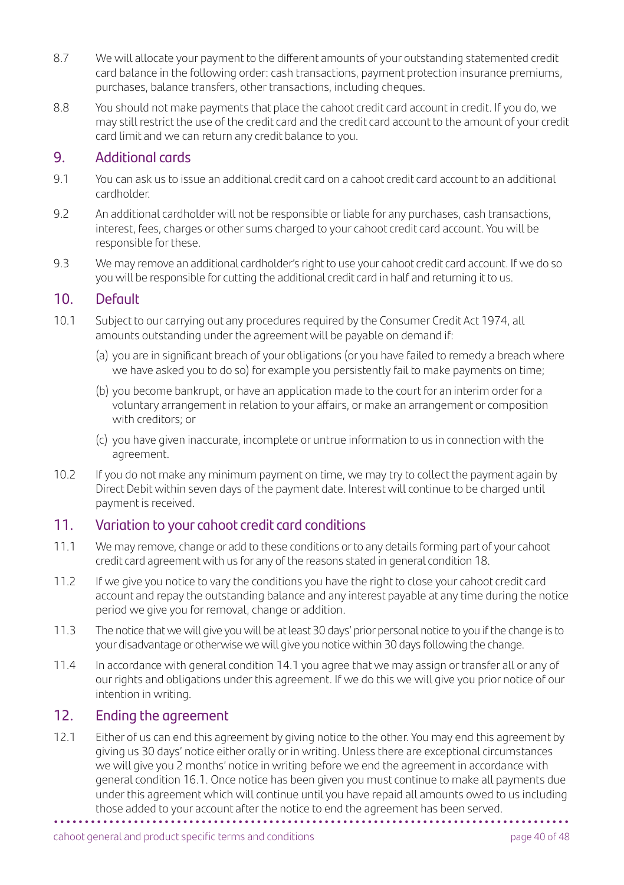8.7 We will allocate your payment to the different amounts of your outstanding statemented credit card balance in the following order: cash transactions, payment protection insurance premiums, purchases, balance transfers, other transactions, including cheques.

8.8 You should not make payments that place the cahoot credit card account in credit. If you do, we may still restrict the use of the credit card and the credit card account to the amount of your credit card limit and we can return any credit balance to you.

## 9. Additional cards

9.1 You can ask us to issue an additional credit card on a cahoot credit card account to an additional cardholder.

9.2 An additional cardholder will not be responsible or liable for any purchases, cash transactions, interest, fees, charges or other sums charged to your cahoot credit card account. You will be responsible for these.

9.3 We may remove an additional cardholder's right to use your cahoot credit card account. If we do so you will be responsible for cutting the additional credit card in half and returning it to us.

## 10. Default

10.1 Subject to our carrying out any procedures required by the Consumer Credit Act 1974, all amounts outstanding under the agreement will be payable on demand if:

(a) you are in significant breach of your obligations (or you have failed to remedy a breach where we have asked you to do so) for example you persistently fail to make payments on time;

(b) you become bankrupt, or have an application made to the court for an interim order for a voluntary arrangement in relation to your affairs, or make an arrangement or composition with creditors; or

(c) you have given inaccurate, incomplete or untrue information to us in connection with the agreement.

10.2 If you do not make any minimum payment on time, we may try to collect the payment again by Direct Debit within seven days of the payment date. Interest will continue to be charged until payment is received.

## 11. Variation to your cahoot credit card conditions

11.1 We may remove, change or add to these conditions or to any details forming part of your cahoot credit card agreement with us for any of the reasons stated in general condition 18.

11.2 If we give you notice to vary the conditions you have the right to close your cahoot credit card account and repay the outstanding balance and any interest payable at any time during the notice period we give you for removal, change or addition.

11.3 The notice that we will give you will be at least 30 days' prior personal notice to you if the change is to your disadvantage or otherwise we will give you notice within 30 days following the change.

11.4 In accordance with general condition 14.1 you agree that we may assign or transfer all or any of our rights and obligations under this agreement. If we do this we will give you prior notice of our intention in writing.

## 12. Ending the agreement

12.1 Either of us can end this agreement by giving notice to the other. You may end this agreement by giving us 30 days' notice either orally or in writing. Unless there are exceptional circumstances we will give you 2 months' notice in writing before we end the agreement in accordance with general condition 16.1. Once notice has been given you must continue to make all payments due under this agreement which will continue until you have repaid all amounts owed to us including those added to your account after the notice to end the agreement has been served.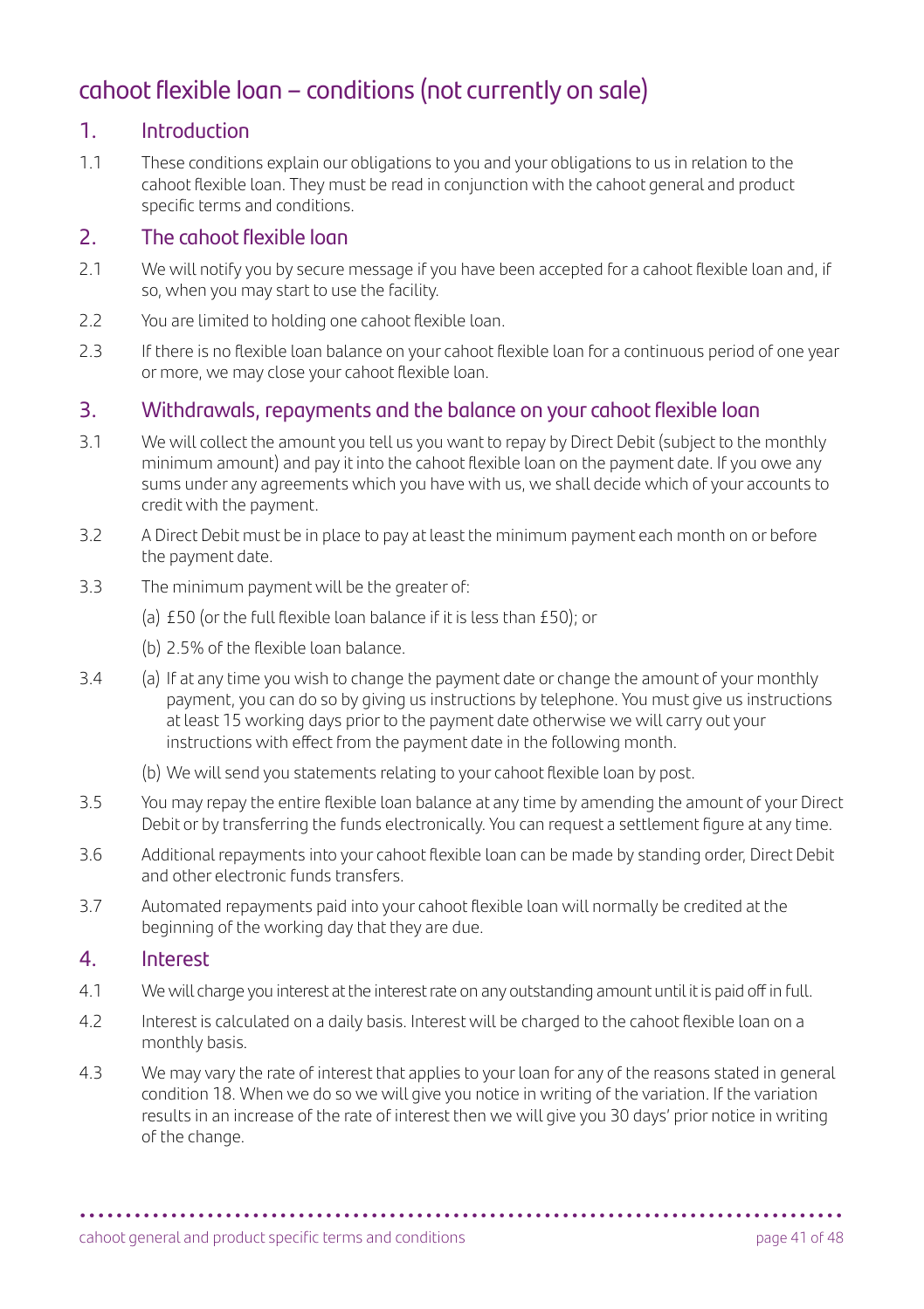# cahoot flexible loan – conditions (not currently on sale)

## 1. Introduction

1.1 These conditions explain our obligations to you and your obligations to us in relation to the cahoot flexible loan. They must be read in conjunction with the cahoot general and product specific terms and conditions.

## 2. The cahoot flexible loan

2.1 We will notify you by secure message if you have been accepted for a cahoot flexible loan and, if so, when you may start to use the facility.

2.2 You are limited to holding one cahoot flexible loan.

2.3 If there is no flexible loan balance on your cahoot flexible loan for a continuous period of one year or more, we may close your cahoot flexible loan.

## 3. Withdrawals, repayments and the balance on your cahoot flexible loan

3.1 We will collect the amount you tell us you want to repay by Direct Debit (subject to the monthly minimum amount) and pay it into the cahoot flexible loan on the payment date. If you owe any sums under any agreements which you have with us, we shall decide which of your accounts to credit with the payment.

3.2 A Direct Debit must be in place to pay at least the minimum payment each month on or before the payment date.

3.3 The minimum payment will be the greater of:

(a) £50 (or the full flexible loan balance if it is less than £50); or

(b) 2.5% of the flexible loan balance.

3.4 (a) If at any time you wish to change the payment date or change the amount of your monthly payment, you can do so by giving us instructions by telephone. You must give us instructions at least 15 working days prior to the payment date otherwise we will carry out your instructions with effect from the payment date in the following month.

(b) We will send you statements relating to your cahoot flexible loan by post.

3.5 You may repay the entire flexible loan balance at any time by amending the amount of your Direct Debit or by transferring the funds electronically. You can request a settlement figure at any time.

3.6 Additional repayments into your cahoot flexible loan can be made by standing order, Direct Debit and other electronic funds transfers.

3.7 Automated repayments paid into your cahoot flexible loan will normally be credited at the beginning of the working day that they are due.

## 4. Interest

4.1 We will charge you interest at the interest rate on any outstanding amount until it is paid off in full.

4.2 Interest is calculated on a daily basis. Interest will be charged to the cahoot flexible loan on a monthly basis.

4.3 We may vary the rate of interest that applies to your loan for any of the reasons stated in general condition 18. When we do so we will give you notice in writing of the variation. If the variation results in an increase of the rate of interest then we will give you 30 days' prior notice in writing of the change.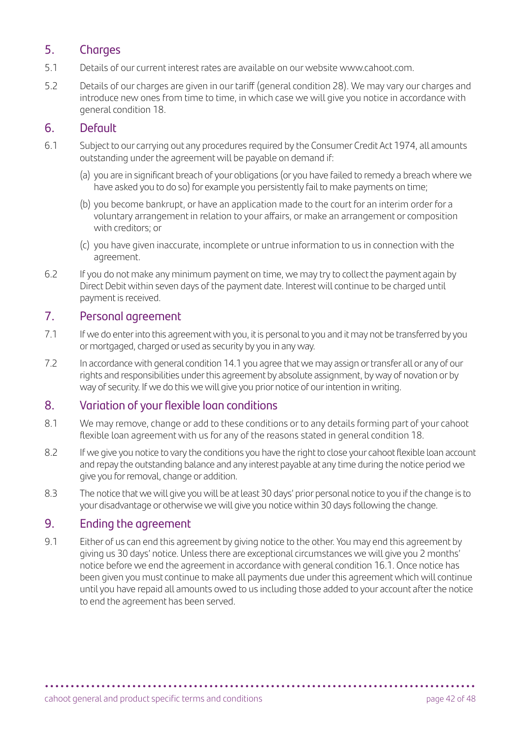## 5. Charges

5.1 Details of our current interest rates are available on our website www.cahoot.com.

5.2 Details of our charges are given in our tariff (general condition 28). We may vary our charges and introduce new ones from time to time, in which case we will give you notice in accordance with general condition 18.

## 6. Default

6.1 Subject to our carrying out any procedures required by the Consumer Credit Act 1974, all amounts outstanding under the agreement will be payable on demand if:

(a) you are in significant breach of your obligations (or you have failed to remedy a breach where we have asked you to do so) for example you persistently fail to make payments on time;

(b) you become bankrupt, or have an application made to the court for an interim order for a voluntary arrangement in relation to your affairs, or make an arrangement or composition with creditors; or

(c) you have given inaccurate, incomplete or untrue information to us in connection with the agreement.

6.2 If you do not make any minimum payment on time, we may try to collect the payment again by Direct Debit within seven days of the payment date. Interest will continue to be charged until payment is received.

## 7. Personal agreement

7.1 If we do enter into this agreement with you, it is personal to you and it may not be transferred by you or mortgaged, charged or used as security by you in any way.

7.2 In accordance with general condition 14.1 you agree that we may assign or transfer all or any of our rights and responsibilities under this agreement by absolute assignment, by way of novation or by way of security. If we do this we will give you prior notice of our intention in writing.

## 8. Variation of your flexible loan conditions

8.1 We may remove, change or add to these conditions or to any details forming part of your cahoot flexible loan agreement with us for any of the reasons stated in general condition 18.

8.2 If we give you notice to vary the conditions you have the right to close your cahoot flexible loan account and repay the outstanding balance and any interest payable at any time during the notice period we give you for removal, change or addition.

8.3 The notice that we will give you will be at least 30 days' prior personal notice to you if the change is to your disadvantage or otherwise we will give you notice within 30 days following the change.

## 9. Ending the agreement

9.1 Either of us can end this agreement by giving notice to the other. You may end this agreement by giving us 30 days' notice. Unless there are exceptional circumstances we will give you 2 months' notice before we end the agreement in accordance with general condition 16.1. Once notice has been given you must continue to make all payments due under this agreement which will continue until you have repaid all amounts owed to us including those added to your account after the notice to end the agreement has been served.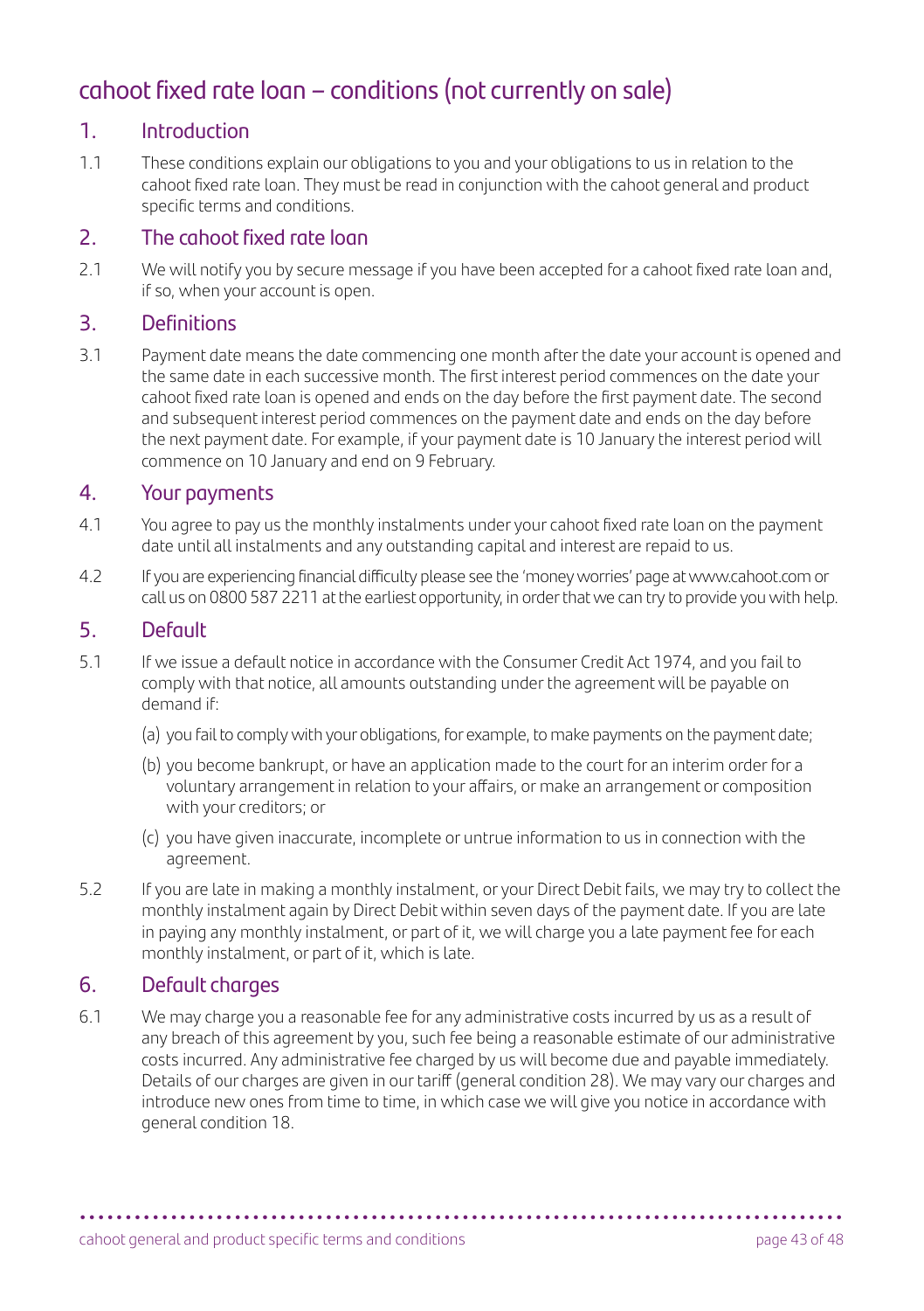# cahoot fixed rate loan – conditions (not currently on sale)

## 1. Introduction

1.1 These conditions explain our obligations to you and your obligations to us in relation to the cahoot fixed rate loan. They must be read in conjunction with the cahoot general and product specific terms and conditions.

## 2. The cahoot fixed rate loan

2.1 We will notify you by secure message if you have been accepted for a cahoot fixed rate loan and, if so, when your account is open.

## 3. Definitions

3.1 Payment date means the date commencing one month after the date your account is opened and the same date in each successive month. The first interest period commences on the date your cahoot fixed rate loan is opened and ends on the day before the first payment date. The second and subsequent interest period commences on the payment date and ends on the day before the next payment date. For example, if your payment date is 10 January the interest period will commence on 10 January and end on 9 February.

## 4. Your payments

4.1 You agree to pay us the monthly instalments under your cahoot fixed rate loan on the payment date until all instalments and any outstanding capital and interest are repaid to us.

4.2 If you are experiencing financial difficulty please see the 'money worries' page at www.cahoot.com or call us on 0800 587 2211 at the earliest opportunity, in order that we can try to provide you with help.

## 5. Default

5.1 If we issue a default notice in accordance with the Consumer Credit Act 1974, and you fail to comply with that notice, all amounts outstanding under the agreement will be payable on demand if:

(a) you fail to comply with your obligations, for example, to make payments on the payment date;

(b) you become bankrupt, or have an application made to the court for an interim order for a voluntary arrangement in relation to your affairs, or make an arrangement or composition with your creditors; or

(c) you have given inaccurate, incomplete or untrue information to us in connection with the agreement.

5.2 If you are late in making a monthly instalment, or your Direct Debit fails, we may try to collect the monthly instalment again by Direct Debit within seven days of the payment date. If you are late in paying any monthly instalment, or part of it, we will charge you a late payment fee for each monthly instalment, or part of it, which is late.

## 6. Default charges

6.1 We may charge you a reasonable fee for any administrative costs incurred by us as a result of any breach of this agreement by you, such fee being a reasonable estimate of our administrative costs incurred. Any administrative fee charged by us will become due and payable immediately. Details of our charges are given in our tariff (general condition 28). We may vary our charges and introduce new ones from time to time, in which case we will give you notice in accordance with general condition 18.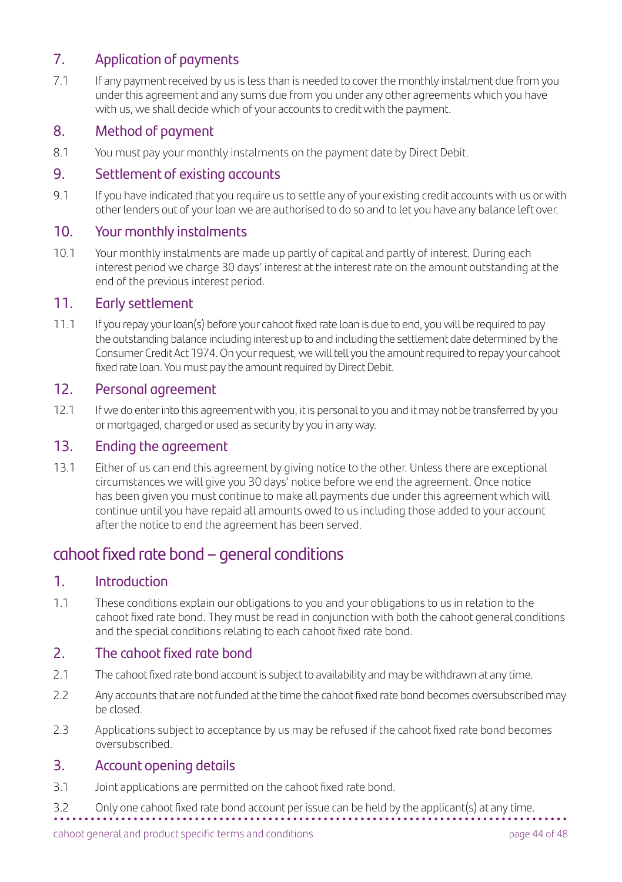## 7. Application of payments

7.1 If any payment received by us is less than is needed to cover the monthly instalment due from you under this agreement and any sums due from you under any other agreements which you have with us, we shall decide which of your accounts to credit with the payment.

## 8. Method of payment

8.1 You must pay your monthly instalments on the payment date by Direct Debit.

## 9. Settlement of existing accounts

9.1 If you have indicated that you require us to settle any of your existing credit accounts with us or with other lenders out of your loan we are authorised to do so and to let you have any balance left over.

## 10. Your monthly instalments

10.1 Your monthly instalments are made up partly of capital and partly of interest. During each interest period we charge 30 days' interest at the interest rate on the amount outstanding at the end of the previous interest period.

## 11. Early settlement

11.1 If you repay your loan(s) before your cahoot fixed rate loan is due to end, you will be required to pay the outstanding balance including interest up to and including the settlement date determined by the Consumer Credit Act 1974. On your request, we will tell you the amount required to repay your cahoot fixed rate loan. You must pay the amount required by Direct Debit.

## 12. Personal agreement

12.1 If we do enter into this agreement with you, it is personal to you and it may not be transferred by you or mortgaged, charged or used as security by you in any way.

## 13. Ending the agreement

13.1 Either of us can end this agreement by giving notice to the other. Unless there are exceptional circumstances we will give you 30 days' notice before we end the agreement. Once notice has been given you must continue to make all payments due under this agreement which will continue until you have repaid all amounts owed to us including those added to your account after the notice to end the agreement has been served.

# cahoot fixed rate bond – general conditions

## 1. Introduction

1.1 These conditions explain our obligations to you and your obligations to us in relation to the cahoot fixed rate bond. They must be read in conjunction with both the cahoot general conditions and the special conditions relating to each cahoot fixed rate bond.

## 2. The cahoot fixed rate bond

2.1 The cahoot fixed rate bond account is subject to availability and may be withdrawn at any time.

2.2 Any accounts that are not funded at the time the cahoot fixed rate bond becomes oversubscribed may be closed.

2.3 Applications subject to acceptance by us may be refused if the cahoot fixed rate bond becomes oversubscribed.

## 3. Account opening details

3.1 Joint applications are permitted on the cahoot fixed rate bond.

3.2 Only one cahoot fixed rate bond account per issue can be held by the applicant(s) at any time.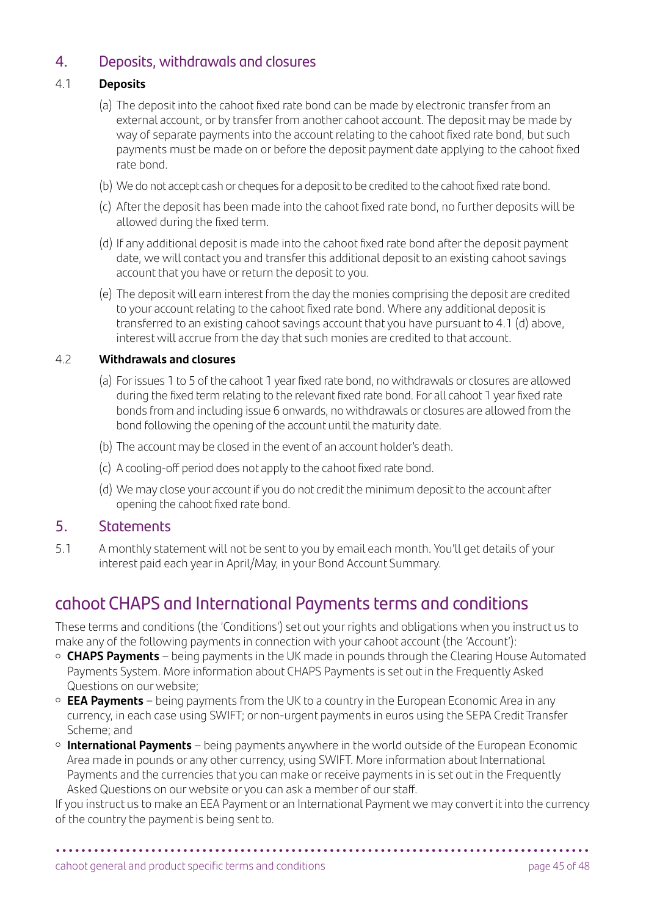## 4. Deposits, withdrawals and closures

4.1 **Deposits**

(a) The deposit into the cahoot fixed rate bond can be made by electronic transfer from an external account, or by transfer from another cahoot account. The deposit may be made by way of separate payments into the account relating to the cahoot fixed rate bond, but such payments must be made on or before the deposit payment date applying to the cahoot fixed rate bond.

(b) We do not accept cash or cheques for a deposit to be credited to the cahoot fixed rate bond.

(c) After the deposit has been made into the cahoot fixed rate bond, no further deposits will be allowed during the fixed term.

(d) If any additional deposit is made into the cahoot fixed rate bond after the deposit payment date, we will contact you and transfer this additional deposit to an existing cahoot savings account that you have or return the deposit to you.

(e) The deposit will earn interest from the day the monies comprising the deposit are credited to your account relating to the cahoot fixed rate bond. Where any additional deposit is transferred to an existing cahoot savings account that you have pursuant to 4.1 (d) above, interest will accrue from the day that such monies are credited to that account.

4.2 **Withdrawals and closures**

(a) For issues 1 to 5 of the cahoot 1 year fixed rate bond, no withdrawals or closures are allowed during the fixed term relating to the relevant fixed rate bond. For all cahoot 1 year fixed rate bonds from and including issue 6 onwards, no withdrawals or closures are allowed from the bond following the opening of the account until the maturity date.

(b) The account may be closed in the event of an account holder's death.

(c) A cooling-off period does not apply to the cahoot fixed rate bond.

(d) We may close your account if you do not credit the minimum deposit to the account after opening the cahoot fixed rate bond.

## 5. Statements

5.1 A monthly statement will not be sent to you by email each month. You'll get details of your interest paid each year in April/May, in your Bond Account Summary.

# cahoot CHAPS and International Payments terms and conditions

These terms and conditions (the 'Conditions') set out your rights and obligations when you instruct us to make any of the following payments in connection with your cahoot account (the 'Account'):

- **CHAPS Payments** – being payments in the UK made in pounds through the Clearing House Automated Payments System. More information about CHAPS Payments is set out in the Frequently Asked Questions on our website;
- **EEA Payments** – being payments from the UK to a country in the European Economic Area in any currency, in each case using SWIFT; or non-urgent payments in euros using the SEPA Credit Transfer Scheme; and
- **International Payments** – being payments anywhere in the world outside of the European Economic Area made in pounds or any other currency, using SWIFT. More information about International Payments and the currencies that you can make or receive payments in is set out in the Frequently Asked Questions on our website or you can ask a member of our staff.

If you instruct us to make an EEA Payment or an International Payment we may convert it into the currency of the country the payment is being sent to.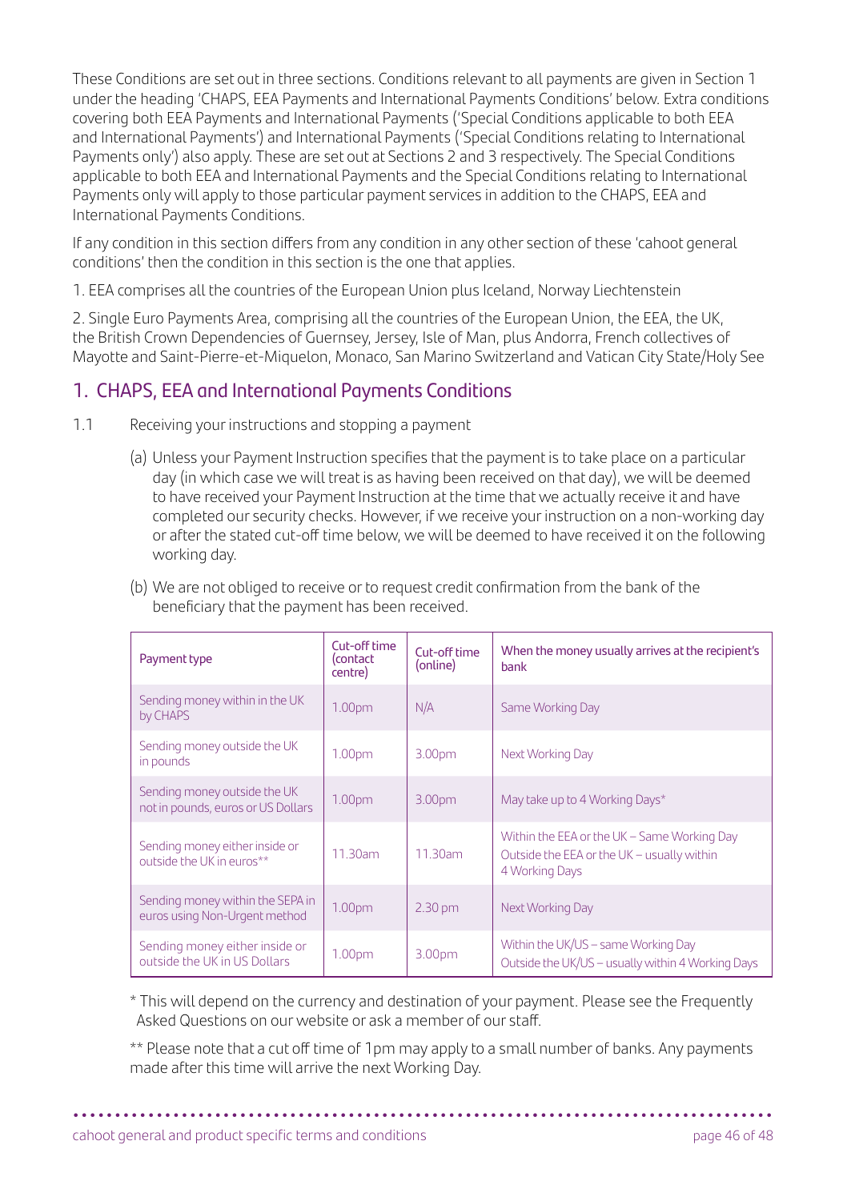These Conditions are set out in three sections. Conditions relevant to all payments are given in Section 1 under the heading 'CHAPS, EEA Payments and International Payments Conditions' below. Extra conditions covering both EEA Payments and International Payments ('Special Conditions applicable to both EEA and International Payments') and International Payments ('Special Conditions relating to International Payments only') also apply. These are set out at Sections 2 and 3 respectively. The Special Conditions applicable to both EEA and International Payments and the Special Conditions relating to International Payments only will apply to those particular payment services in addition to the CHAPS, EEA and International Payments Conditions.

If any condition in this section differs from any condition in any other section of these 'cahoot general conditions' then the condition in this section is the one that applies.

1. EEA comprises all the countries of the European Union plus Iceland, Norway Liechtenstein

2. Single Euro Payments Area, comprising all the countries of the European Union, the EEA, the UK, the British Crown Dependencies of Guernsey, Jersey, Isle of Man, plus Andorra, French collectives of Mayotte and Saint-Pierre-et-Miquelon, Monaco, San Marino Switzerland and Vatican City State/Holy See

## 1. CHAPS, EEA and International Payments Conditions

1.1 Receiving your instructions and stopping a payment

(a) Unless your Payment Instruction specifies that the payment is to take place on a particular day (in which case we will treat is as having been received on that day), we will be deemed to have received your Payment Instruction at the time that we actually receive it and have completed our security checks. However, if we receive your instruction on a non-working day or after the stated cut-off time below, we will be deemed to have received it on the following working day.

(b) We are not obliged to receive or to request credit confirmation from the bank of the beneficiary that the payment has been received.

| Payment type | Cut-off time (contact centre) | Cut-off time (online) | When the money usually arrives at the recipient's bank |
|---|---|---|---|
| Sending money within in the UK by CHAPS | 1.00pm | N/A | Same Working Day |
| Sending money outside the UK in pounds | 1.00pm | 3.00pm | Next Working Day |
| Sending money outside the UK not in pounds, euros or US Dollars | 1.00pm | 3.00pm | May take up to 4 Working Days* |
| Sending money either inside or outside the UK in euros** | 11.30am | 11.30am | Within the EEA or the UK – Same Working Day<br>Outside the EEA or the UK – usually within 4 Working Days |
| Sending money within the SEPA in euros using Non-Urgent method | 1.00pm | 2.30 pm | Next Working Day |
| Sending money either inside or outside the UK in US Dollars | 1.00pm | 3.00pm | Within the UK/US – same Working Day<br>Outside the UK/US – usually within 4 Working Days |

\* This will depend on the currency and destination of your payment. Please see the Frequently Asked Questions on our website or ask a member of our staff.

\*\* Please note that a cut off time of 1pm may apply to a small number of banks. Any payments made after this time will arrive the next Working Day.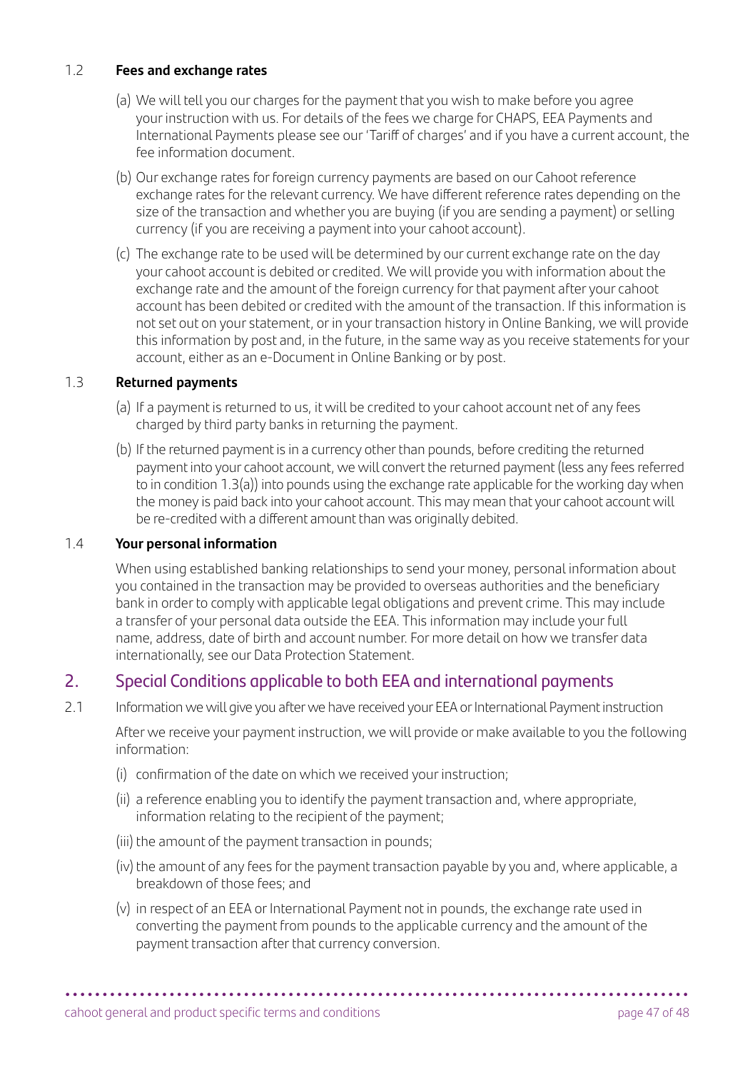### 1.2 Fees and exchange rates

(a) We will tell you our charges for the payment that you wish to make before you agree your instruction with us. For details of the fees we charge for CHAPS, EEA Payments and International Payments please see our 'Tariff of charges' and if you have a current account, the fee information document.

(b) Our exchange rates for foreign currency payments are based on our Cahoot reference exchange rates for the relevant currency. We have different reference rates depending on the size of the transaction and whether you are buying (if you are sending a payment) or selling currency (if you are receiving a payment into your cahoot account).

(c) The exchange rate to be used will be determined by our current exchange rate on the day your cahoot account is debited or credited. We will provide you with information about the exchange rate and the amount of the foreign currency for that payment after your cahoot account has been debited or credited with the amount of the transaction. If this information is not set out on your statement, or in your transaction history in Online Banking, we will provide this information by post and, in the future, in the same way as you receive statements for your account, either as an e-Document in Online Banking or by post.

### 1.3 Returned payments

(a) If a payment is returned to us, it will be credited to your cahoot account net of any fees charged by third party banks in returning the payment.

(b) If the returned payment is in a currency other than pounds, before crediting the returned payment into your cahoot account, we will convert the returned payment (less any fees referred to in condition 1.3(a)) into pounds using the exchange rate applicable for the working day when the money is paid back into your cahoot account. This may mean that your cahoot account will be re-credited with a different amount than was originally debited.

### 1.4 Your personal information

When using established banking relationships to send your money, personal information about you contained in the transaction may be provided to overseas authorities and the beneficiary bank in order to comply with applicable legal obligations and prevent crime. This may include a transfer of your personal data outside the EEA. This information may include your full name, address, date of birth and account number. For more detail on how we transfer data internationally, see our Data Protection Statement.

## 2. Special Conditions applicable to both EEA and international payments

2.1 Information we will give you after we have received your EEA or International Payment instruction

After we receive your payment instruction, we will provide or make available to you the following information:

(i) confirmation of the date on which we received your instruction;

(ii) a reference enabling you to identify the payment transaction and, where appropriate, information relating to the recipient of the payment;

(iii) the amount of the payment transaction in pounds;

(iv) the amount of any fees for the payment transaction payable by you and, where applicable, a breakdown of those fees; and

(v) in respect of an EEA or International Payment not in pounds, the exchange rate used in converting the payment from pounds to the applicable currency and the amount of the payment transaction after that currency conversion.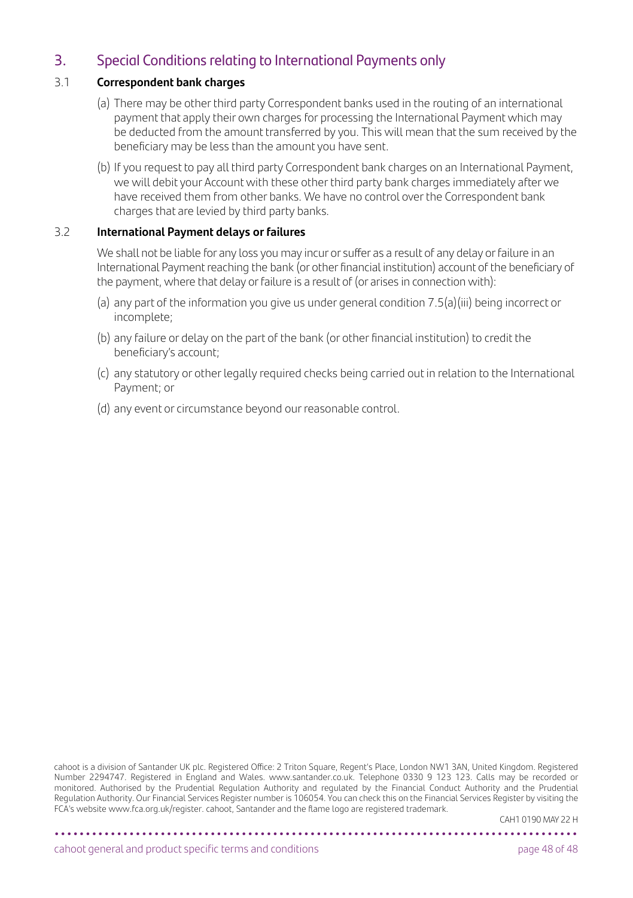## 3. Special Conditions relating to International Payments only

### 3.1 Correspondent bank charges

(a) There may be other third party Correspondent banks used in the routing of an international payment that apply their own charges for processing the International Payment which may be deducted from the amount transferred by you. This will mean that the sum received by the beneficiary may be less than the amount you have sent.

(b) If you request to pay all third party Correspondent bank charges on an International Payment, we will debit your Account with these other third party bank charges immediately after we have received them from other banks. We have no control over the Correspondent bank charges that are levied by third party banks.

### 3.2 International Payment delays or failures

We shall not be liable for any loss you may incur or suffer as a result of any delay or failure in an International Payment reaching the bank (or other financial institution) account of the beneficiary of the payment, where that delay or failure is a result of (or arises in connection with):

(a) any part of the information you give us under general condition 7.5(a)(iii) being incorrect or incomplete;

(b) any failure or delay on the part of the bank (or other financial institution) to credit the beneficiary's account;

(c) any statutory or other legally required checks being carried out in relation to the International Payment; or

(d) any event or circumstance beyond our reasonable control.

cahoot is a division of Santander UK plc. Registered Office: 2 Triton Square, Regent's Place, London NW1 3AN, United Kingdom. Registered Number 2294747. Registered in England and Wales. www.santander.co.uk. Telephone 0330 9 123 123. Calls may be recorded or monitored. Authorised by the Prudential Regulation Authority and regulated by the Financial Conduct Authority and the Prudential Regulation Authority. Our Financial Services Register number is 106054. You can check this on the Financial Services Register by visiting the FCA's website www.fca.org.uk/register. cahoot, Santander and the flame logo are registered trademark.

CAH1 0190 MAY 22 H